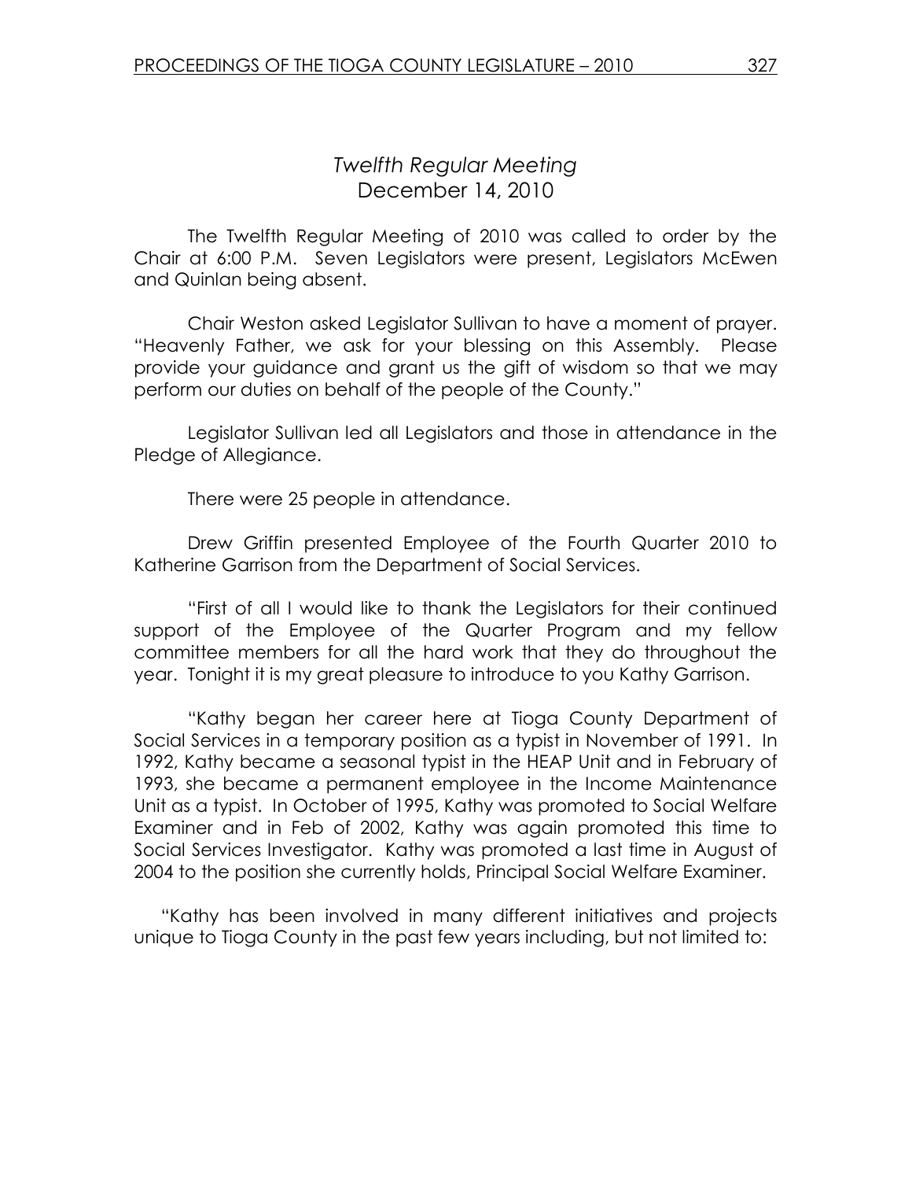## *Twelfth Regular Meeting*
## December 14, 2010

The Twelfth Regular Meeting of 2010 was called to order by the Chair at 6:00 P.M. Seven Legislators were present, Legislators McEwen and Quinlan being absent.

Chair Weston asked Legislator Sullivan to have a moment of prayer. "Heavenly Father, we ask for your blessing on this Assembly. Please provide your guidance and grant us the gift of wisdom so that we may perform our duties on behalf of the people of the County."

Legislator Sullivan led all Legislators and those in attendance in the Pledge of Allegiance.

There were 25 people in attendance.

Drew Griffin presented Employee of the Fourth Quarter 2010 to Katherine Garrison from the Department of Social Services.

"First of all I would like to thank the Legislators for their continued support of the Employee of the Quarter Program and my fellow committee members for all the hard work that they do throughout the year. Tonight it is my great pleasure to introduce to you Kathy Garrison.

"Kathy began her career here at Tioga County Department of Social Services in a temporary position as a typist in November of 1991. In 1992, Kathy became a seasonal typist in the HEAP Unit and in February of 1993, she became a permanent employee in the Income Maintenance Unit as a typist. In October of 1995, Kathy was promoted to Social Welfare Examiner and in Feb of 2002, Kathy was again promoted this time to Social Services Investigator. Kathy was promoted a last time in August of 2004 to the position she currently holds, Principal Social Welfare Examiner.

"Kathy has been involved in many different initiatives and projects unique to Tioga County in the past few years including, but not limited to: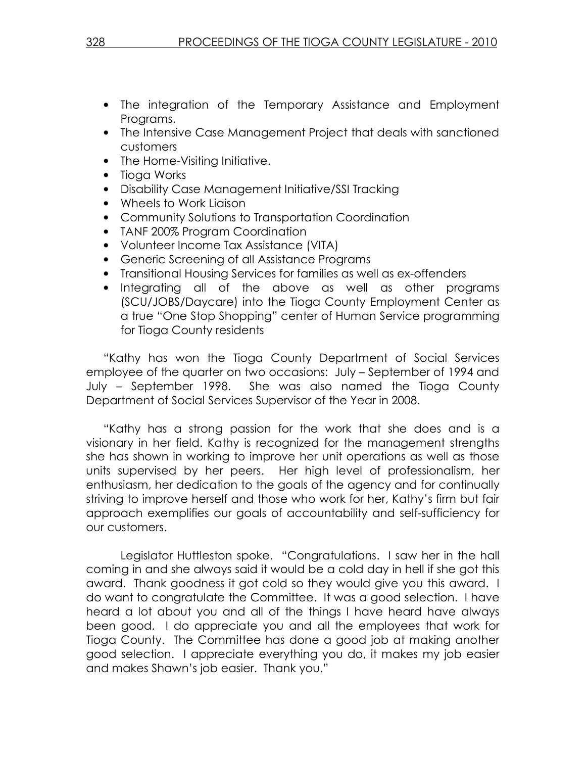- The integration of the Temporary Assistance and Employment Programs.
- The Intensive Case Management Project that deals with sanctioned customers
- The Home-Visiting Initiative.
- Tioga Works
- Disability Case Management Initiative/SSI Tracking
- Wheels to Work Liaison
- Community Solutions to Transportation Coordination
- TANF 200% Program Coordination
- Volunteer Income Tax Assistance (VITA)
- Generic Screening of all Assistance Programs
- Transitional Housing Services for families as well as ex-offenders
- Integrating all of the above as well as other programs (SCU/JOBS/Daycare) into the Tioga County Employment Center as a true "One Stop Shopping" center of Human Service programming for Tioga County residents

"Kathy has won the Tioga County Department of Social Services employee of the quarter on two occasions: July – September of 1994 and July – September 1998. She was also named the Tioga County Department of Social Services Supervisor of the Year in 2008.

"Kathy has a strong passion for the work that she does and is a visionary in her field. Kathy is recognized for the management strengths she has shown in working to improve her unit operations as well as those units supervised by her peers. Her high level of professionalism, her enthusiasm, her dedication to the goals of the agency and for continually striving to improve herself and those who work for her, Kathy's firm but fair approach exemplifies our goals of accountability and self-sufficiency for our customers.

Legislator Huttleston spoke. "Congratulations. I saw her in the hall coming in and she always said it would be a cold day in hell if she got this award. Thank goodness it got cold so they would give you this award. I do want to congratulate the Committee. It was a good selection. I have heard a lot about you and all of the things I have heard have always been good. I do appreciate you and all the employees that work for Tioga County. The Committee has done a good job at making another good selection. I appreciate everything you do, it makes my job easier and makes Shawn's job easier. Thank you."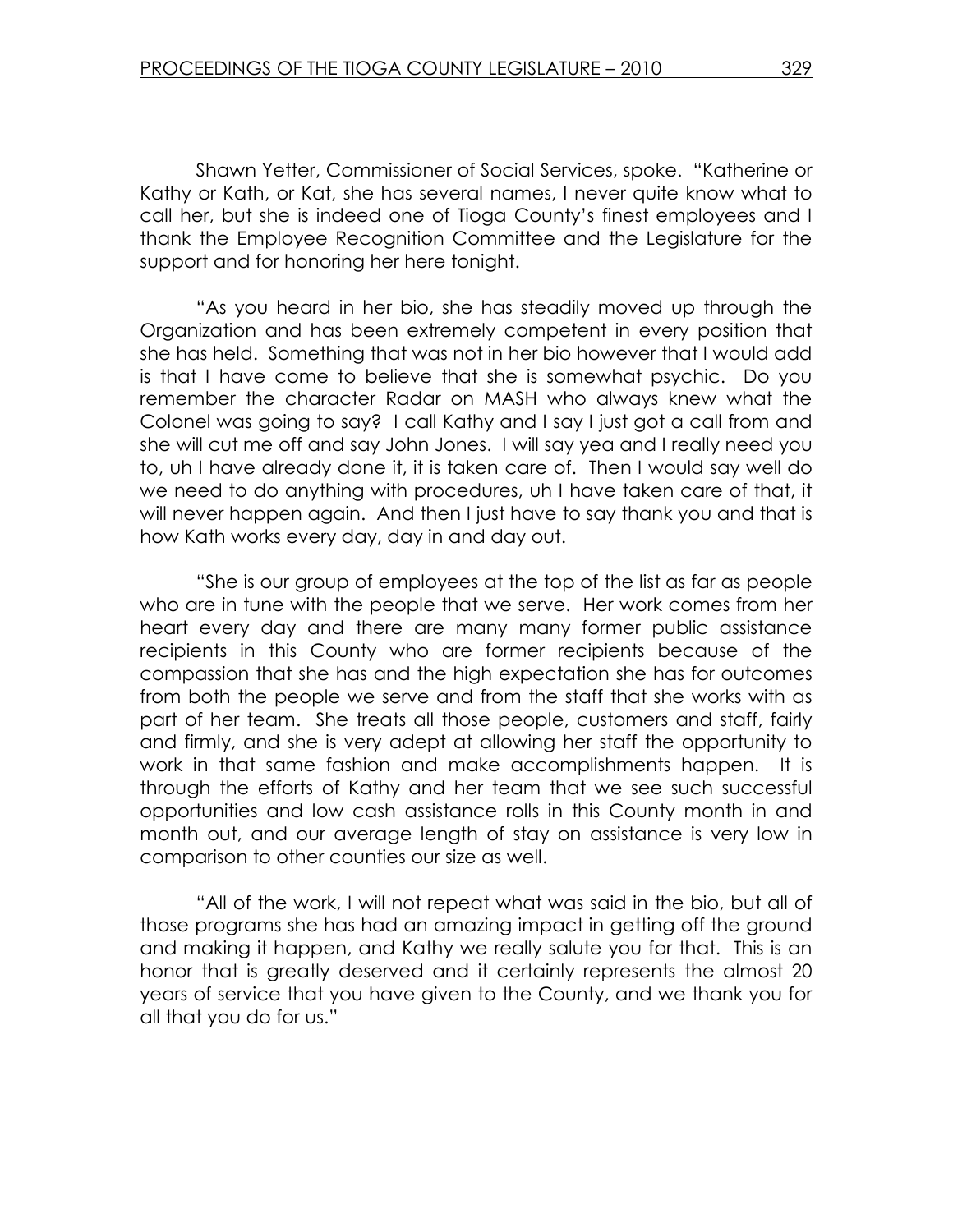Shawn Yetter, Commissioner of Social Services, spoke. "Katherine or Kathy or Kath, or Kat, she has several names, I never quite know what to call her, but she is indeed one of Tioga County's finest employees and I thank the Employee Recognition Committee and the Legislature for the support and for honoring her here tonight.

"As you heard in her bio, she has steadily moved up through the Organization and has been extremely competent in every position that she has held. Something that was not in her bio however that I would add is that I have come to believe that she is somewhat psychic. Do you remember the character Radar on MASH who always knew what the Colonel was going to say? I call Kathy and I say I just got a call from and she will cut me off and say John Jones. I will say yea and I really need you to, uh I have already done it, it is taken care of. Then I would say well do we need to do anything with procedures, uh I have taken care of that, it will never happen again. And then I just have to say thank you and that is how Kath works every day, day in and day out.

"She is our group of employees at the top of the list as far as people who are in tune with the people that we serve. Her work comes from her heart every day and there are many many former public assistance recipients in this County who are former recipients because of the compassion that she has and the high expectation she has for outcomes from both the people we serve and from the staff that she works with as part of her team. She treats all those people, customers and staff, fairly and firmly, and she is very adept at allowing her staff the opportunity to work in that same fashion and make accomplishments happen. It is through the efforts of Kathy and her team that we see such successful opportunities and low cash assistance rolls in this County month in and month out, and our average length of stay on assistance is very low in comparison to other counties our size as well.

"All of the work, I will not repeat what was said in the bio, but all of those programs she has had an amazing impact in getting off the ground and making it happen, and Kathy we really salute you for that. This is an honor that is greatly deserved and it certainly represents the almost 20 years of service that you have given to the County, and we thank you for all that you do for us."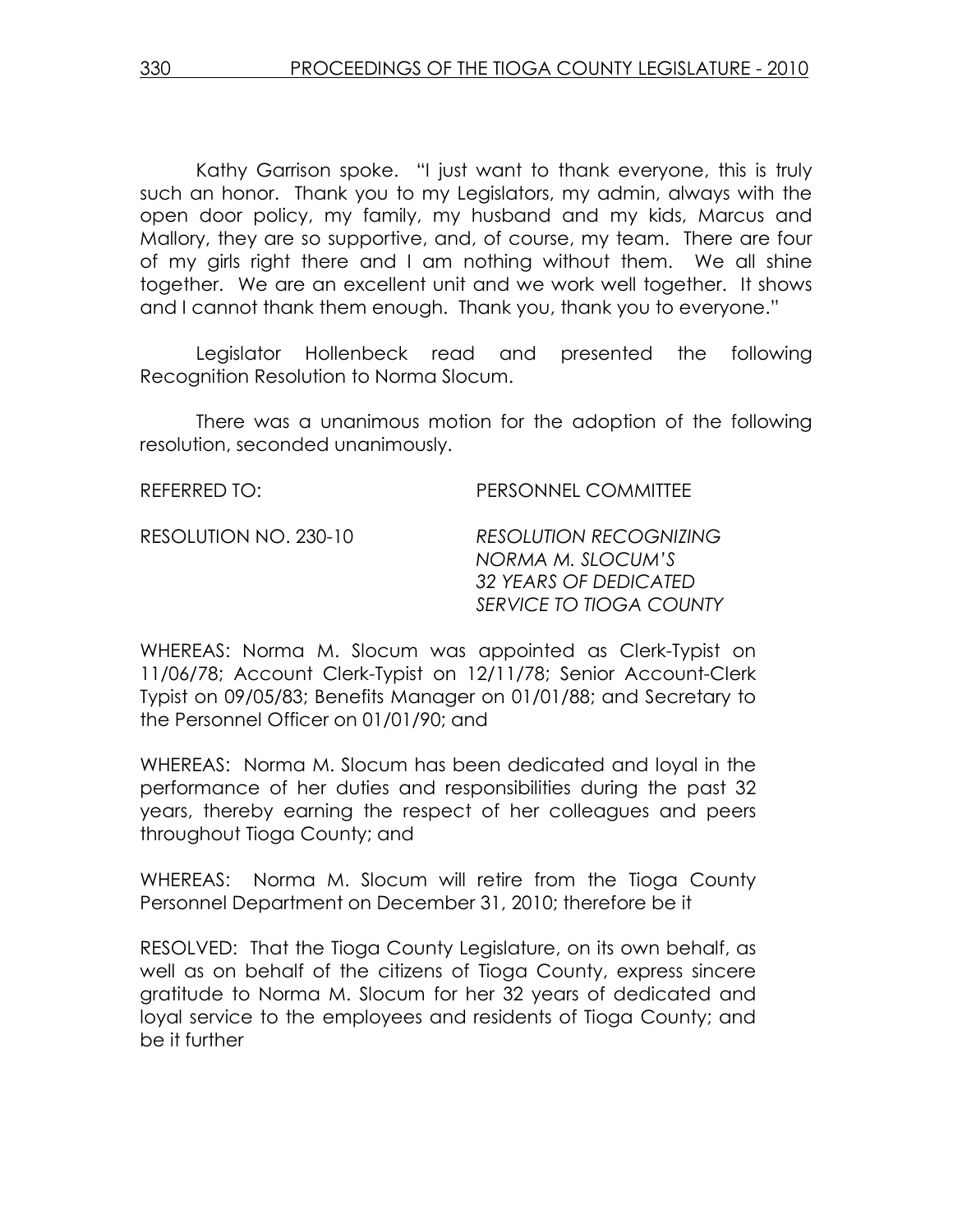Kathy Garrison spoke. "I just want to thank everyone, this is truly such an honor. Thank you to my Legislators, my admin, always with the open door policy, my family, my husband and my kids, Marcus and Mallory, they are so supportive, and, of course, my team. There are four of my girls right there and I am nothing without them. We all shine together. We are an excellent unit and we work well together. It shows and I cannot thank them enough. Thank you, thank you to everyone."

Legislator Hollenbeck read and presented the following Recognition Resolution to Norma Slocum.

There was a unanimous motion for the adoption of the following resolution, seconded unanimously.

REFERRED TO: PERSONNEL COMMITTEE

RESOLUTION NO. 230-10 *RESOLUTION RECOGNIZING NORMA M. SLOCUM'S 32 YEARS OF DEDICATED SERVICE TO TIOGA COUNTY*

WHEREAS: Norma M. Slocum was appointed as Clerk-Typist on 11/06/78; Account Clerk-Typist on 12/11/78; Senior Account-Clerk Typist on 09/05/83; Benefits Manager on 01/01/88; and Secretary to the Personnel Officer on 01/01/90; and

WHEREAS: Norma M. Slocum has been dedicated and loyal in the performance of her duties and responsibilities during the past 32 years, thereby earning the respect of her colleagues and peers throughout Tioga County; and

WHEREAS: Norma M. Slocum will retire from the Tioga County Personnel Department on December 31, 2010; therefore be it

RESOLVED: That the Tioga County Legislature, on its own behalf, as well as on behalf of the citizens of Tioga County, express sincere gratitude to Norma M. Slocum for her 32 years of dedicated and loyal service to the employees and residents of Tioga County; and be it further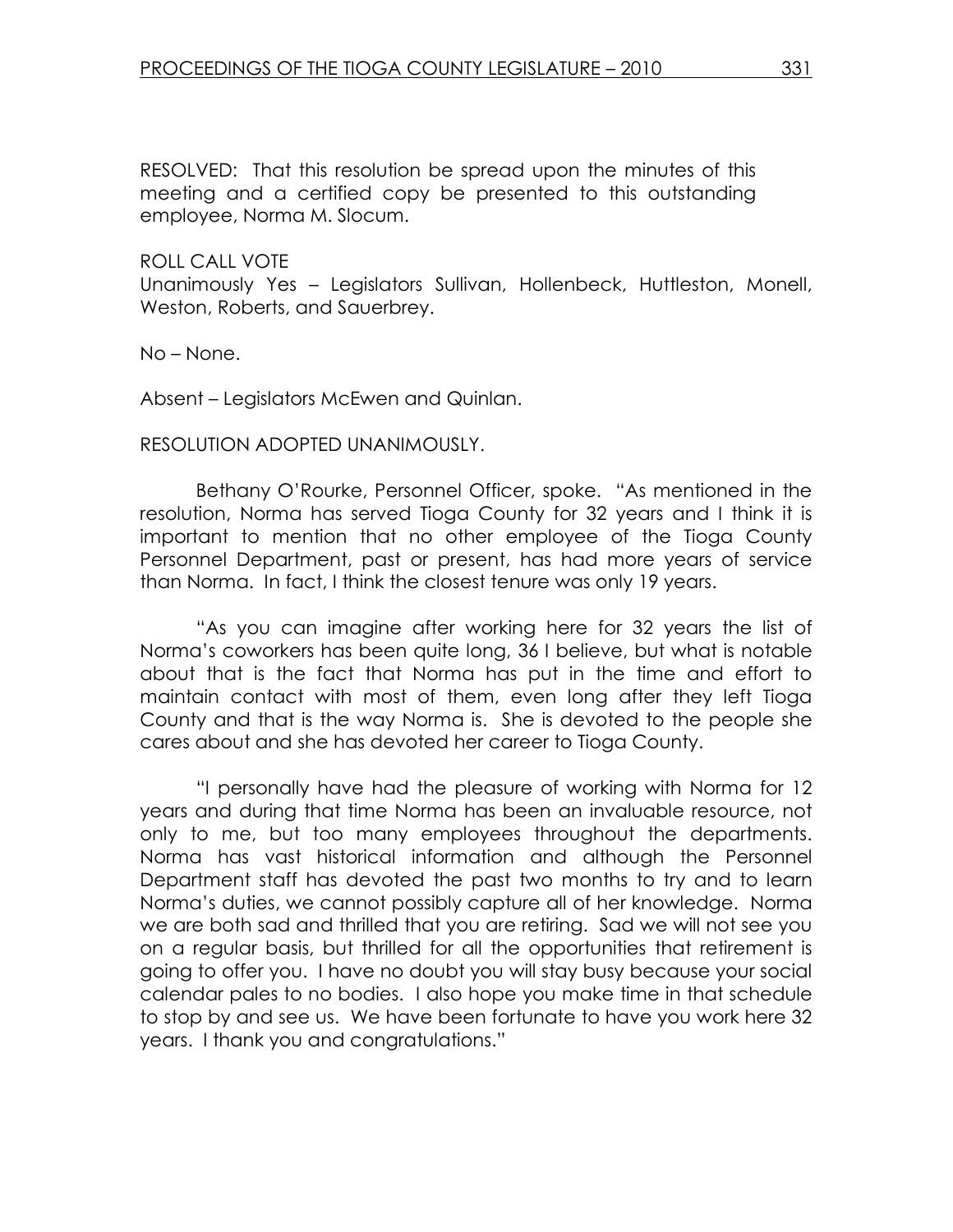RESOLVED: That this resolution be spread upon the minutes of this meeting and a certified copy be presented to this outstanding employee, Norma M. Slocum.

ROLL CALL VOTE
Unanimously Yes – Legislators Sullivan, Hollenbeck, Huttleston, Monell, Weston, Roberts, and Sauerbrey.

No – None.

Absent – Legislators McEwen and Quinlan.

RESOLUTION ADOPTED UNANIMOUSLY.

Bethany O'Rourke, Personnel Officer, spoke. "As mentioned in the resolution, Norma has served Tioga County for 32 years and I think it is important to mention that no other employee of the Tioga County Personnel Department, past or present, has had more years of service than Norma. In fact, I think the closest tenure was only 19 years.

"As you can imagine after working here for 32 years the list of Norma's coworkers has been quite long, 36 I believe, but what is notable about that is the fact that Norma has put in the time and effort to maintain contact with most of them, even long after they left Tioga County and that is the way Norma is. She is devoted to the people she cares about and she has devoted her career to Tioga County.

"I personally have had the pleasure of working with Norma for 12 years and during that time Norma has been an invaluable resource, not only to me, but too many employees throughout the departments. Norma has vast historical information and although the Personnel Department staff has devoted the past two months to try and to learn Norma's duties, we cannot possibly capture all of her knowledge. Norma we are both sad and thrilled that you are retiring. Sad we will not see you on a regular basis, but thrilled for all the opportunities that retirement is going to offer you. I have no doubt you will stay busy because your social calendar pales to no bodies. I also hope you make time in that schedule to stop by and see us. We have been fortunate to have you work here 32 years. I thank you and congratulations."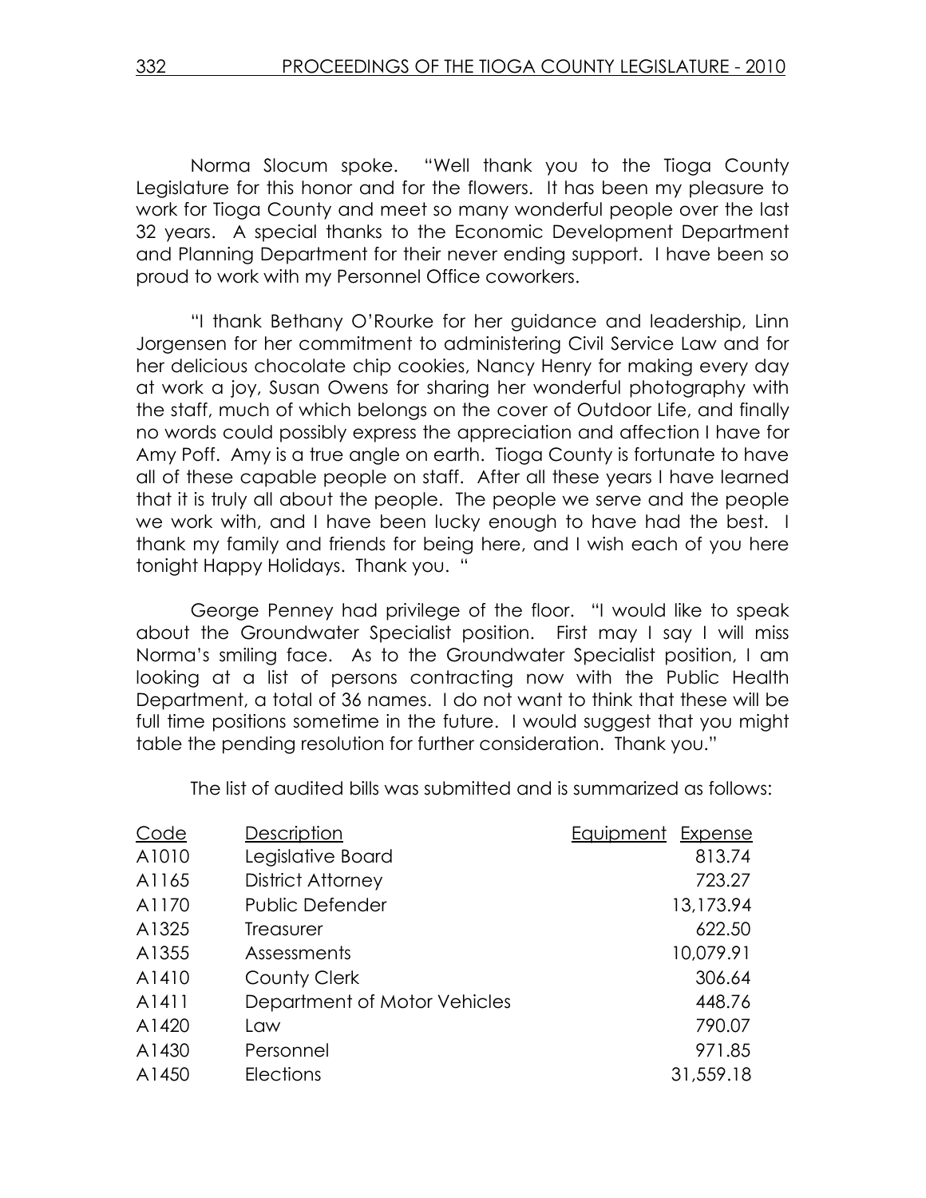Norma Slocum spoke. "Well thank you to the Tioga County Legislature for this honor and for the flowers. It has been my pleasure to work for Tioga County and meet so many wonderful people over the last 32 years. A special thanks to the Economic Development Department and Planning Department for their never ending support. I have been so proud to work with my Personnel Office coworkers.

"I thank Bethany O'Rourke for her guidance and leadership, Linn Jorgensen for her commitment to administering Civil Service Law and for her delicious chocolate chip cookies, Nancy Henry for making every day at work a joy, Susan Owens for sharing her wonderful photography with the staff, much of which belongs on the cover of Outdoor Life, and finally no words could possibly express the appreciation and affection I have for Amy Poff. Amy is a true angle on earth. Tioga County is fortunate to have all of these capable people on staff. After all these years I have learned that it is truly all about the people. The people we serve and the people we work with, and I have been lucky enough to have had the best. I thank my family and friends for being here, and I wish each of you here tonight Happy Holidays. Thank you. "

George Penney had privilege of the floor. "I would like to speak about the Groundwater Specialist position. First may I say I will miss Norma's smiling face. As to the Groundwater Specialist position, I am looking at a list of persons contracting now with the Public Health Department, a total of 36 names. I do not want to think that these will be full time positions sometime in the future. I would suggest that you might table the pending resolution for further consideration. Thank you."

The list of audited bills was submitted and is summarized as follows:

| Code | Description | Equipment | Expense |
|---|---|---|---|
| A1010 | Legislative Board | | 813.74 |
| A1165 | District Attorney | | 723.27 |
| A1170 | Public Defender | | 13,173.94 |
| A1325 | Treasurer | | 622.50 |
| A1355 | Assessments | | 10,079.91 |
| A1410 | County Clerk | | 306.64 |
| A1411 | Department of Motor Vehicles | | 448.76 |
| A1420 | Law | | 790.07 |
| A1430 | Personnel | | 971.85 |
| A1450 | Elections | | 31,559.18 |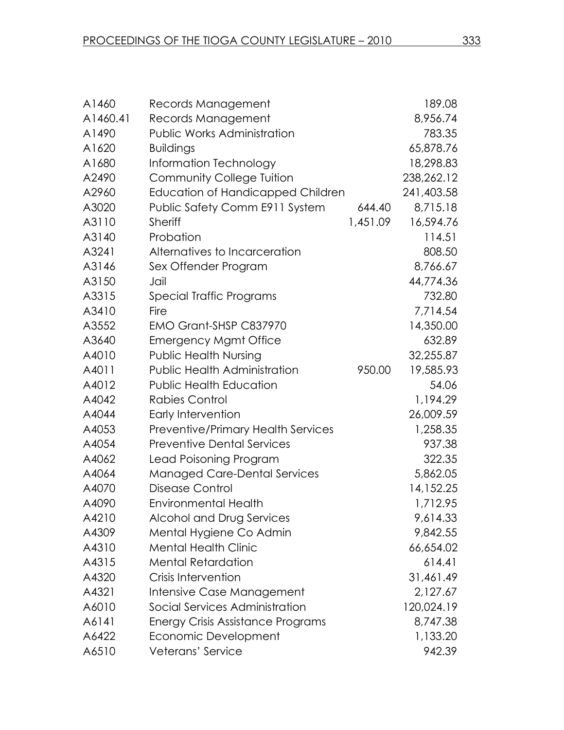| | | | |
|---|---|---|---|
| A1460 | Records Management | | 189.08 |
| A1460.41 | Records Management | | 8,956.74 |
| A1490 | Public Works Administration | | 783.35 |
| A1620 | Buildings | | 65,878.76 |
| A1680 | Information Technology | | 18,298.83 |
| A2490 | Community College Tuition | | 238,262.12 |
| A2960 | Education of Handicapped Children | | 241,403.58 |
| A3020 | Public Safety Comm E911 System | 644.40 | 8,715.18 |
| A3110 | Sheriff | 1,451.09 | 16,594.76 |
| A3140 | Probation | | 114.51 |
| A3241 | Alternatives to Incarceration | | 808.50 |
| A3146 | Sex Offender Program | | 8,766.67 |
| A3150 | Jail | | 44,774.36 |
| A3315 | Special Traffic Programs | | 732.80 |
| A3410 | Fire | | 7,714.54 |
| A3552 | EMO Grant-SHSP C837970 | | 14,350.00 |
| A3640 | Emergency Mgmt Office | | 632.89 |
| A4010 | Public Health Nursing | | 32,255.87 |
| A4011 | Public Health Administration | 950.00 | 19,585.93 |
| A4012 | Public Health Education | | 54.06 |
| A4042 | Rabies Control | | 1,194.29 |
| A4044 | Early Intervention | | 26,009.59 |
| A4053 | Preventive/Primary Health Services | | 1,258.35 |
| A4054 | Preventive Dental Services | | 937.38 |
| A4062 | Lead Poisoning Program | | 322.35 |
| A4064 | Managed Care-Dental Services | | 5,862.05 |
| A4070 | Disease Control | | 14,152.25 |
| A4090 | Environmental Health | | 1,712.95 |
| A4210 | Alcohol and Drug Services | | 9,614.33 |
| A4309 | Mental Hygiene Co Admin | | 9,842.55 |
| A4310 | Mental Health Clinic | | 66,654.02 |
| A4315 | Mental Retardation | | 614.41 |
| A4320 | Crisis Intervention | | 31,461.49 |
| A4321 | Intensive Case Management | | 2,127.67 |
| A6010 | Social Services Administration | | 120,024.19 |
| A6141 | Energy Crisis Assistance Programs | | 8,747.38 |
| A6422 | Economic Development | | 1,133.20 |
| A6510 | Veterans' Service | | 942.39 |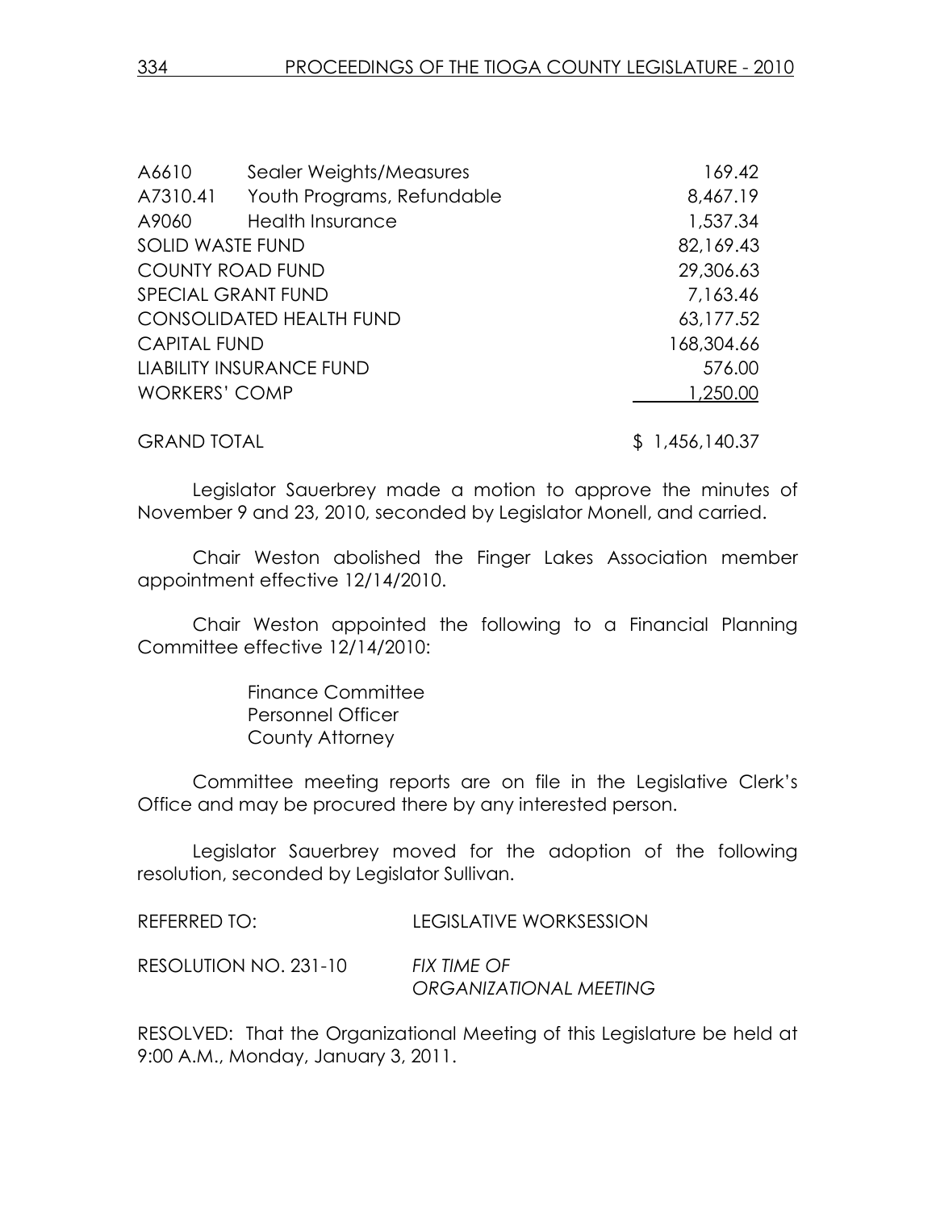| | | |
|---|---|---|
| A6610 | Sealer Weights/Measures | 169.42 |
| A7310.41 | Youth Programs, Refundable | 8,467.19 |
| A9060 | Health Insurance | 1,537.34 |
| SOLID WASTE FUND | | 82,169.43 |
| COUNTY ROAD FUND | | 29,306.63 |
| SPECIAL GRANT FUND | | 7,163.46 |
| CONSOLIDATED HEALTH FUND | | 63,177.52 |
| CAPITAL FUND | | 168,304.66 |
| LIABILITY INSURANCE FUND | | 576.00 |
| WORKERS' COMP | | 1,250.00 |
| GRAND TOTAL | | $ 1,456,140.37 |

Legislator Sauerbrey made a motion to approve the minutes of November 9 and 23, 2010, seconded by Legislator Monell, and carried.

Chair Weston abolished the Finger Lakes Association member appointment effective 12/14/2010.

Chair Weston appointed the following to a Financial Planning Committee effective 12/14/2010:

Finance Committee
Personnel Officer
County Attorney

Committee meeting reports are on file in the Legislative Clerk's Office and may be procured there by any interested person.

Legislator Sauerbrey moved for the adoption of the following resolution, seconded by Legislator Sullivan.

REFERRED TO: LEGISLATIVE WORKSESSION

RESOLUTION NO. 231-10 *FIX TIME OF ORGANIZATIONAL MEETING*

RESOLVED: That the Organizational Meeting of this Legislature be held at 9:00 A.M., Monday, January 3, 2011.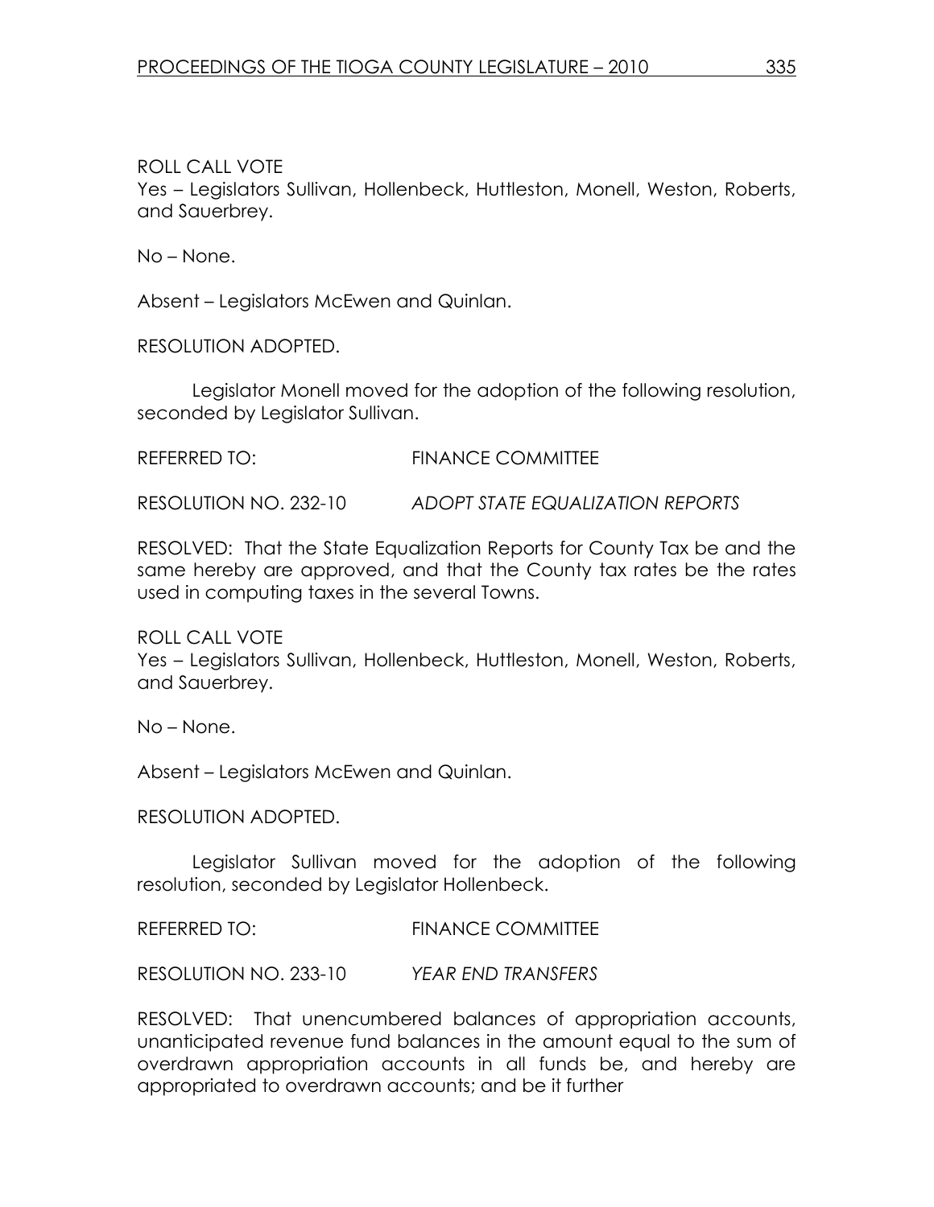ROLL CALL VOTE
Yes – Legislators Sullivan, Hollenbeck, Huttleston, Monell, Weston, Roberts, and Sauerbrey.

No – None.

Absent – Legislators McEwen and Quinlan.

RESOLUTION ADOPTED.

Legislator Monell moved for the adoption of the following resolution, seconded by Legislator Sullivan.

REFERRED TO: FINANCE COMMITTEE

RESOLUTION NO. 232-10 *ADOPT STATE EQUALIZATION REPORTS*

RESOLVED: That the State Equalization Reports for County Tax be and the same hereby are approved, and that the County tax rates be the rates used in computing taxes in the several Towns.

ROLL CALL VOTE
Yes – Legislators Sullivan, Hollenbeck, Huttleston, Monell, Weston, Roberts, and Sauerbrey.

No – None.

Absent – Legislators McEwen and Quinlan.

RESOLUTION ADOPTED.

Legislator Sullivan moved for the adoption of the following resolution, seconded by Legislator Hollenbeck.

REFERRED TO: FINANCE COMMITTEE

RESOLUTION NO. 233-10 *YEAR END TRANSFERS*

RESOLVED: That unencumbered balances of appropriation accounts, unanticipated revenue fund balances in the amount equal to the sum of overdrawn appropriation accounts in all funds be, and hereby are appropriated to overdrawn accounts; and be it further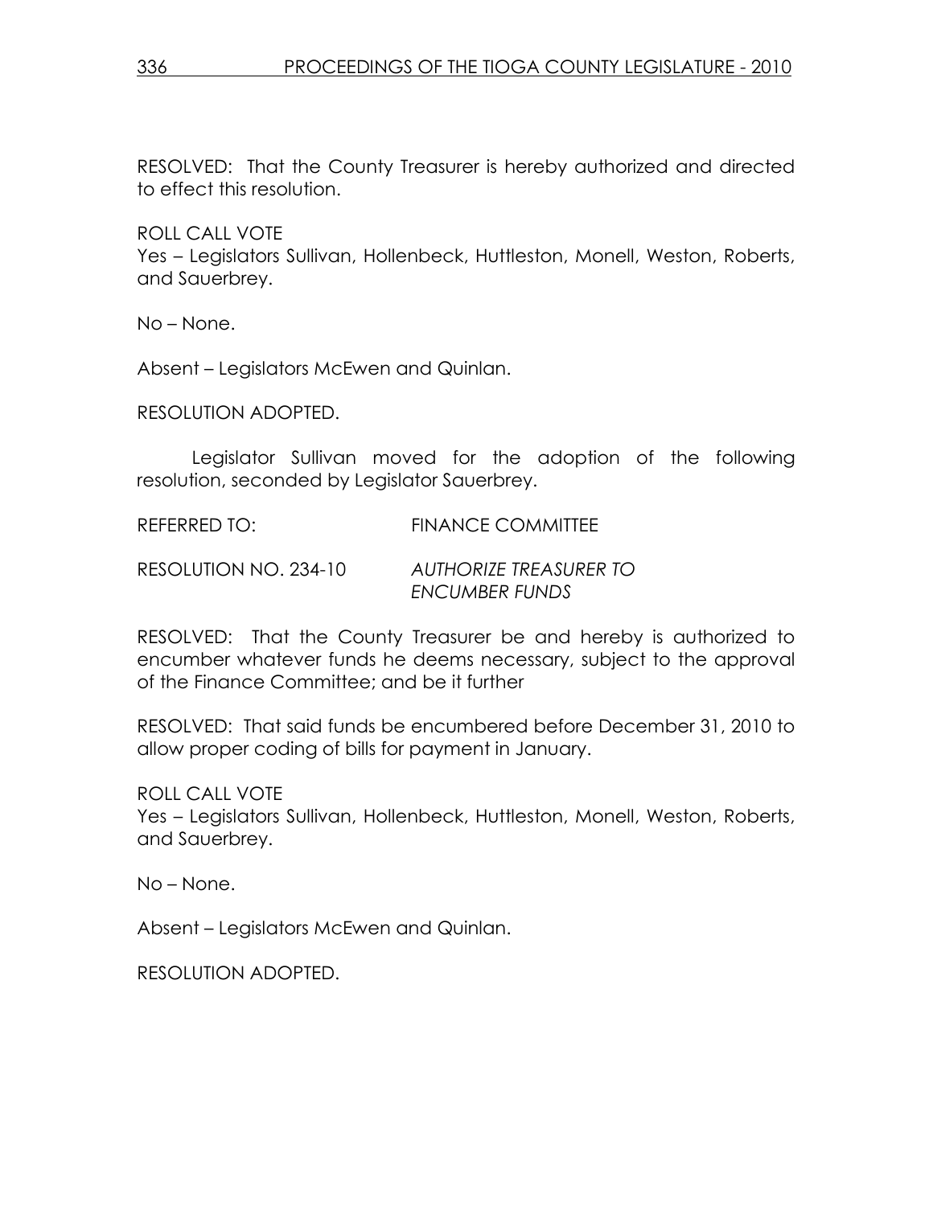RESOLVED: That the County Treasurer is hereby authorized and directed to effect this resolution.

ROLL CALL VOTE
Yes – Legislators Sullivan, Hollenbeck, Huttleston, Monell, Weston, Roberts, and Sauerbrey.

No – None.

Absent – Legislators McEwen and Quinlan.

RESOLUTION ADOPTED.

Legislator Sullivan moved for the adoption of the following resolution, seconded by Legislator Sauerbrey.

REFERRED TO: FINANCE COMMITTEE

RESOLUTION NO. 234-10 *AUTHORIZE TREASURER TO ENCUMBER FUNDS*

RESOLVED: That the County Treasurer be and hereby is authorized to encumber whatever funds he deems necessary, subject to the approval of the Finance Committee; and be it further

RESOLVED: That said funds be encumbered before December 31, 2010 to allow proper coding of bills for payment in January.

ROLL CALL VOTE
Yes – Legislators Sullivan, Hollenbeck, Huttleston, Monell, Weston, Roberts, and Sauerbrey.

No – None.

Absent – Legislators McEwen and Quinlan.

RESOLUTION ADOPTED.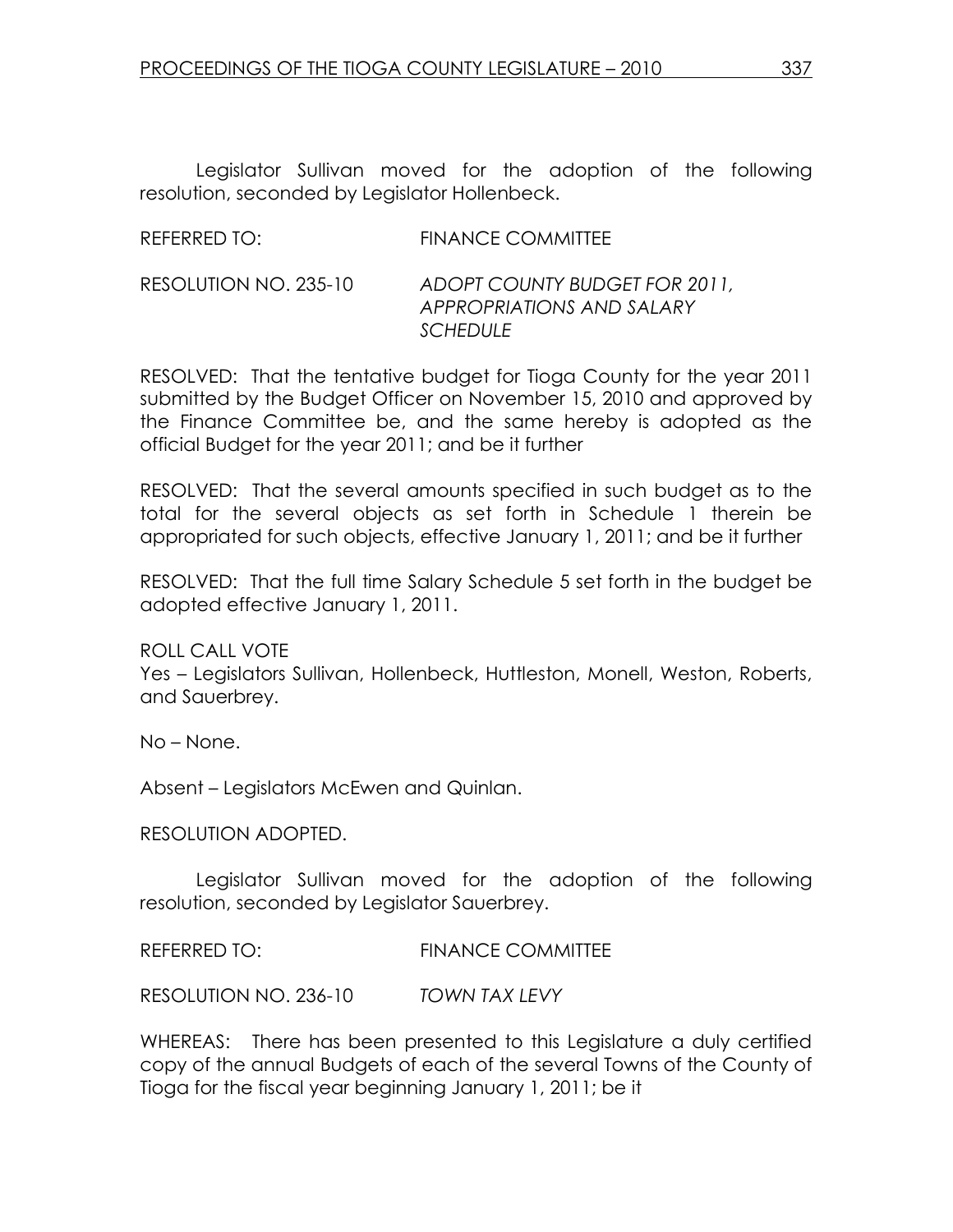Legislator Sullivan moved for the adoption of the following resolution, seconded by Legislator Hollenbeck.

REFERRED TO: FINANCE COMMITTEE

RESOLUTION NO. 235-10 *ADOPT COUNTY BUDGET FOR 2011, APPROPRIATIONS AND SALARY SCHEDULE*

RESOLVED: That the tentative budget for Tioga County for the year 2011 submitted by the Budget Officer on November 15, 2010 and approved by the Finance Committee be, and the same hereby is adopted as the official Budget for the year 2011; and be it further

RESOLVED: That the several amounts specified in such budget as to the total for the several objects as set forth in Schedule 1 therein be appropriated for such objects, effective January 1, 2011; and be it further

RESOLVED: That the full time Salary Schedule 5 set forth in the budget be adopted effective January 1, 2011.

ROLL CALL VOTE
Yes – Legislators Sullivan, Hollenbeck, Huttleston, Monell, Weston, Roberts, and Sauerbrey.

No – None.

Absent – Legislators McEwen and Quinlan.

RESOLUTION ADOPTED.

Legislator Sullivan moved for the adoption of the following resolution, seconded by Legislator Sauerbrey.

REFERRED TO: FINANCE COMMITTEE

RESOLUTION NO. 236-10 *TOWN TAX LEVY*

WHEREAS: There has been presented to this Legislature a duly certified copy of the annual Budgets of each of the several Towns of the County of Tioga for the fiscal year beginning January 1, 2011; be it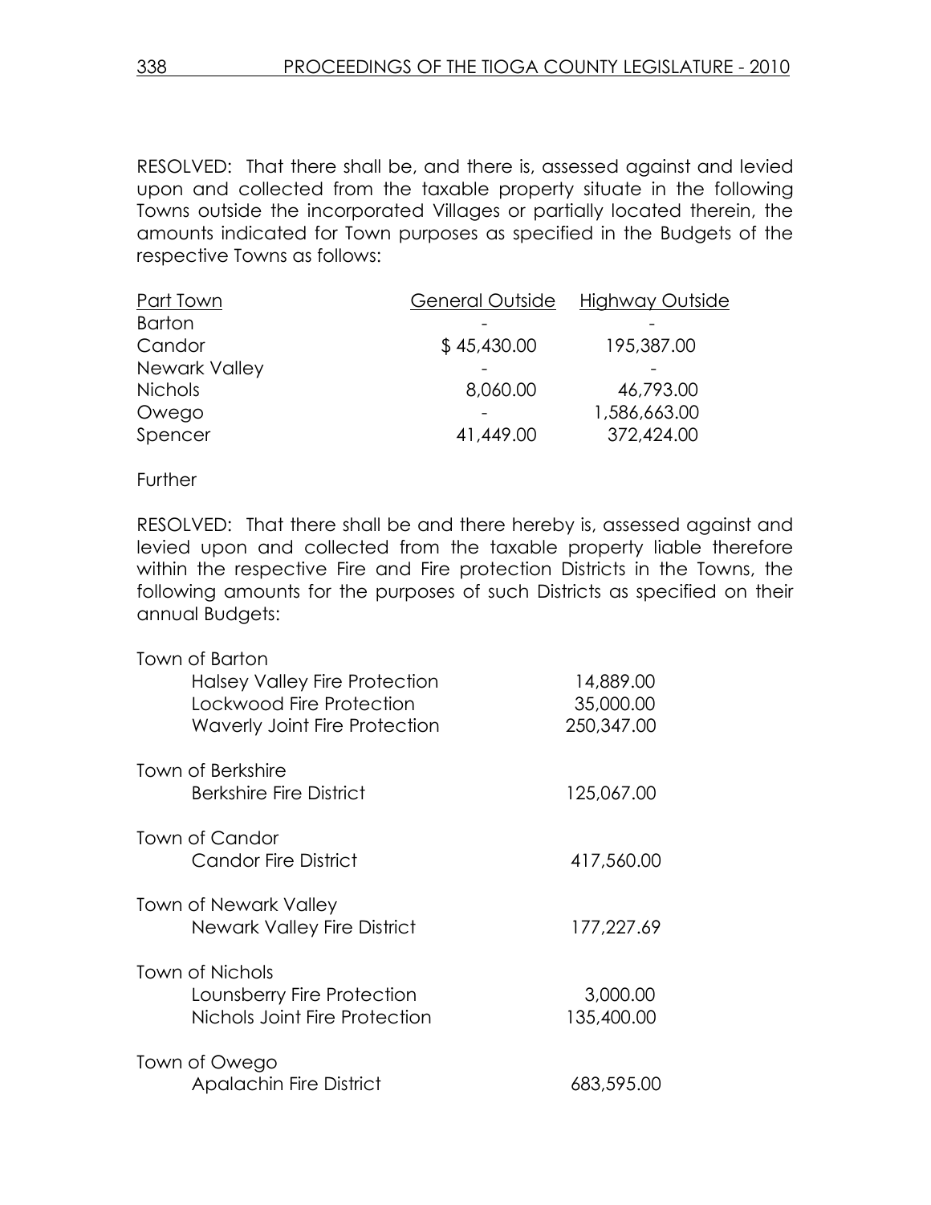RESOLVED: That there shall be, and there is, assessed against and levied upon and collected from the taxable property situate in the following Towns outside the incorporated Villages or partially located therein, the amounts indicated for Town purposes as specified in the Budgets of the respective Towns as follows:

| Part Town | General Outside | Highway Outside |
|---|---|---|
| Barton | - | - |
| Candor | $ 45,430.00 | 195,387.00 |
| Newark Valley | - | - |
| Nichols | 8,060.00 | 46,793.00 |
| Owego | - | 1,586,663.00 |
| Spencer | 41,449.00 | 372,424.00 |

Further

RESOLVED: That there shall be and there hereby is, assessed against and levied upon and collected from the taxable property liable therefore within the respective Fire and Fire protection Districts in the Towns, the following amounts for the purposes of such Districts as specified on their annual Budgets:

| | |
|---|---|
| Town of Barton | |
| Halsey Valley Fire Protection | 14,889.00 |
| Lockwood Fire Protection | 35,000.00 |
| Waverly Joint Fire Protection | 250,347.00 |
| Town of Berkshire | |
| Berkshire Fire District | 125,067.00 |
| Town of Candor | |
| Candor Fire District | 417,560.00 |
| Town of Newark Valley | |
| Newark Valley Fire District | 177,227.69 |
| Town of Nichols | |
| Lounsberry Fire Protection | 3,000.00 |
| Nichols Joint Fire Protection | 135,400.00 |
| Town of Owego | |
| Apalachin Fire District | 683,595.00 |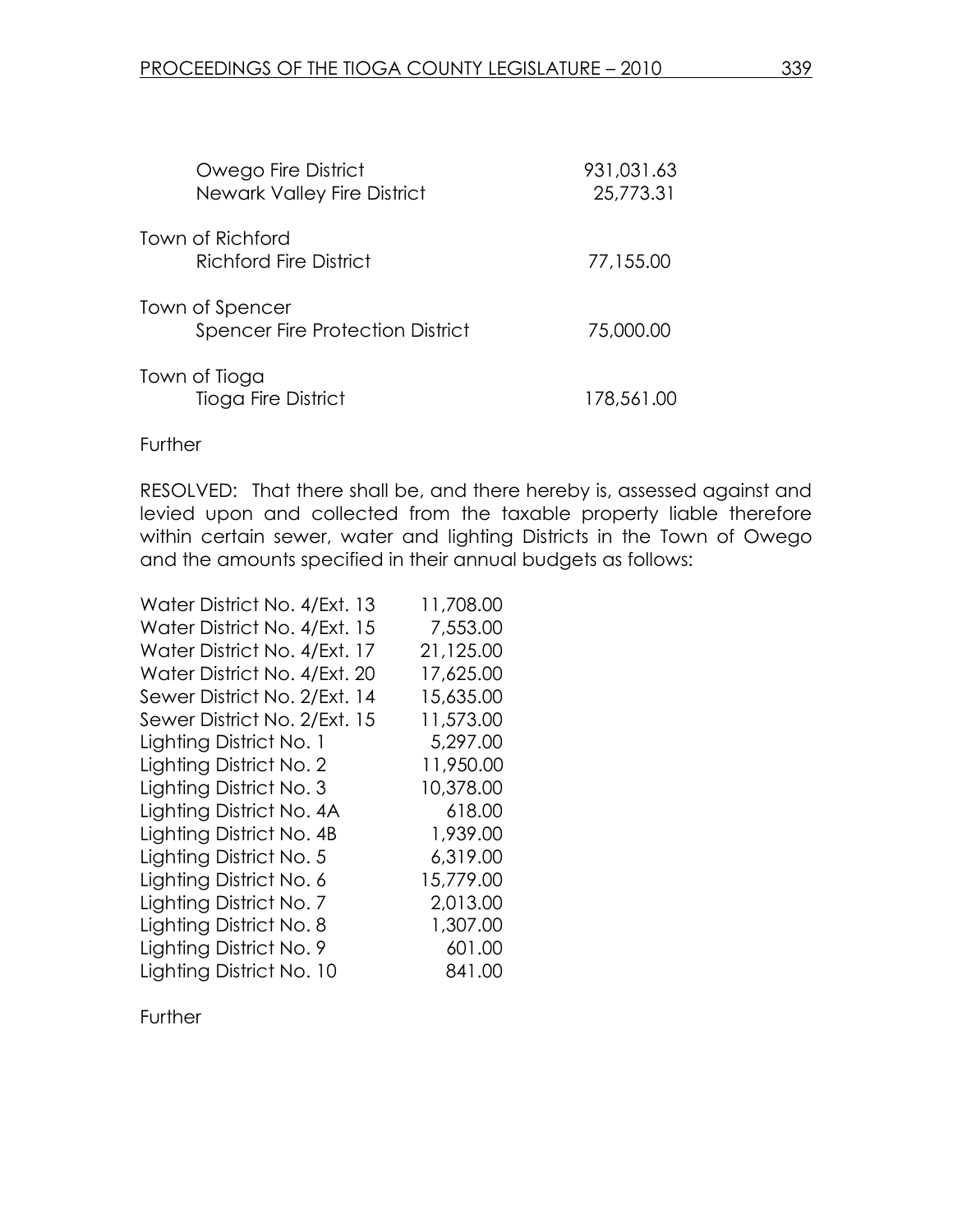| | |
|---|---|
| Owego Fire District | 931,031.63 |
| Newark Valley Fire District | 25,773.31 |
| Town of Richford | |
| Richford Fire District | 77,155.00 |
| Town of Spencer | |
| Spencer Fire Protection District | 75,000.00 |
| Town of Tioga | |
| Tioga Fire District | 178,561.00 |

Further

RESOLVED: That there shall be, and there hereby is, assessed against and levied upon and collected from the taxable property liable therefore within certain sewer, water and lighting Districts in the Town of Owego and the amounts specified in their annual budgets as follows:

| | |
|---|---|
| Water District No. 4/Ext. 13 | 11,708.00 |
| Water District No. 4/Ext. 15 | 7,553.00 |
| Water District No. 4/Ext. 17 | 21,125.00 |
| Water District No. 4/Ext. 20 | 17,625.00 |
| Sewer District No. 2/Ext. 14 | 15,635.00 |
| Sewer District No. 2/Ext. 15 | 11,573.00 |
| Lighting District No. 1 | 5,297.00 |
| Lighting District No. 2 | 11,950.00 |
| Lighting District No. 3 | 10,378.00 |
| Lighting District No. 4A | 618.00 |
| Lighting District No. 4B | 1,939.00 |
| Lighting District No. 5 | 6,319.00 |
| Lighting District No. 6 | 15,779.00 |
| Lighting District No. 7 | 2,013.00 |
| Lighting District No. 8 | 1,307.00 |
| Lighting District No. 9 | 601.00 |
| Lighting District No. 10 | 841.00 |

Further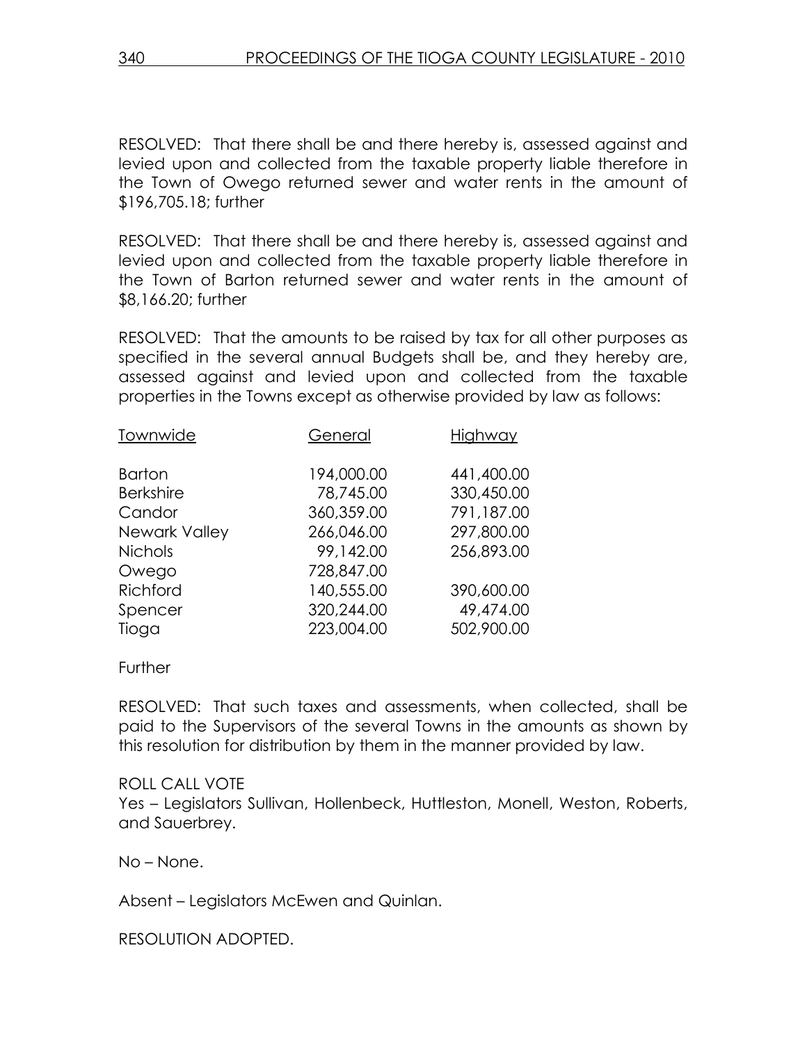RESOLVED: That there shall be and there hereby is, assessed against and levied upon and collected from the taxable property liable therefore in the Town of Owego returned sewer and water rents in the amount of $196,705.18; further

RESOLVED: That there shall be and there hereby is, assessed against and levied upon and collected from the taxable property liable therefore in the Town of Barton returned sewer and water rents in the amount of $8,166.20; further

RESOLVED: That the amounts to be raised by tax for all other purposes as specified in the several annual Budgets shall be, and they hereby are, assessed against and levied upon and collected from the taxable properties in the Towns except as otherwise provided by law as follows:

| Townwide | General | Highway |
|---|---|---|
| Barton | 194,000.00 | 441,400.00 |
| Berkshire | 78,745.00 | 330,450.00 |
| Candor | 360,359.00 | 791,187.00 |
| Newark Valley | 266,046.00 | 297,800.00 |
| Nichols | 99,142.00 | 256,893.00 |
| Owego | 728,847.00 | |
| Richford | 140,555.00 | 390,600.00 |
| Spencer | 320,244.00 | 49,474.00 |
| Tioga | 223,004.00 | 502,900.00 |

Further

RESOLVED: That such taxes and assessments, when collected, shall be paid to the Supervisors of the several Towns in the amounts as shown by this resolution for distribution by them in the manner provided by law.

ROLL CALL VOTE
Yes – Legislators Sullivan, Hollenbeck, Huttleston, Monell, Weston, Roberts, and Sauerbrey.

No – None.

Absent – Legislators McEwen and Quinlan.

RESOLUTION ADOPTED.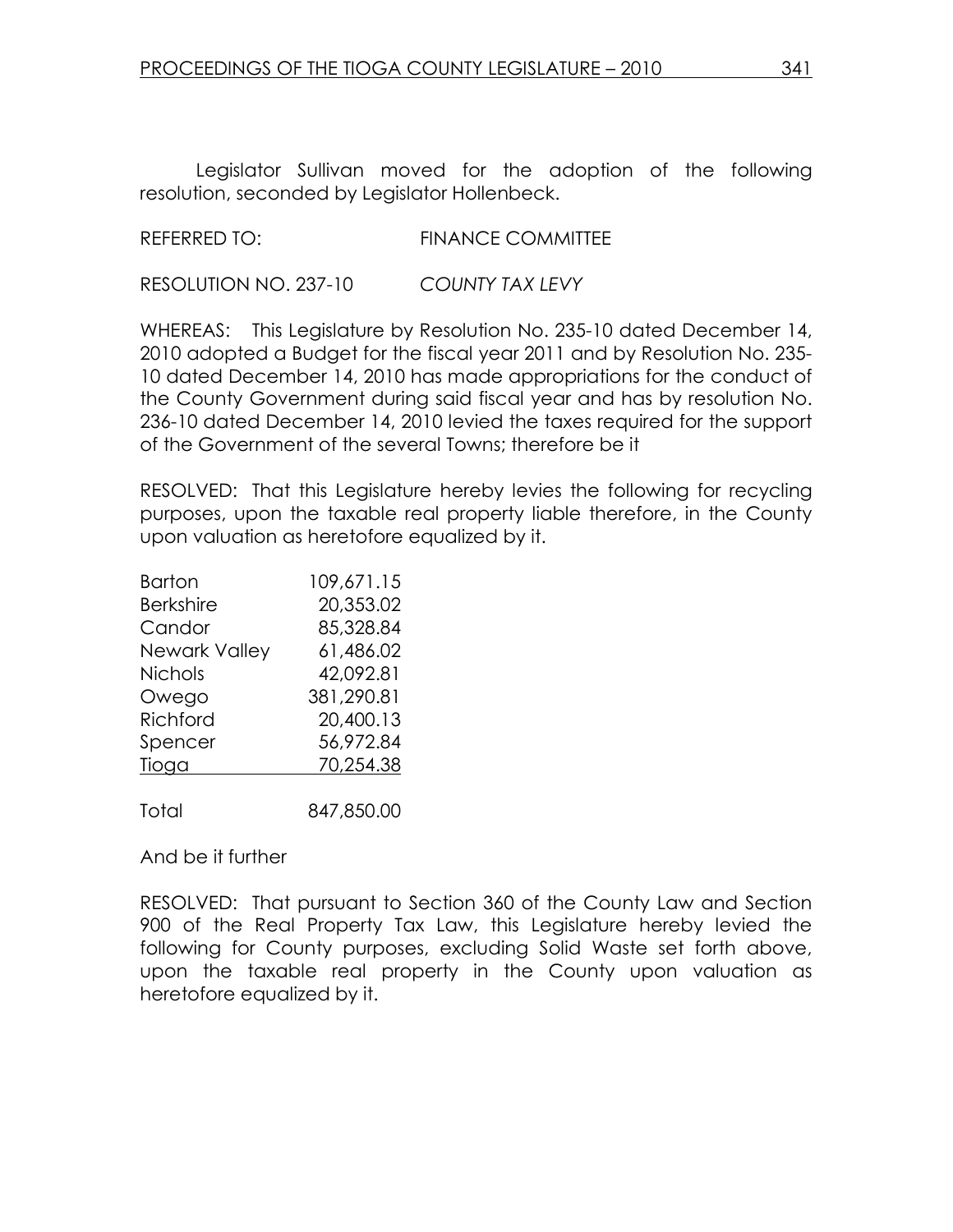Legislator Sullivan moved for the adoption of the following resolution, seconded by Legislator Hollenbeck.

REFERRED TO: FINANCE COMMITTEE

RESOLUTION NO. 237-10 *COUNTY TAX LEVY*

WHEREAS: This Legislature by Resolution No. 235-10 dated December 14, 2010 adopted a Budget for the fiscal year 2011 and by Resolution No. 235-10 dated December 14, 2010 has made appropriations for the conduct of the County Government during said fiscal year and has by resolution No. 236-10 dated December 14, 2010 levied the taxes required for the support of the Government of the several Towns; therefore be it

RESOLVED: That this Legislature hereby levies the following for recycling purposes, upon the taxable real property liable therefore, in the County upon valuation as heretofore equalized by it.

| | |
|---|---:|
| Barton | 109,671.15 |
| Berkshire | 20,353.02 |
| Candor | 85,328.84 |
| Newark Valley | 61,486.02 |
| Nichols | 42,092.81 |
| Owego | 381,290.81 |
| Richford | 20,400.13 |
| Spencer | 56,972.84 |
| Tioga | 70,254.38 |
| Total | 847,850.00 |

And be it further

RESOLVED: That pursuant to Section 360 of the County Law and Section 900 of the Real Property Tax Law, this Legislature hereby levied the following for County purposes, excluding Solid Waste set forth above, upon the taxable real property in the County upon valuation as heretofore equalized by it.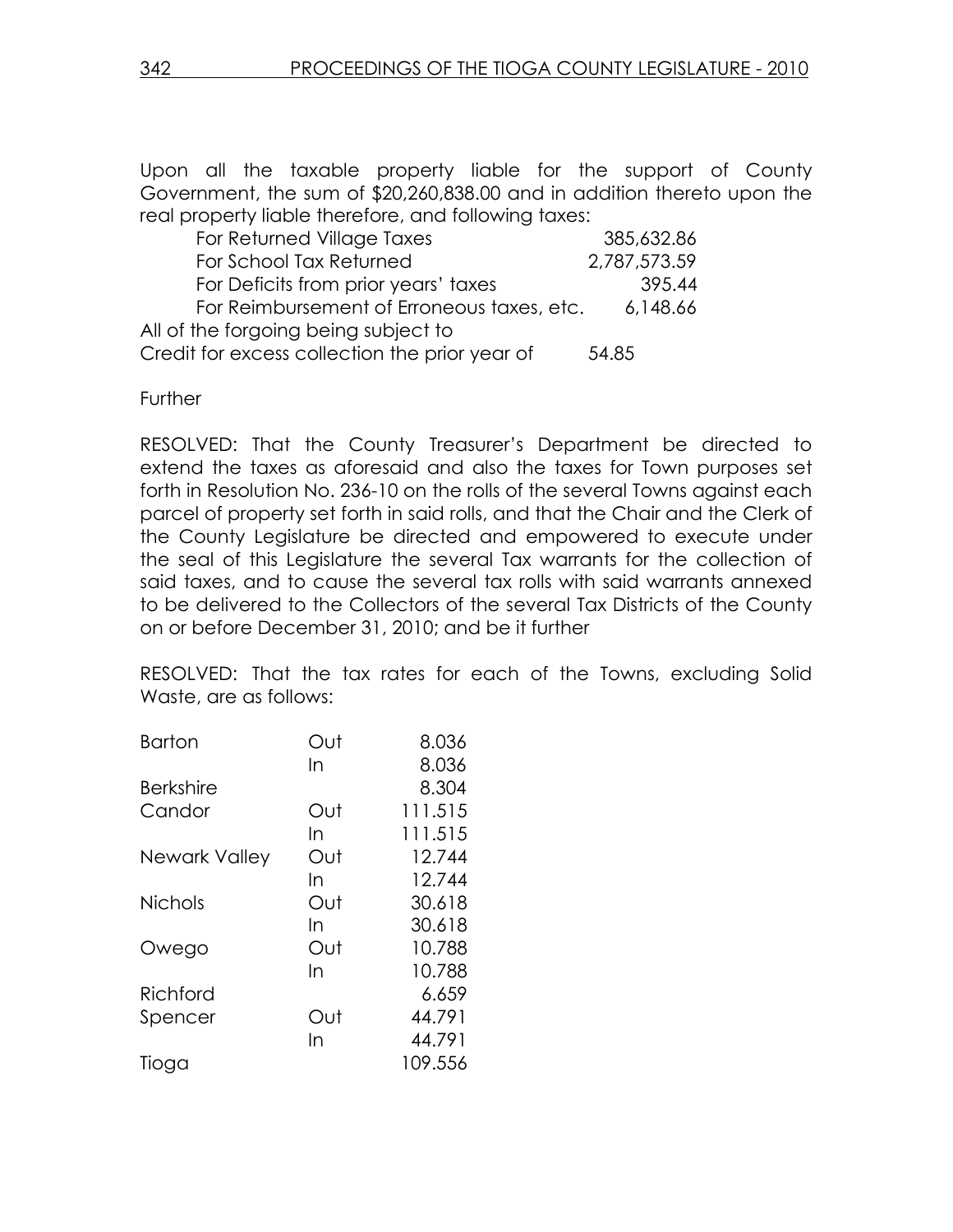Upon all the taxable property liable for the support of County Government, the sum of $20,260,838.00 and in addition thereto upon the real property liable therefore, and following taxes:

| | |
|---|---|
| For Returned Village Taxes | 385,632.86 |
| For School Tax Returned | 2,787,573.59 |
| For Deficits from prior years' taxes | 395.44 |
| For Reimbursement of Erroneous taxes, etc. | 6,148.66 |

All of the forgoing being subject to
Credit for excess collection the prior year of 54.85

Further

RESOLVED: That the County Treasurer's Department be directed to extend the taxes as aforesaid and also the taxes for Town purposes set forth in Resolution No. 236-10 on the rolls of the several Towns against each parcel of property set forth in said rolls, and that the Chair and the Clerk of the County Legislature be directed and empowered to execute under the seal of this Legislature the several Tax warrants for the collection of said taxes, and to cause the several tax rolls with said warrants annexed to be delivered to the Collectors of the several Tax Districts of the County on or before December 31, 2010; and be it further

RESOLVED: That the tax rates for each of the Towns, excluding Solid Waste, are as follows:

| Town | | Rate |
|---|---|---|
| Barton | Out | 8.036 |
| | In | 8.036 |
| Berkshire | | 8.304 |
| Candor | Out | 111.515 |
| | In | 111.515 |
| Newark Valley | Out | 12.744 |
| | In | 12.744 |
| Nichols | Out | 30.618 |
| | In | 30.618 |
| Owego | Out | 10.788 |
| | In | 10.788 |
| Richford | | 6.659 |
| Spencer | Out | 44.791 |
| | In | 44.791 |
| Tioga | | 109.556 |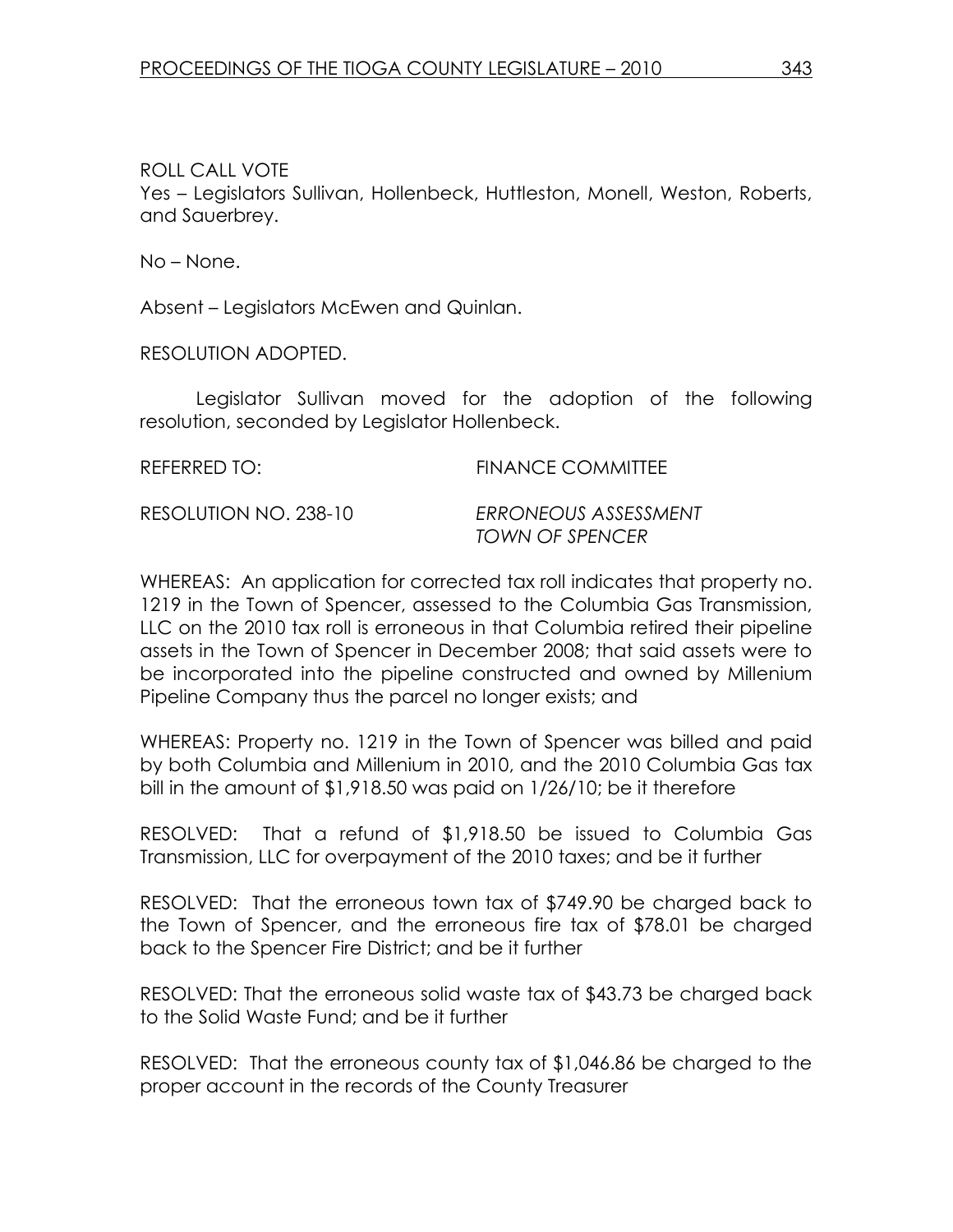ROLL CALL VOTE
Yes – Legislators Sullivan, Hollenbeck, Huttleston, Monell, Weston, Roberts, and Sauerbrey.

No – None.

Absent – Legislators McEwen and Quinlan.

RESOLUTION ADOPTED.

Legislator Sullivan moved for the adoption of the following resolution, seconded by Legislator Hollenbeck.

REFERRED TO: FINANCE COMMITTEE

RESOLUTION NO. 238-10 *ERRONEOUS ASSESSMENT TOWN OF SPENCER*

WHEREAS: An application for corrected tax roll indicates that property no. 1219 in the Town of Spencer, assessed to the Columbia Gas Transmission, LLC on the 2010 tax roll is erroneous in that Columbia retired their pipeline assets in the Town of Spencer in December 2008; that said assets were to be incorporated into the pipeline constructed and owned by Millenium Pipeline Company thus the parcel no longer exists; and

WHEREAS: Property no. 1219 in the Town of Spencer was billed and paid by both Columbia and Millenium in 2010, and the 2010 Columbia Gas tax bill in the amount of $1,918.50 was paid on 1/26/10; be it therefore

RESOLVED: That a refund of $1,918.50 be issued to Columbia Gas Transmission, LLC for overpayment of the 2010 taxes; and be it further

RESOLVED: That the erroneous town tax of $749.90 be charged back to the Town of Spencer, and the erroneous fire tax of $78.01 be charged back to the Spencer Fire District; and be it further

RESOLVED: That the erroneous solid waste tax of $43.73 be charged back to the Solid Waste Fund; and be it further

RESOLVED: That the erroneous county tax of $1,046.86 be charged to the proper account in the records of the County Treasurer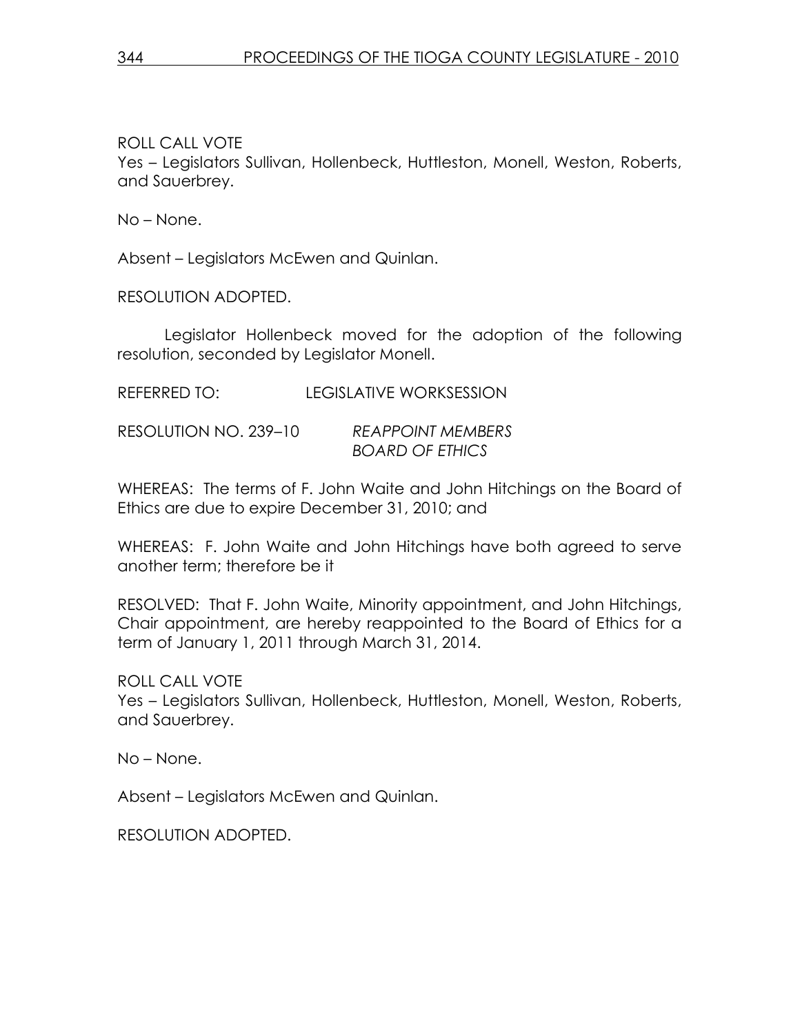ROLL CALL VOTE
Yes – Legislators Sullivan, Hollenbeck, Huttleston, Monell, Weston, Roberts, and Sauerbrey.

No – None.

Absent – Legislators McEwen and Quinlan.

RESOLUTION ADOPTED.

Legislator Hollenbeck moved for the adoption of the following resolution, seconded by Legislator Monell.

REFERRED TO: LEGISLATIVE WORKSESSION

RESOLUTION NO. 239–10 *REAPPOINT MEMBERS BOARD OF ETHICS*

WHEREAS: The terms of F. John Waite and John Hitchings on the Board of Ethics are due to expire December 31, 2010; and

WHEREAS: F. John Waite and John Hitchings have both agreed to serve another term; therefore be it

RESOLVED: That F. John Waite, Minority appointment, and John Hitchings, Chair appointment, are hereby reappointed to the Board of Ethics for a term of January 1, 2011 through March 31, 2014.

ROLL CALL VOTE
Yes – Legislators Sullivan, Hollenbeck, Huttleston, Monell, Weston, Roberts, and Sauerbrey.

No – None.

Absent – Legislators McEwen and Quinlan.

RESOLUTION ADOPTED.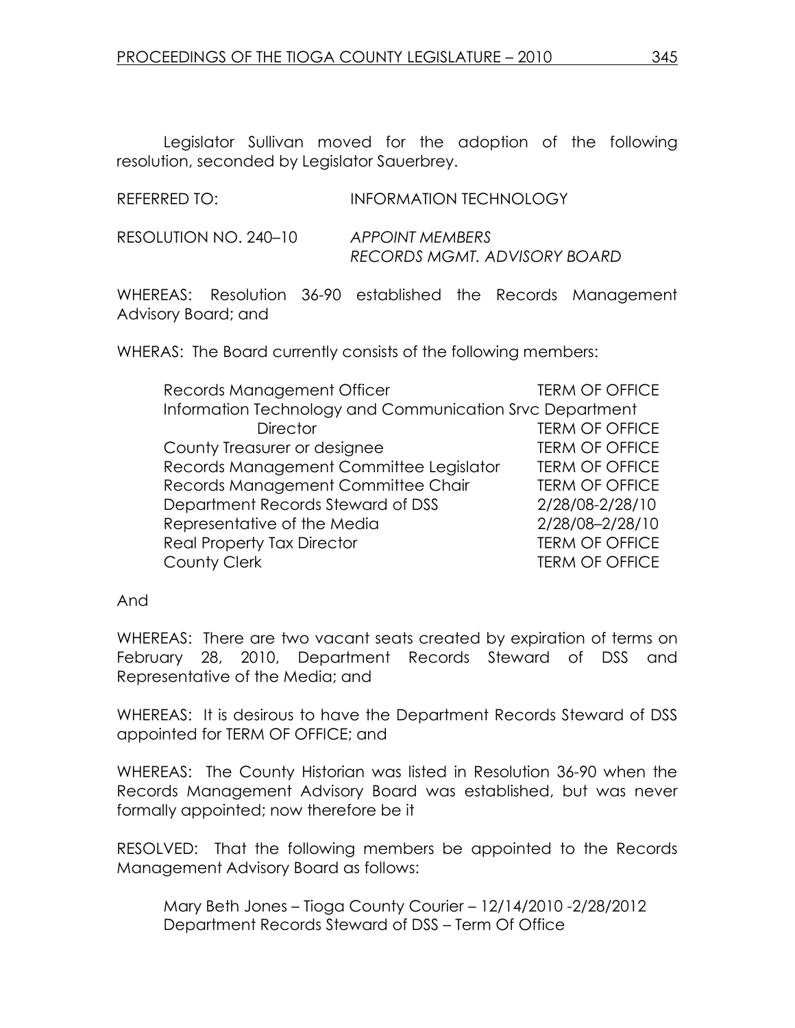Legislator Sullivan moved for the adoption of the following resolution, seconded by Legislator Sauerbrey.

REFERRED TO: INFORMATION TECHNOLOGY

RESOLUTION NO. 240–10 *APPOINT MEMBERS RECORDS MGMT. ADVISORY BOARD*

WHEREAS: Resolution 36-90 established the Records Management Advisory Board; and

WHERAS: The Board currently consists of the following members:

| | |
|---|---|
| Records Management Officer | TERM OF OFFICE |
| Information Technology and Communication Srvc Department Director | TERM OF OFFICE |
| County Treasurer or designee | TERM OF OFFICE |
| Records Management Committee Legislator | TERM OF OFFICE |
| Records Management Committee Chair | TERM OF OFFICE |
| Department Records Steward of DSS | 2/28/08-2/28/10 |
| Representative of the Media | 2/28/08–2/28/10 |
| Real Property Tax Director | TERM OF OFFICE |
| County Clerk | TERM OF OFFICE |

And

WHEREAS: There are two vacant seats created by expiration of terms on February 28, 2010, Department Records Steward of DSS and Representative of the Media; and

WHEREAS: It is desirous to have the Department Records Steward of DSS appointed for TERM OF OFFICE; and

WHEREAS: The County Historian was listed in Resolution 36-90 when the Records Management Advisory Board was established, but was never formally appointed; now therefore be it

RESOLVED: That the following members be appointed to the Records Management Advisory Board as follows:

Mary Beth Jones – Tioga County Courier – 12/14/2010 -2/28/2012
Department Records Steward of DSS – Term Of Office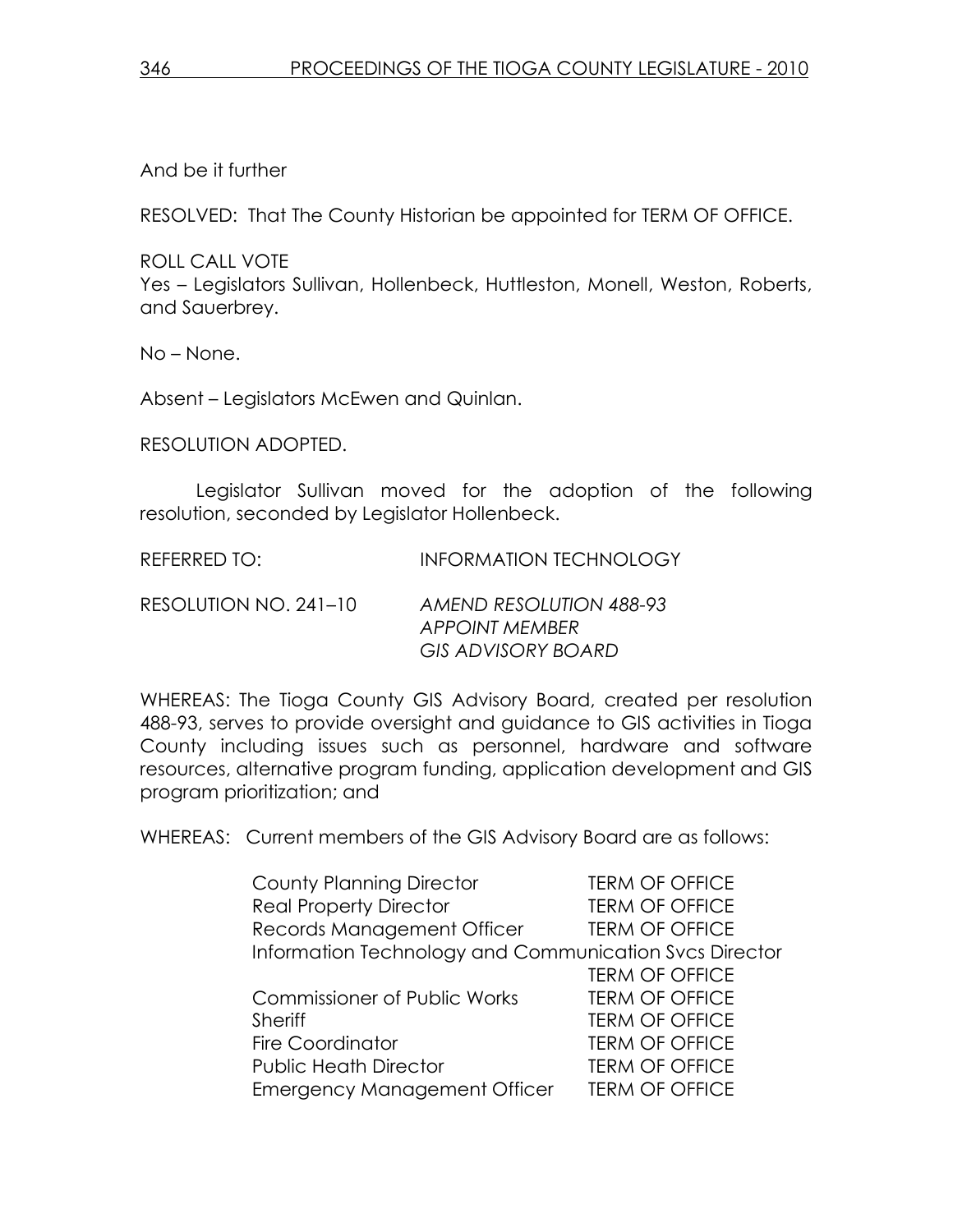And be it further

RESOLVED: That The County Historian be appointed for TERM OF OFFICE.

ROLL CALL VOTE
Yes – Legislators Sullivan, Hollenbeck, Huttleston, Monell, Weston, Roberts, and Sauerbrey.

No – None.

Absent – Legislators McEwen and Quinlan.

RESOLUTION ADOPTED.

Legislator Sullivan moved for the adoption of the following resolution, seconded by Legislator Hollenbeck.

REFERRED TO: INFORMATION TECHNOLOGY

RESOLUTION NO. 241–10 *AMEND RESOLUTION 488-93*
*APPOINT MEMBER*
*GIS ADVISORY BOARD*

WHEREAS: The Tioga County GIS Advisory Board, created per resolution 488-93, serves to provide oversight and guidance to GIS activities in Tioga County including issues such as personnel, hardware and software resources, alternative program funding, application development and GIS program prioritization; and

WHEREAS: Current members of the GIS Advisory Board are as follows:

| | |
|---|---|
| County Planning Director | TERM OF OFFICE |
| Real Property Director | TERM OF OFFICE |
| Records Management Officer | TERM OF OFFICE |
| Information Technology and Communication Svcs Director | TERM OF OFFICE |
| Commissioner of Public Works | TERM OF OFFICE |
| Sheriff | TERM OF OFFICE |
| Fire Coordinator | TERM OF OFFICE |
| Public Heath Director | TERM OF OFFICE |
| Emergency Management Officer | TERM OF OFFICE |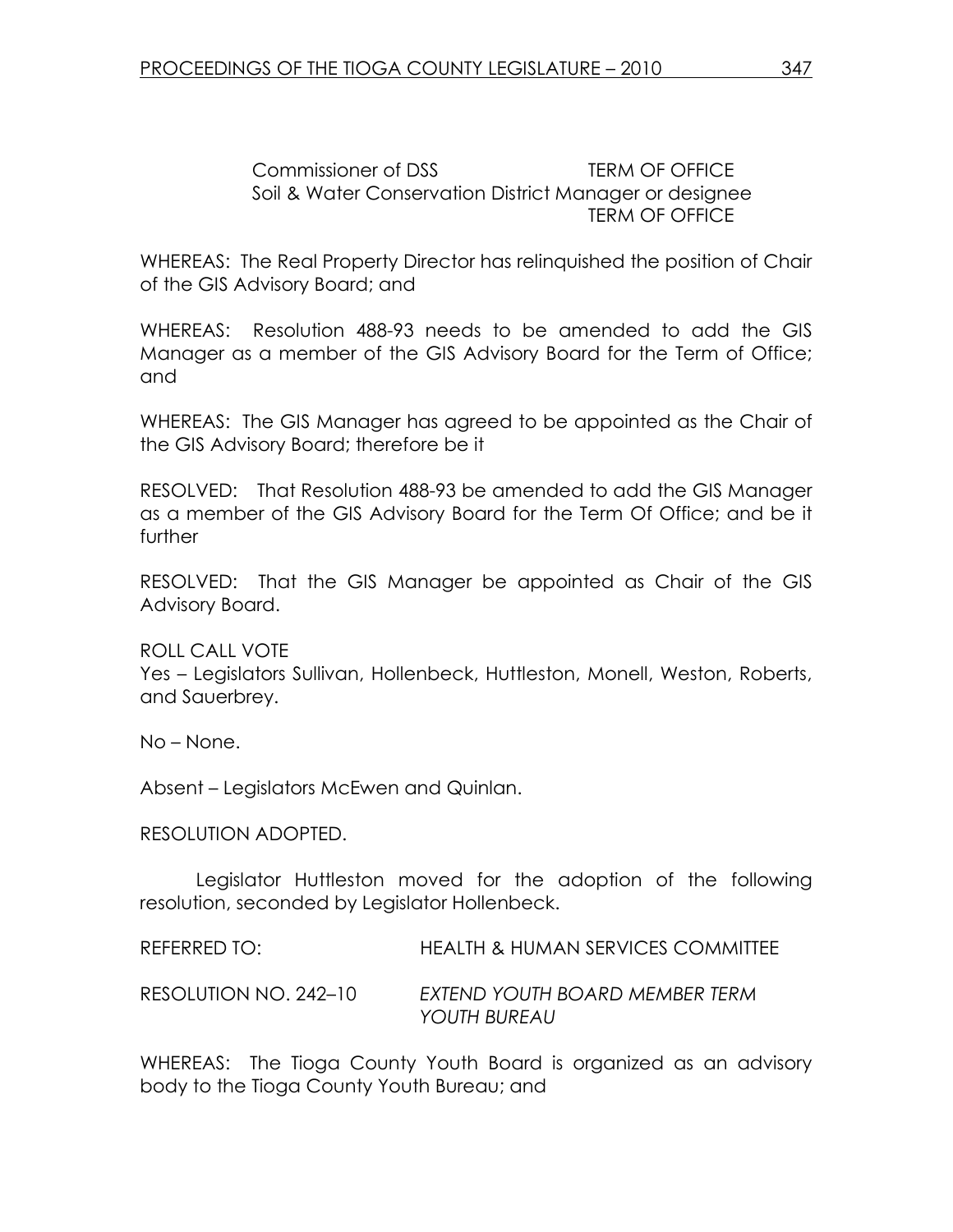Commissioner of DSS TERM OF OFFICE
Soil & Water Conservation District Manager or designee TERM OF OFFICE

WHEREAS: The Real Property Director has relinquished the position of Chair of the GIS Advisory Board; and

WHEREAS: Resolution 488-93 needs to be amended to add the GIS Manager as a member of the GIS Advisory Board for the Term of Office; and

WHEREAS: The GIS Manager has agreed to be appointed as the Chair of the GIS Advisory Board; therefore be it

RESOLVED: That Resolution 488-93 be amended to add the GIS Manager as a member of the GIS Advisory Board for the Term Of Office; and be it further

RESOLVED: That the GIS Manager be appointed as Chair of the GIS Advisory Board.

ROLL CALL VOTE
Yes – Legislators Sullivan, Hollenbeck, Huttleston, Monell, Weston, Roberts, and Sauerbrey.

No – None.

Absent – Legislators McEwen and Quinlan.

RESOLUTION ADOPTED.

Legislator Huttleston moved for the adoption of the following resolution, seconded by Legislator Hollenbeck.

REFERRED TO: HEALTH & HUMAN SERVICES COMMITTEE

RESOLUTION NO. 242–10 *EXTEND YOUTH BOARD MEMBER TERM YOUTH BUREAU*

WHEREAS: The Tioga County Youth Board is organized as an advisory body to the Tioga County Youth Bureau; and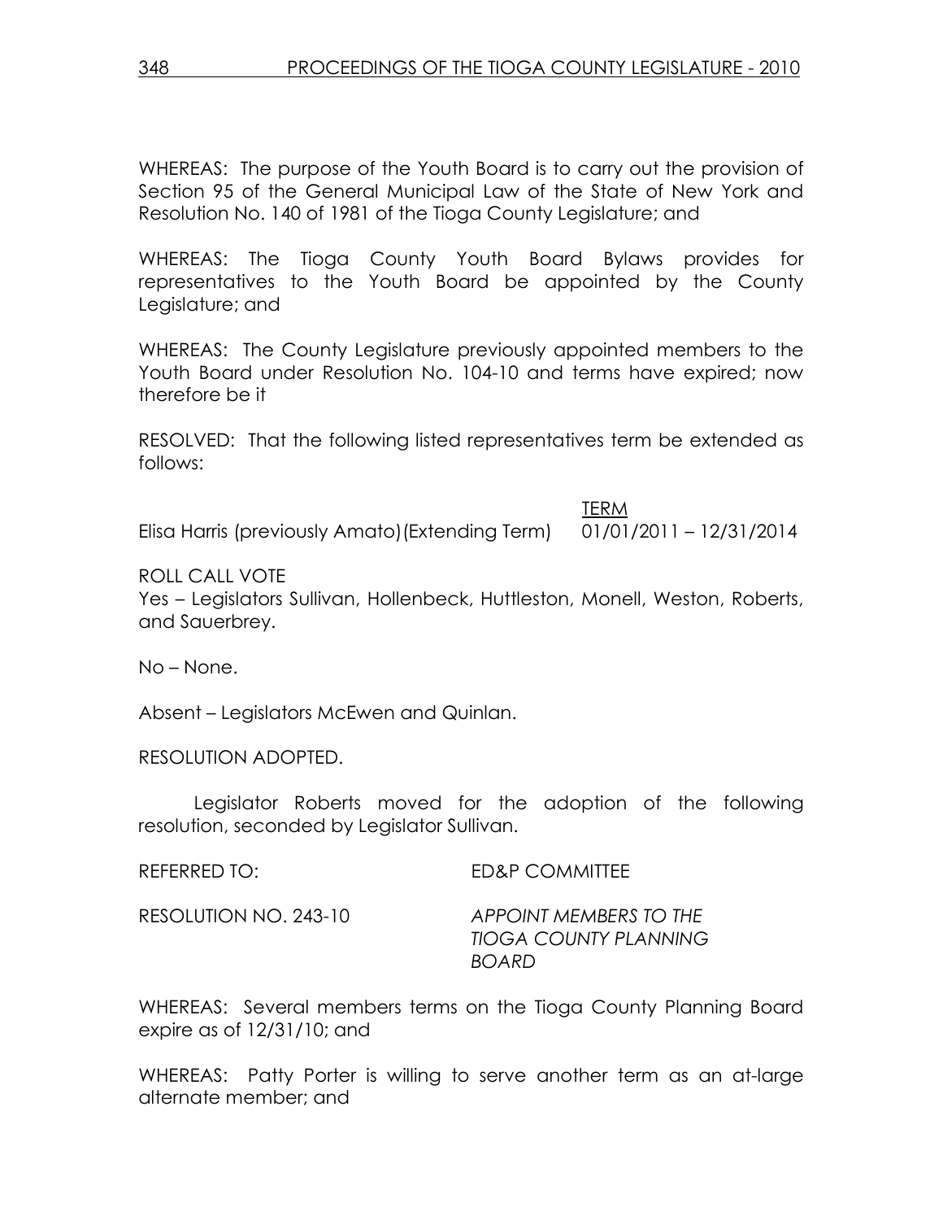WHEREAS: The purpose of the Youth Board is to carry out the provision of Section 95 of the General Municipal Law of the State of New York and Resolution No. 140 of 1981 of the Tioga County Legislature; and

WHEREAS: The Tioga County Youth Board Bylaws provides for representatives to the Youth Board be appointed by the County Legislature; and

WHEREAS: The County Legislature previously appointed members to the Youth Board under Resolution No. 104-10 and terms have expired; now therefore be it

RESOLVED: That the following listed representatives term be extended as follows:

| | TERM |
|---|---|
| Elisa Harris (previously Amato)(Extending Term) | 01/01/2011 – 12/31/2014 |

ROLL CALL VOTE
Yes – Legislators Sullivan, Hollenbeck, Huttleston, Monell, Weston, Roberts, and Sauerbrey.

No – None.

Absent – Legislators McEwen and Quinlan.

RESOLUTION ADOPTED.

Legislator Roberts moved for the adoption of the following resolution, seconded by Legislator Sullivan.

REFERRED TO: ED&P COMMITTEE

RESOLUTION NO. 243-10 *APPOINT MEMBERS TO THE TIOGA COUNTY PLANNING BOARD*

WHEREAS: Several members terms on the Tioga County Planning Board expire as of 12/31/10; and

WHEREAS: Patty Porter is willing to serve another term as an at-large alternate member; and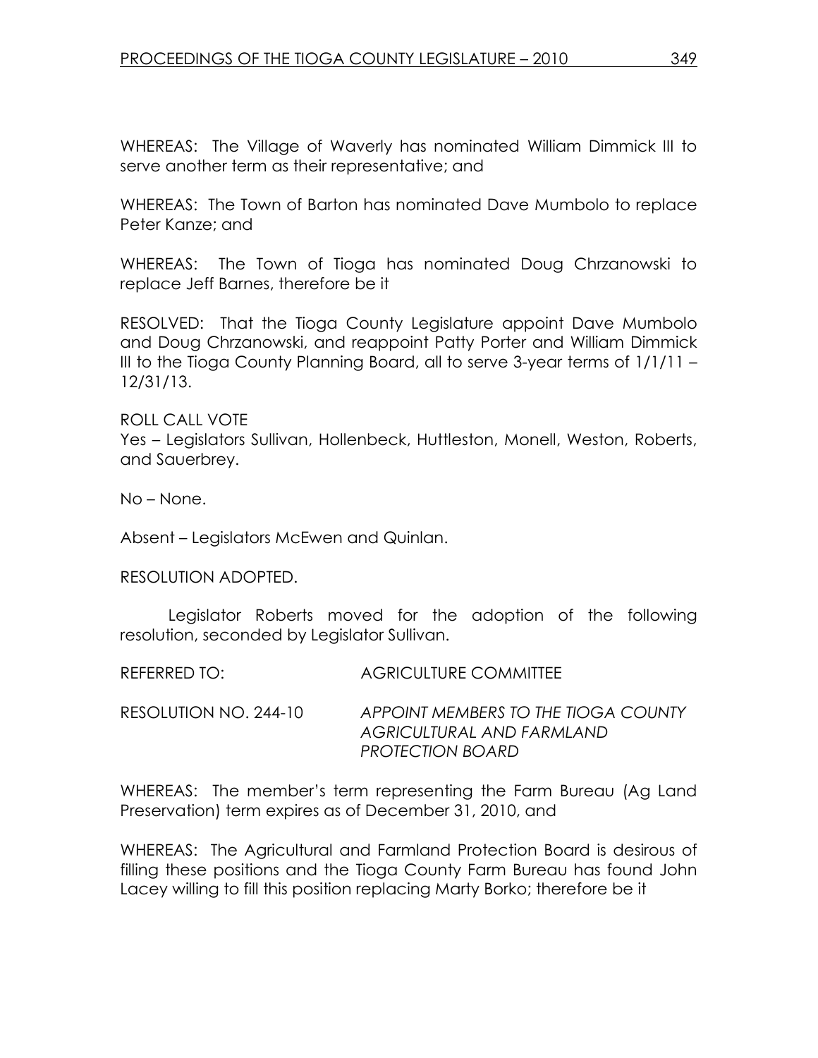WHEREAS: The Village of Waverly has nominated William Dimmick III to serve another term as their representative; and

WHEREAS: The Town of Barton has nominated Dave Mumbolo to replace Peter Kanze; and

WHEREAS: The Town of Tioga has nominated Doug Chrzanowski to replace Jeff Barnes, therefore be it

RESOLVED: That the Tioga County Legislature appoint Dave Mumbolo and Doug Chrzanowski, and reappoint Patty Porter and William Dimmick III to the Tioga County Planning Board, all to serve 3-year terms of 1/1/11 – 12/31/13.

ROLL CALL VOTE
Yes – Legislators Sullivan, Hollenbeck, Huttleston, Monell, Weston, Roberts, and Sauerbrey.

No – None.

Absent – Legislators McEwen and Quinlan.

RESOLUTION ADOPTED.

Legislator Roberts moved for the adoption of the following resolution, seconded by Legislator Sullivan.

REFERRED TO: AGRICULTURE COMMITTEE

RESOLUTION NO. 244-10 *APPOINT MEMBERS TO THE TIOGA COUNTY AGRICULTURAL AND FARMLAND PROTECTION BOARD*

WHEREAS: The member's term representing the Farm Bureau (Ag Land Preservation) term expires as of December 31, 2010, and

WHEREAS: The Agricultural and Farmland Protection Board is desirous of filling these positions and the Tioga County Farm Bureau has found John Lacey willing to fill this position replacing Marty Borko; therefore be it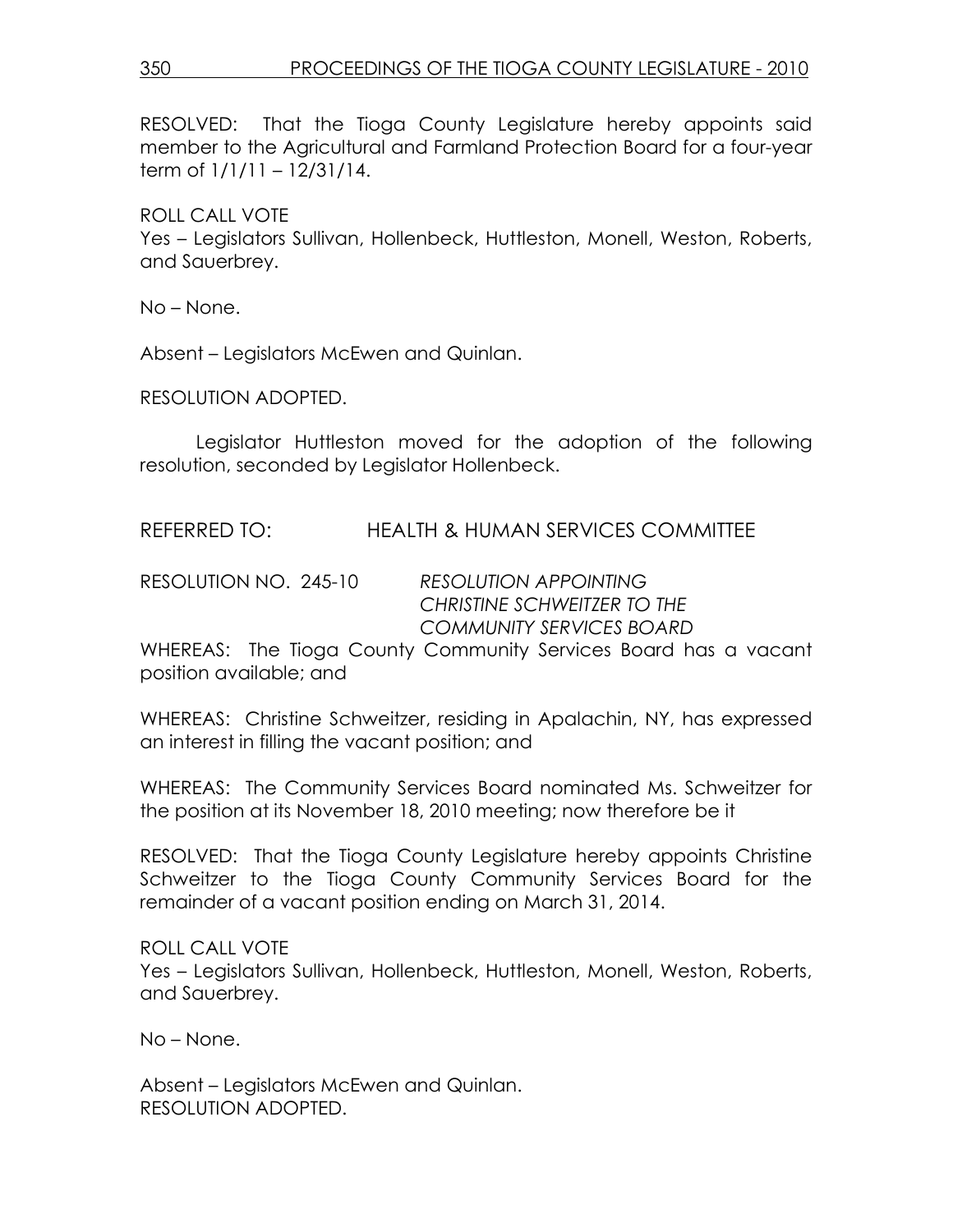RESOLVED: That the Tioga County Legislature hereby appoints said member to the Agricultural and Farmland Protection Board for a four-year term of 1/1/11 – 12/31/14.

ROLL CALL VOTE
Yes – Legislators Sullivan, Hollenbeck, Huttleston, Monell, Weston, Roberts, and Sauerbrey.

No – None.

Absent – Legislators McEwen and Quinlan.

RESOLUTION ADOPTED.

Legislator Huttleston moved for the adoption of the following resolution, seconded by Legislator Hollenbeck.

REFERRED TO: HEALTH & HUMAN SERVICES COMMITTEE

RESOLUTION NO. 245-10 *RESOLUTION APPOINTING CHRISTINE SCHWEITZER TO THE COMMUNITY SERVICES BOARD*

WHEREAS: The Tioga County Community Services Board has a vacant position available; and

WHEREAS: Christine Schweitzer, residing in Apalachin, NY, has expressed an interest in filling the vacant position; and

WHEREAS: The Community Services Board nominated Ms. Schweitzer for the position at its November 18, 2010 meeting; now therefore be it

RESOLVED: That the Tioga County Legislature hereby appoints Christine Schweitzer to the Tioga County Community Services Board for the remainder of a vacant position ending on March 31, 2014.

ROLL CALL VOTE
Yes – Legislators Sullivan, Hollenbeck, Huttleston, Monell, Weston, Roberts, and Sauerbrey.

No – None.

Absent – Legislators McEwen and Quinlan.
RESOLUTION ADOPTED.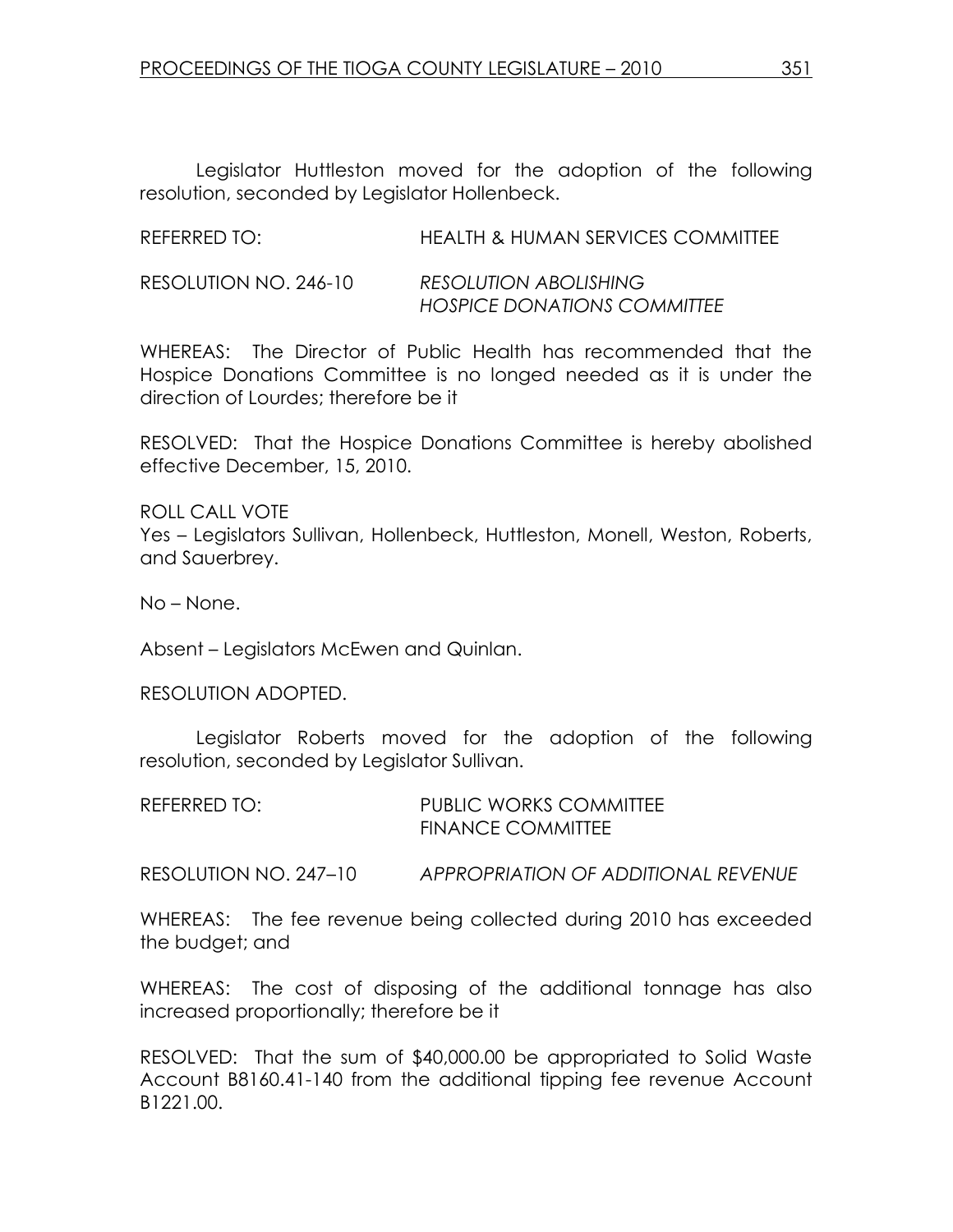Legislator Huttleston moved for the adoption of the following resolution, seconded by Legislator Hollenbeck.

REFERRED TO: HEALTH & HUMAN SERVICES COMMITTEE

RESOLUTION NO. 246-10 *RESOLUTION ABOLISHING HOSPICE DONATIONS COMMITTEE*

WHEREAS: The Director of Public Health has recommended that the Hospice Donations Committee is no longed needed as it is under the direction of Lourdes; therefore be it

RESOLVED: That the Hospice Donations Committee is hereby abolished effective December, 15, 2010.

ROLL CALL VOTE
Yes – Legislators Sullivan, Hollenbeck, Huttleston, Monell, Weston, Roberts, and Sauerbrey.

No – None.

Absent – Legislators McEwen and Quinlan.

RESOLUTION ADOPTED.

Legislator Roberts moved for the adoption of the following resolution, seconded by Legislator Sullivan.

REFERRED TO: PUBLIC WORKS COMMITTEE
FINANCE COMMITTEE

RESOLUTION NO. 247–10 *APPROPRIATION OF ADDITIONAL REVENUE*

WHEREAS: The fee revenue being collected during 2010 has exceeded the budget; and

WHEREAS: The cost of disposing of the additional tonnage has also increased proportionally; therefore be it

RESOLVED: That the sum of $40,000.00 be appropriated to Solid Waste Account B8160.41-140 from the additional tipping fee revenue Account B1221.00.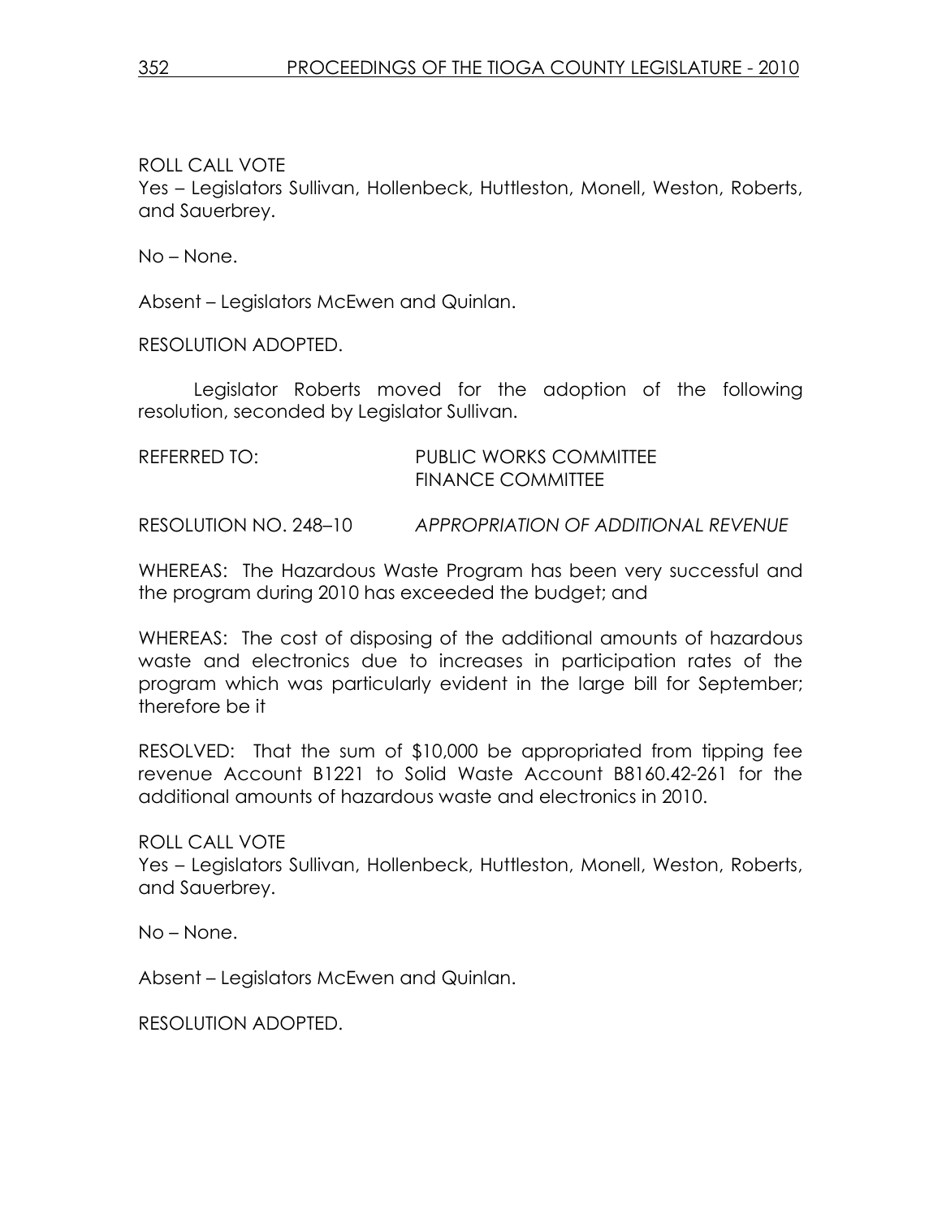ROLL CALL VOTE
Yes – Legislators Sullivan, Hollenbeck, Huttleston, Monell, Weston, Roberts, and Sauerbrey.

No – None.

Absent – Legislators McEwen and Quinlan.

RESOLUTION ADOPTED.

Legislator Roberts moved for the adoption of the following resolution, seconded by Legislator Sullivan.

REFERRED TO: PUBLIC WORKS COMMITTEE
FINANCE COMMITTEE

RESOLUTION NO. 248–10 *APPROPRIATION OF ADDITIONAL REVENUE*

WHEREAS: The Hazardous Waste Program has been very successful and the program during 2010 has exceeded the budget; and

WHEREAS: The cost of disposing of the additional amounts of hazardous waste and electronics due to increases in participation rates of the program which was particularly evident in the large bill for September; therefore be it

RESOLVED: That the sum of $10,000 be appropriated from tipping fee revenue Account B1221 to Solid Waste Account B8160.42-261 for the additional amounts of hazardous waste and electronics in 2010.

ROLL CALL VOTE
Yes – Legislators Sullivan, Hollenbeck, Huttleston, Monell, Weston, Roberts, and Sauerbrey.

No – None.

Absent – Legislators McEwen and Quinlan.

RESOLUTION ADOPTED.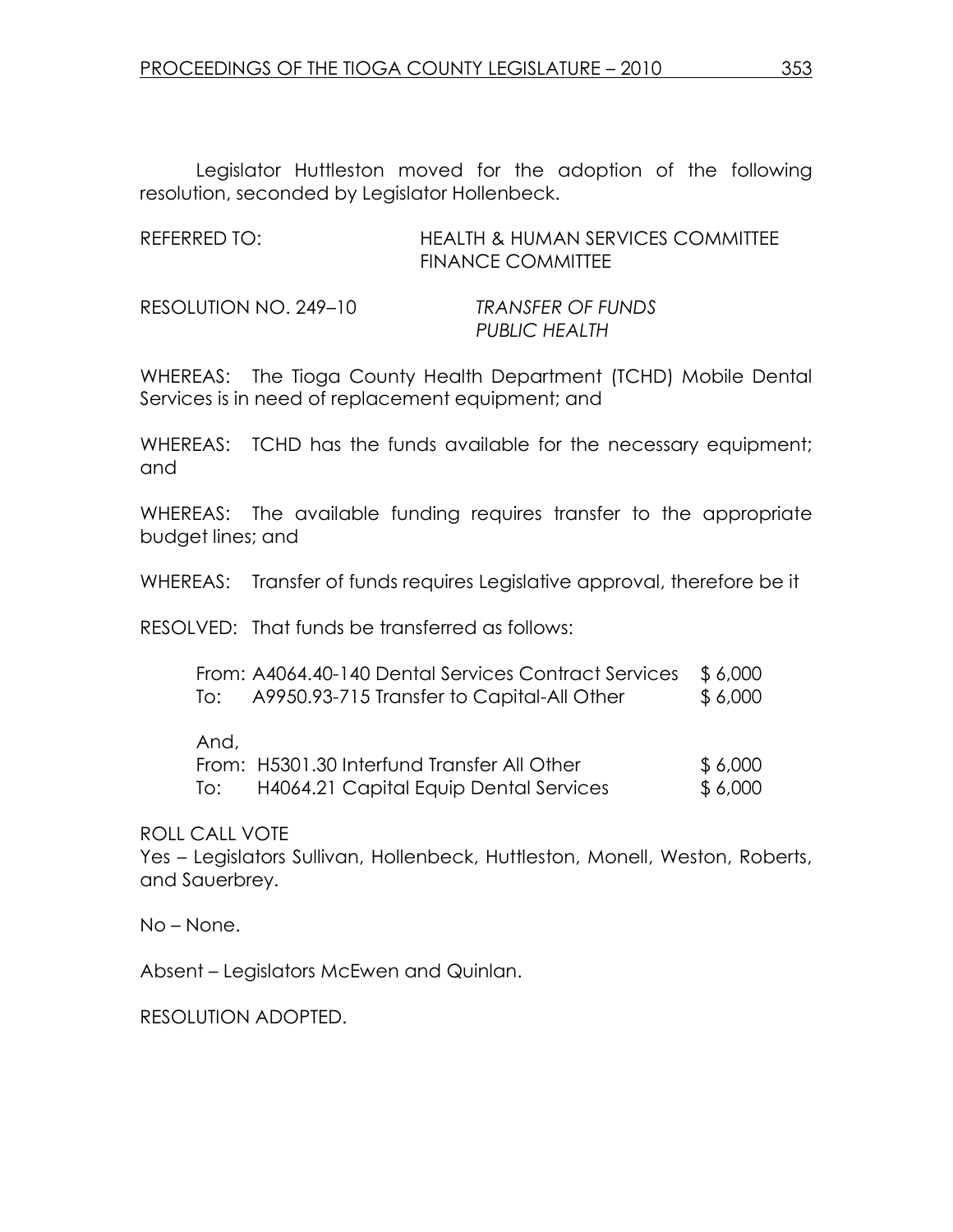Legislator Huttleston moved for the adoption of the following resolution, seconded by Legislator Hollenbeck.

REFERRED TO: HEALTH & HUMAN SERVICES COMMITTEE
FINANCE COMMITTEE

RESOLUTION NO. 249–10 *TRANSFER OF FUNDS*
*PUBLIC HEALTH*

WHEREAS: The Tioga County Health Department (TCHD) Mobile Dental Services is in need of replacement equipment; and

WHEREAS: TCHD has the funds available for the necessary equipment; and

WHEREAS: The available funding requires transfer to the appropriate budget lines; and

WHEREAS: Transfer of funds requires Legislative approval, therefore be it

RESOLVED: That funds be transferred as follows:

From: A4064.40-140 Dental Services Contract Services $ 6,000
To: A9950.93-715 Transfer to Capital-All Other $ 6,000

And,
From: H5301.30 Interfund Transfer All Other $ 6,000
To: H4064.21 Capital Equip Dental Services $ 6,000

ROLL CALL VOTE
Yes – Legislators Sullivan, Hollenbeck, Huttleston, Monell, Weston, Roberts, and Sauerbrey.

No – None.

Absent – Legislators McEwen and Quinlan.

RESOLUTION ADOPTED.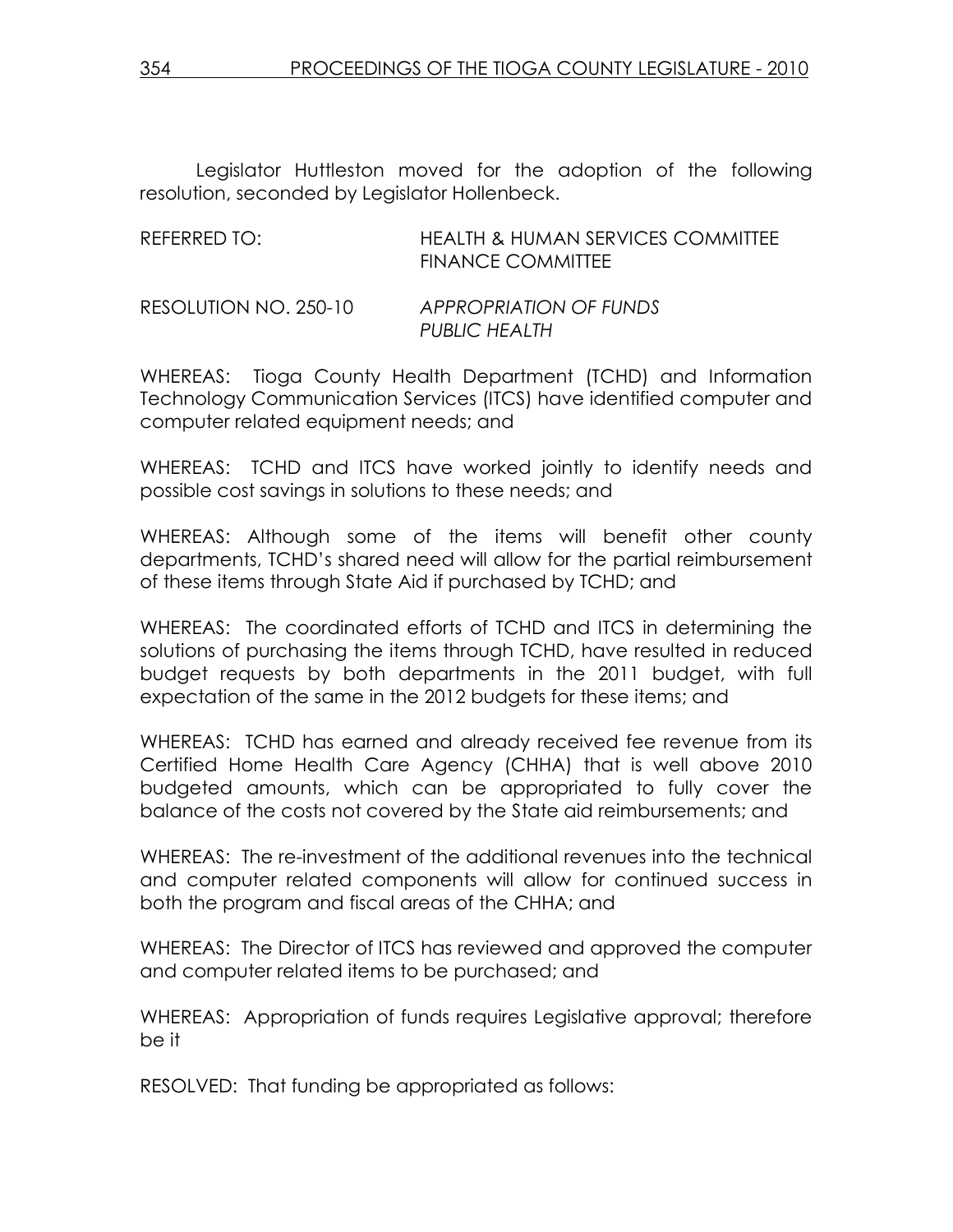Legislator Huttleston moved for the adoption of the following resolution, seconded by Legislator Hollenbeck.

REFERRED TO: HEALTH & HUMAN SERVICES COMMITTEE
FINANCE COMMITTEE

RESOLUTION NO. 250-10 *APPROPRIATION OF FUNDS PUBLIC HEALTH*

WHEREAS: Tioga County Health Department (TCHD) and Information Technology Communication Services (ITCS) have identified computer and computer related equipment needs; and

WHEREAS: TCHD and ITCS have worked jointly to identify needs and possible cost savings in solutions to these needs; and

WHEREAS: Although some of the items will benefit other county departments, TCHD's shared need will allow for the partial reimbursement of these items through State Aid if purchased by TCHD; and

WHEREAS: The coordinated efforts of TCHD and ITCS in determining the solutions of purchasing the items through TCHD, have resulted in reduced budget requests by both departments in the 2011 budget, with full expectation of the same in the 2012 budgets for these items; and

WHEREAS: TCHD has earned and already received fee revenue from its Certified Home Health Care Agency (CHHA) that is well above 2010 budgeted amounts, which can be appropriated to fully cover the balance of the costs not covered by the State aid reimbursements; and

WHEREAS: The re-investment of the additional revenues into the technical and computer related components will allow for continued success in both the program and fiscal areas of the CHHA; and

WHEREAS: The Director of ITCS has reviewed and approved the computer and computer related items to be purchased; and

WHEREAS: Appropriation of funds requires Legislative approval; therefore be it

RESOLVED: That funding be appropriated as follows: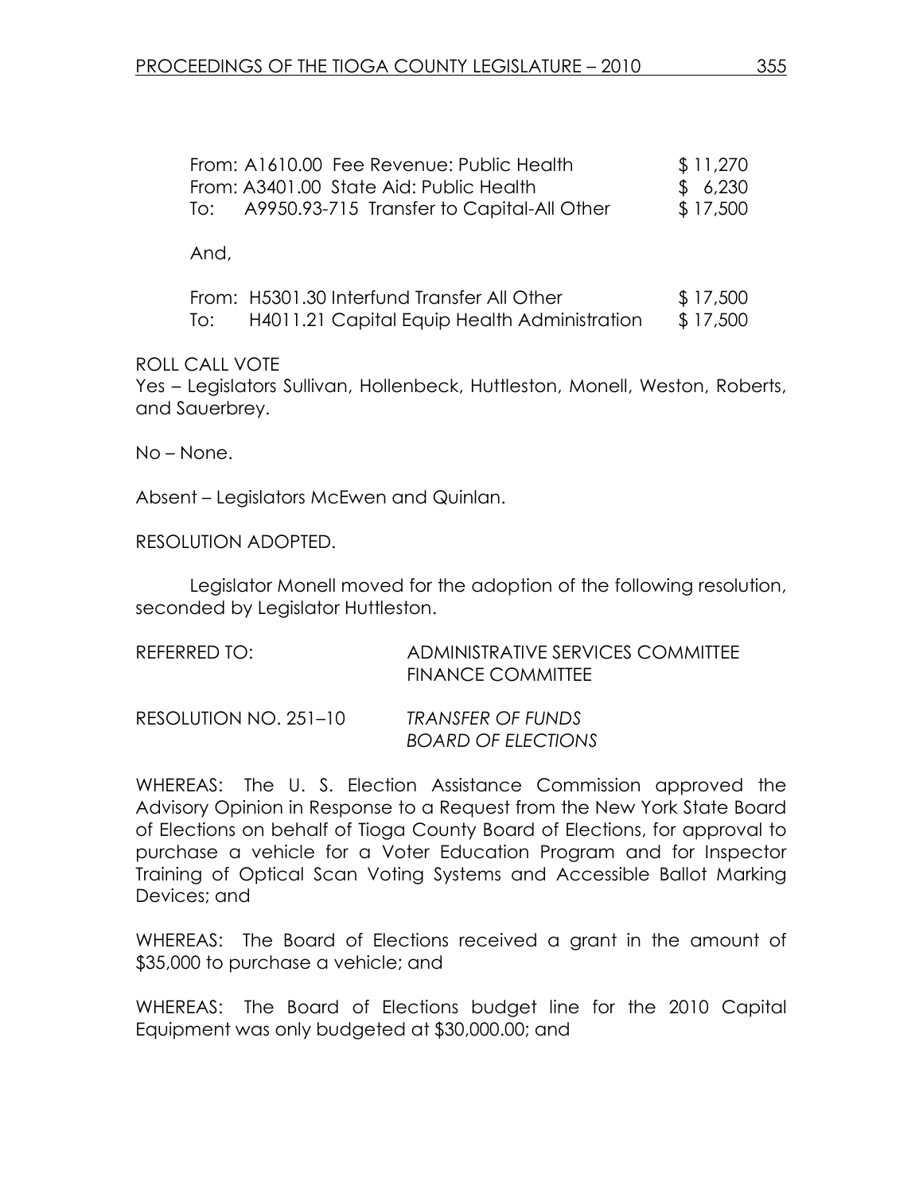| | | |
|---|---|---|
| From: | A1610.00 Fee Revenue: Public Health | $ 11,270 |
| From: | A3401.00 State Aid: Public Health | $ 6,230 |
| To: | A9950.93-715 Transfer to Capital-All Other | $ 17,500 |

And,

| | | |
|---|---|---|
| From: | H5301.30 Interfund Transfer All Other | $ 17,500 |
| To: | H4011.21 Capital Equip Health Administration | $ 17,500 |

ROLL CALL VOTE
Yes – Legislators Sullivan, Hollenbeck, Huttleston, Monell, Weston, Roberts, and Sauerbrey.

No – None.

Absent – Legislators McEwen and Quinlan.

RESOLUTION ADOPTED.

Legislator Monell moved for the adoption of the following resolution, seconded by Legislator Huttleston.

REFERRED TO: ADMINISTRATIVE SERVICES COMMITTEE
FINANCE COMMITTEE

RESOLUTION NO. 251–10 *TRANSFER OF FUNDS*
*BOARD OF ELECTIONS*

WHEREAS: The U. S. Election Assistance Commission approved the Advisory Opinion in Response to a Request from the New York State Board of Elections on behalf of Tioga County Board of Elections, for approval to purchase a vehicle for a Voter Education Program and for Inspector Training of Optical Scan Voting Systems and Accessible Ballot Marking Devices; and

WHEREAS: The Board of Elections received a grant in the amount of $35,000 to purchase a vehicle; and

WHEREAS: The Board of Elections budget line for the 2010 Capital Equipment was only budgeted at $30,000.00; and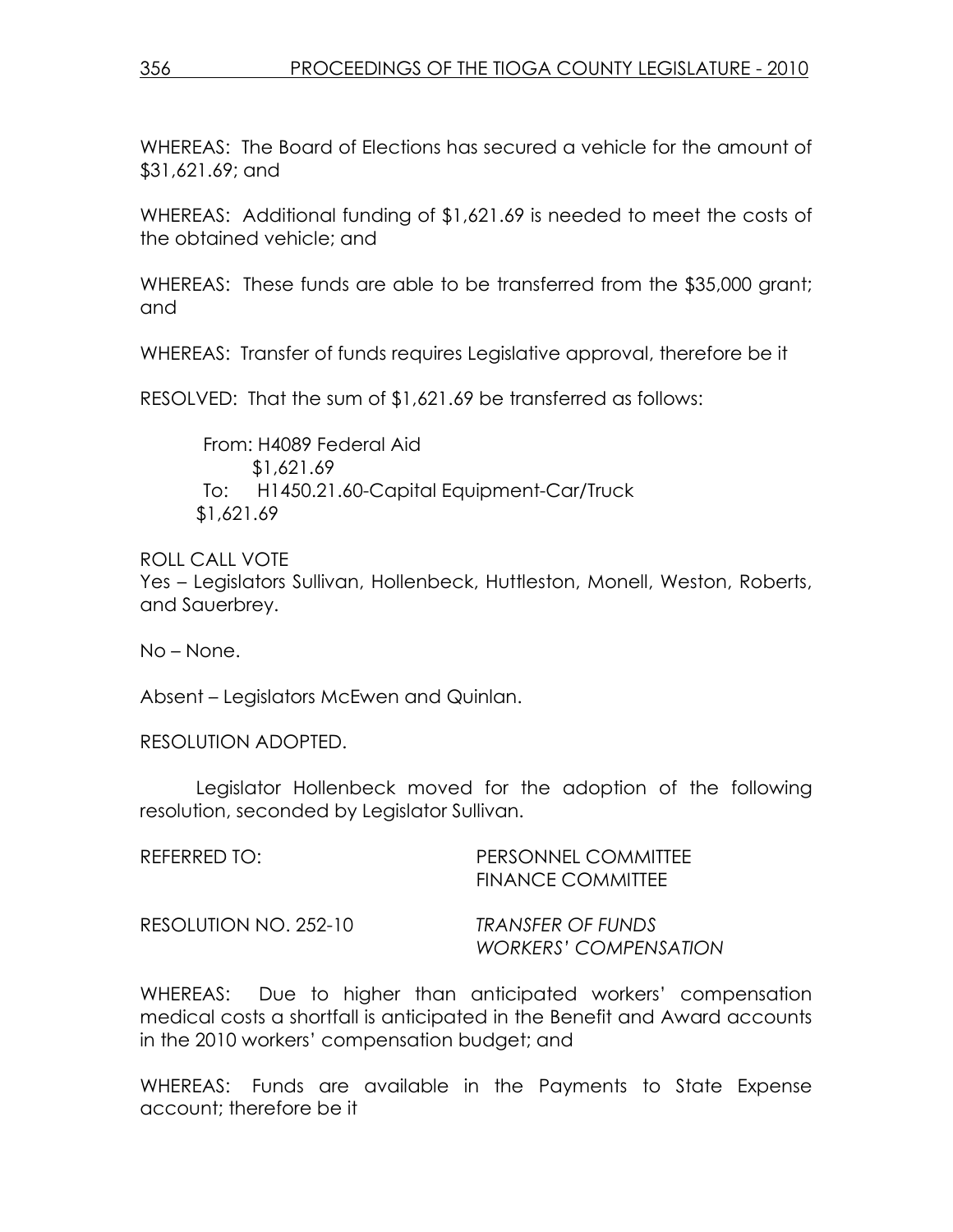WHEREAS: The Board of Elections has secured a vehicle for the amount of $31,621.69; and

WHEREAS: Additional funding of $1,621.69 is needed to meet the costs of the obtained vehicle; and

WHEREAS: These funds are able to be transferred from the $35,000 grant; and

WHEREAS: Transfer of funds requires Legislative approval, therefore be it

RESOLVED: That the sum of $1,621.69 be transferred as follows:

From: H4089 Federal Aid
$1,621.69
To: H1450.21.60-Capital Equipment-Car/Truck
$1,621.69

ROLL CALL VOTE
Yes – Legislators Sullivan, Hollenbeck, Huttleston, Monell, Weston, Roberts, and Sauerbrey.

No – None.

Absent – Legislators McEwen and Quinlan.

RESOLUTION ADOPTED.

Legislator Hollenbeck moved for the adoption of the following resolution, seconded by Legislator Sullivan.

REFERRED TO: PERSONNEL COMMITTEE
FINANCE COMMITTEE

RESOLUTION NO. 252-10 *TRANSFER OF FUNDS*
*WORKERS' COMPENSATION*

WHEREAS: Due to higher than anticipated workers' compensation medical costs a shortfall is anticipated in the Benefit and Award accounts in the 2010 workers' compensation budget; and

WHEREAS: Funds are available in the Payments to State Expense account; therefore be it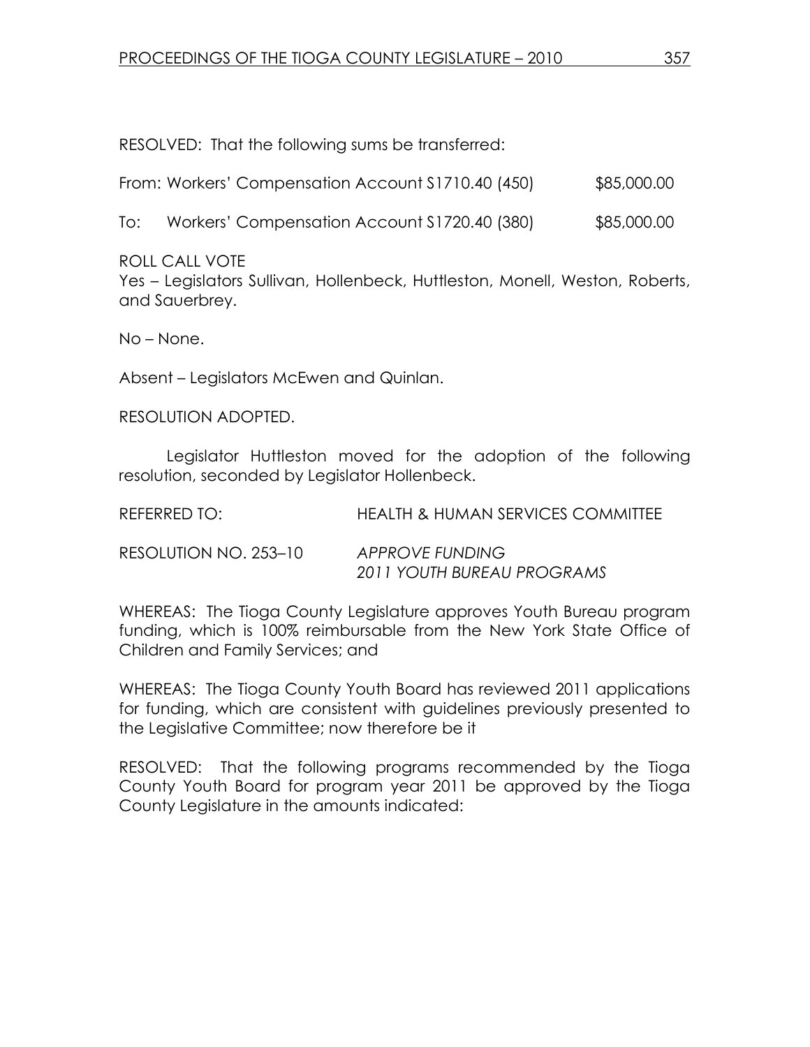RESOLVED: That the following sums be transferred:

| | | |
|---|---|---|
| From: | Workers' Compensation Account S1710.40 (450) | $85,000.00 |
| To: | Workers' Compensation Account S1720.40 (380) | $85,000.00 |

ROLL CALL VOTE
Yes – Legislators Sullivan, Hollenbeck, Huttleston, Monell, Weston, Roberts, and Sauerbrey.

No – None.

Absent – Legislators McEwen and Quinlan.

RESOLUTION ADOPTED.

Legislator Huttleston moved for the adoption of the following resolution, seconded by Legislator Hollenbeck.

REFERRED TO: HEALTH & HUMAN SERVICES COMMITTEE

RESOLUTION NO. 253–10 *APPROVE FUNDING 2011 YOUTH BUREAU PROGRAMS*

WHEREAS: The Tioga County Legislature approves Youth Bureau program funding, which is 100% reimbursable from the New York State Office of Children and Family Services; and

WHEREAS: The Tioga County Youth Board has reviewed 2011 applications for funding, which are consistent with guidelines previously presented to the Legislative Committee; now therefore be it

RESOLVED: That the following programs recommended by the Tioga County Youth Board for program year 2011 be approved by the Tioga County Legislature in the amounts indicated: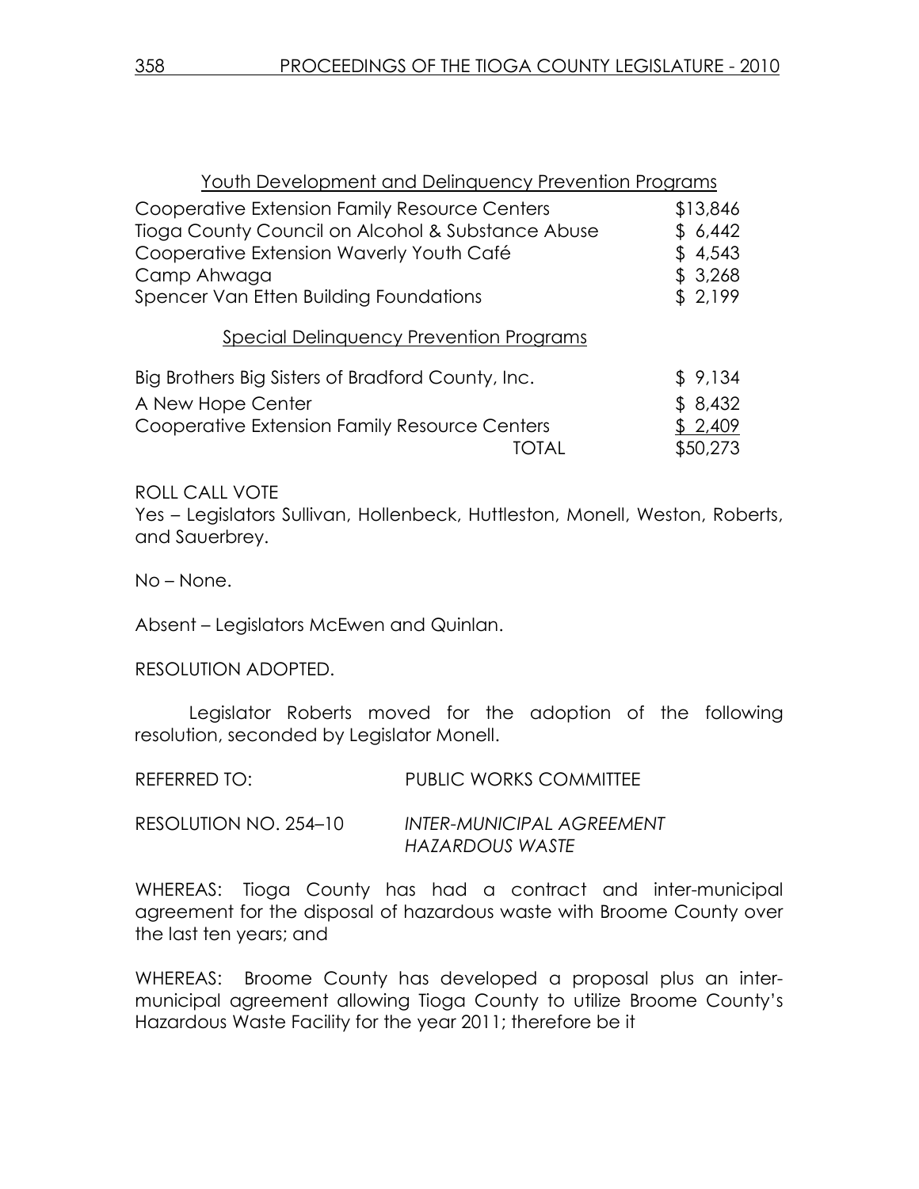Youth Development and Delinquency Prevention Programs

| | |
|---|---|
| Cooperative Extension Family Resource Centers | $13,846 |
| Tioga County Council on Alcohol & Substance Abuse | $ 6,442 |
| Cooperative Extension Waverly Youth Café | $ 4,543 |
| Camp Ahwaga | $ 3,268 |
| Spencer Van Etten Building Foundations | $ 2,199 |

Special Delinquency Prevention Programs

| | |
|---|---|
| Big Brothers Big Sisters of Bradford County, Inc. | $ 9,134 |
| A New Hope Center | $ 8,432 |
| Cooperative Extension Family Resource Centers | $ 2,409 |
| TOTAL | $50,273 |

ROLL CALL VOTE
Yes – Legislators Sullivan, Hollenbeck, Huttleston, Monell, Weston, Roberts, and Sauerbrey.

No – None.

Absent – Legislators McEwen and Quinlan.

RESOLUTION ADOPTED.

Legislator Roberts moved for the adoption of the following resolution, seconded by Legislator Monell.

REFERRED TO: PUBLIC WORKS COMMITTEE

RESOLUTION NO. 254–10 *INTER-MUNICIPAL AGREEMENT HAZARDOUS WASTE*

WHEREAS: Tioga County has had a contract and inter-municipal agreement for the disposal of hazardous waste with Broome County over the last ten years; and

WHEREAS: Broome County has developed a proposal plus an inter-municipal agreement allowing Tioga County to utilize Broome County's Hazardous Waste Facility for the year 2011; therefore be it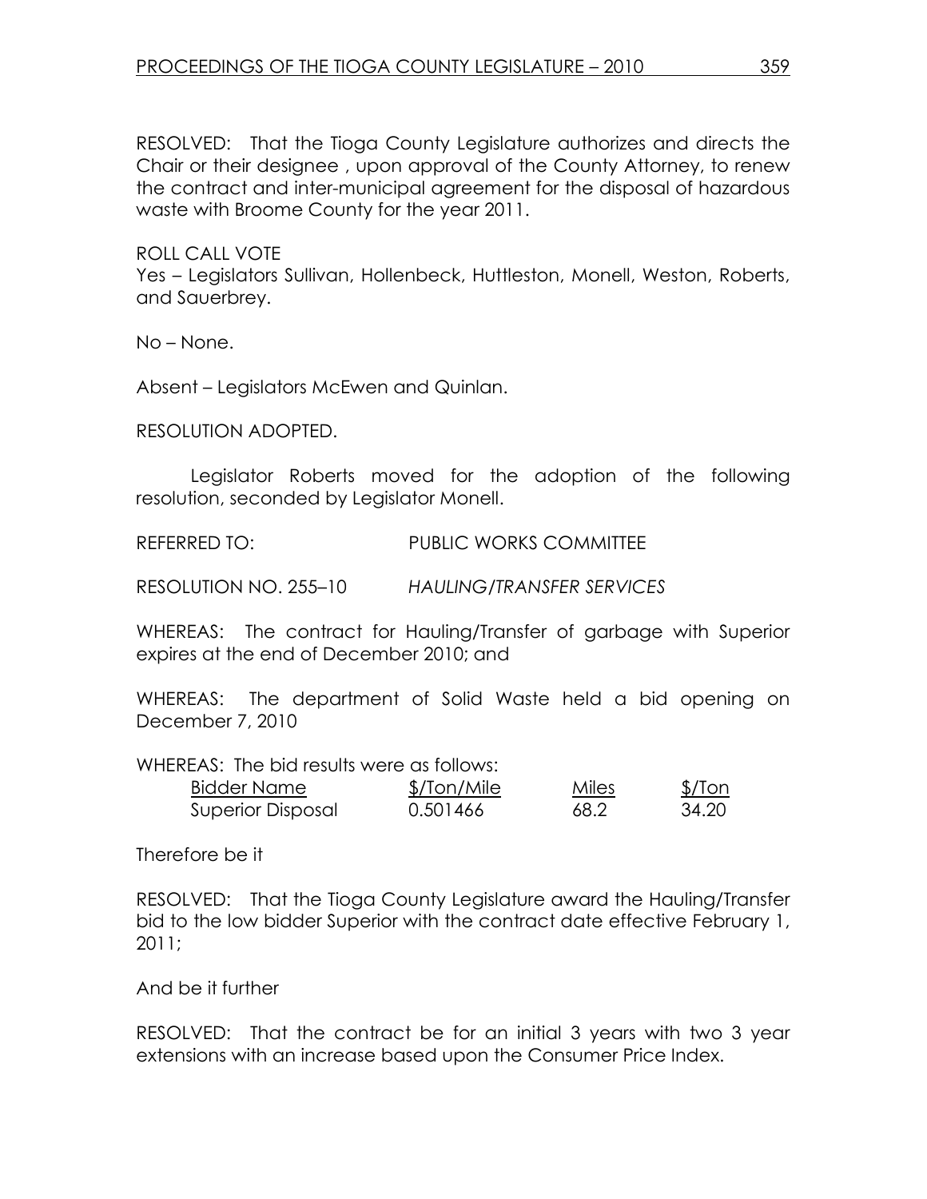RESOLVED: That the Tioga County Legislature authorizes and directs the Chair or their designee , upon approval of the County Attorney, to renew the contract and inter-municipal agreement for the disposal of hazardous waste with Broome County for the year 2011.

ROLL CALL VOTE
Yes – Legislators Sullivan, Hollenbeck, Huttleston, Monell, Weston, Roberts, and Sauerbrey.

No – None.

Absent – Legislators McEwen and Quinlan.

RESOLUTION ADOPTED.

Legislator Roberts moved for the adoption of the following resolution, seconded by Legislator Monell.

REFERRED TO: PUBLIC WORKS COMMITTEE

RESOLUTION NO. 255–10 *HAULING/TRANSFER SERVICES*

WHEREAS: The contract for Hauling/Transfer of garbage with Superior expires at the end of December 2010; and

WHEREAS: The department of Solid Waste held a bid opening on December 7, 2010

WHEREAS: The bid results were as follows:

| Bidder Name | $/Ton/Mile | Miles | $/Ton |
|---|---|---|---|
| Superior Disposal | 0.501466 | 68.2 | 34.20 |

Therefore be it

RESOLVED: That the Tioga County Legislature award the Hauling/Transfer bid to the low bidder Superior with the contract date effective February 1, 2011;

And be it further

RESOLVED: That the contract be for an initial 3 years with two 3 year extensions with an increase based upon the Consumer Price Index.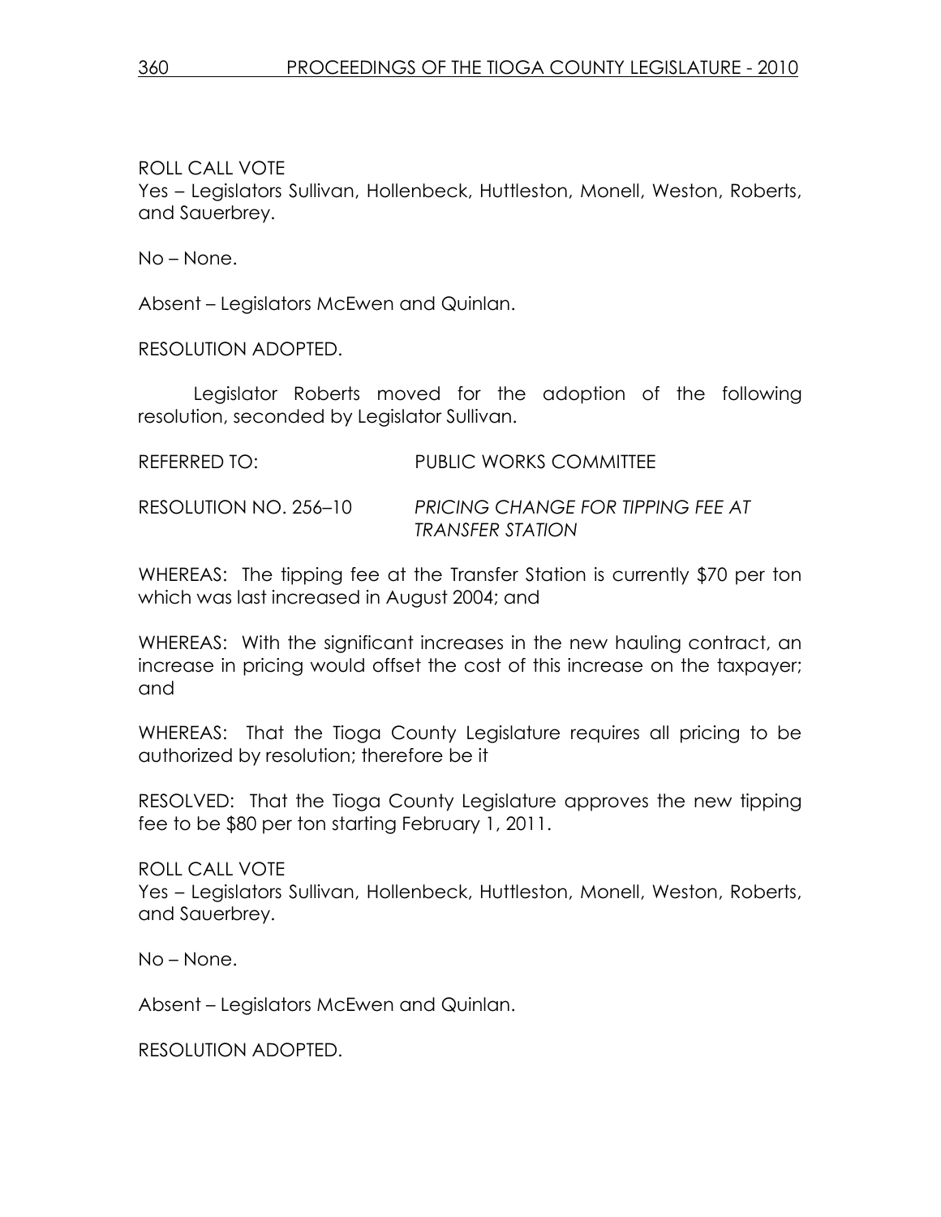ROLL CALL VOTE
Yes – Legislators Sullivan, Hollenbeck, Huttleston, Monell, Weston, Roberts, and Sauerbrey.

No – None.

Absent – Legislators McEwen and Quinlan.

RESOLUTION ADOPTED.

Legislator Roberts moved for the adoption of the following resolution, seconded by Legislator Sullivan.

REFERRED TO: PUBLIC WORKS COMMITTEE

RESOLUTION NO. 256–10 *PRICING CHANGE FOR TIPPING FEE AT TRANSFER STATION*

WHEREAS: The tipping fee at the Transfer Station is currently $70 per ton which was last increased in August 2004; and

WHEREAS: With the significant increases in the new hauling contract, an increase in pricing would offset the cost of this increase on the taxpayer; and

WHEREAS: That the Tioga County Legislature requires all pricing to be authorized by resolution; therefore be it

RESOLVED: That the Tioga County Legislature approves the new tipping fee to be $80 per ton starting February 1, 2011.

ROLL CALL VOTE
Yes – Legislators Sullivan, Hollenbeck, Huttleston, Monell, Weston, Roberts, and Sauerbrey.

No – None.

Absent – Legislators McEwen and Quinlan.

RESOLUTION ADOPTED.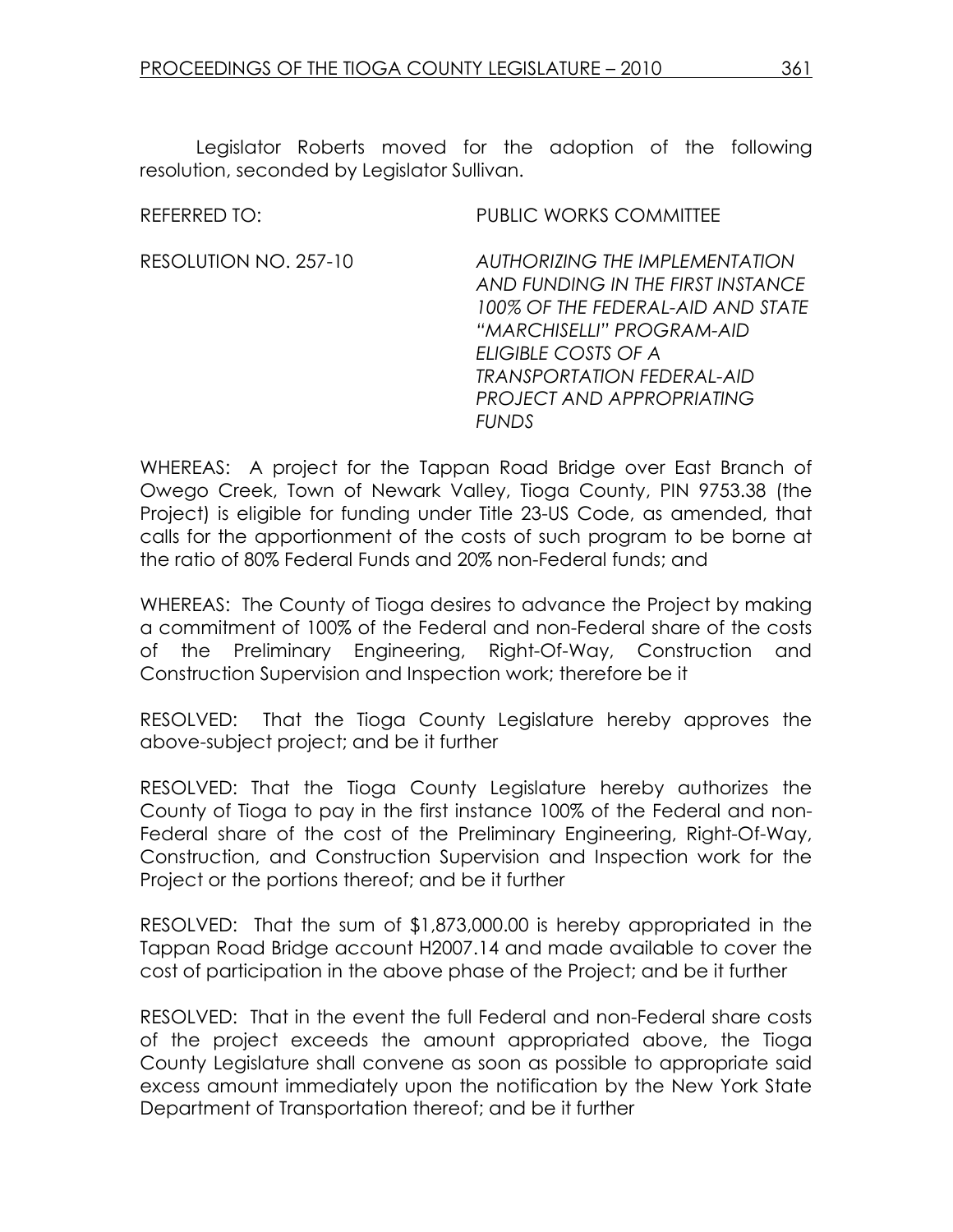Legislator Roberts moved for the adoption of the following resolution, seconded by Legislator Sullivan.

REFERRED TO: PUBLIC WORKS COMMITTEE

RESOLUTION NO. 257-10 *AUTHORIZING THE IMPLEMENTATION AND FUNDING IN THE FIRST INSTANCE 100% OF THE FEDERAL-AID AND STATE "MARCHISELLI" PROGRAM-AID ELIGIBLE COSTS OF A TRANSPORTATION FEDERAL-AID PROJECT AND APPROPRIATING FUNDS*

WHEREAS: A project for the Tappan Road Bridge over East Branch of Owego Creek, Town of Newark Valley, Tioga County, PIN 9753.38 (the Project) is eligible for funding under Title 23-US Code, as amended, that calls for the apportionment of the costs of such program to be borne at the ratio of 80% Federal Funds and 20% non-Federal funds; and

WHEREAS: The County of Tioga desires to advance the Project by making a commitment of 100% of the Federal and non-Federal share of the costs of the Preliminary Engineering, Right-Of-Way, Construction and Construction Supervision and Inspection work; therefore be it

RESOLVED: That the Tioga County Legislature hereby approves the above-subject project; and be it further

RESOLVED: That the Tioga County Legislature hereby authorizes the County of Tioga to pay in the first instance 100% of the Federal and non-Federal share of the cost of the Preliminary Engineering, Right-Of-Way, Construction, and Construction Supervision and Inspection work for the Project or the portions thereof; and be it further

RESOLVED: That the sum of $1,873,000.00 is hereby appropriated in the Tappan Road Bridge account H2007.14 and made available to cover the cost of participation in the above phase of the Project; and be it further

RESOLVED: That in the event the full Federal and non-Federal share costs of the project exceeds the amount appropriated above, the Tioga County Legislature shall convene as soon as possible to appropriate said excess amount immediately upon the notification by the New York State Department of Transportation thereof; and be it further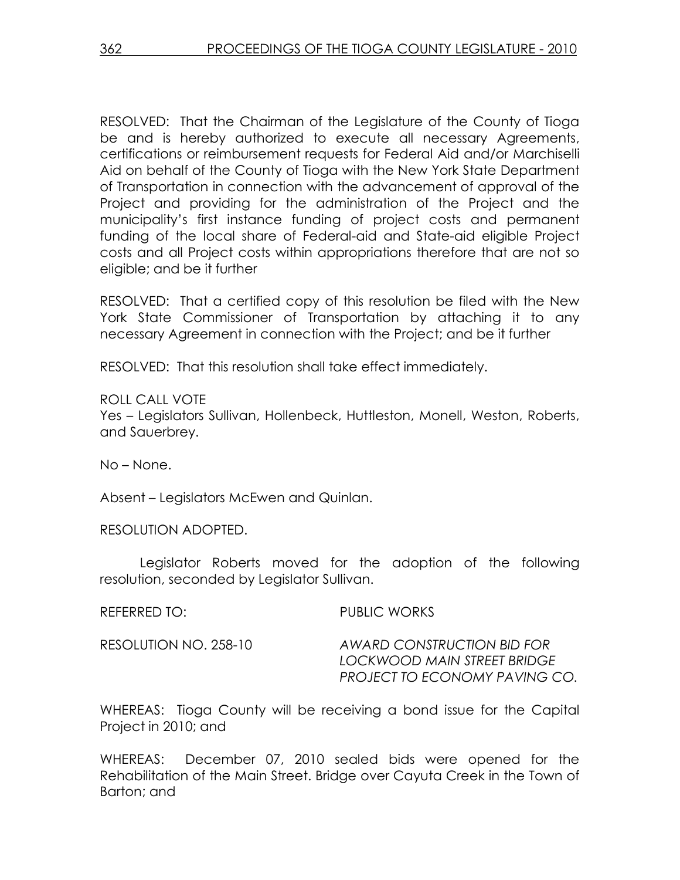RESOLVED: That the Chairman of the Legislature of the County of Tioga be and is hereby authorized to execute all necessary Agreements, certifications or reimbursement requests for Federal Aid and/or Marchiselli Aid on behalf of the County of Tioga with the New York State Department of Transportation in connection with the advancement of approval of the Project and providing for the administration of the Project and the municipality's first instance funding of project costs and permanent funding of the local share of Federal-aid and State-aid eligible Project costs and all Project costs within appropriations therefore that are not so eligible; and be it further

RESOLVED: That a certified copy of this resolution be filed with the New York State Commissioner of Transportation by attaching it to any necessary Agreement in connection with the Project; and be it further

RESOLVED: That this resolution shall take effect immediately.

ROLL CALL VOTE
Yes – Legislators Sullivan, Hollenbeck, Huttleston, Monell, Weston, Roberts, and Sauerbrey.

No – None.

Absent – Legislators McEwen and Quinlan.

RESOLUTION ADOPTED.

Legislator Roberts moved for the adoption of the following resolution, seconded by Legislator Sullivan.

REFERRED TO: PUBLIC WORKS

RESOLUTION NO. 258-10 *AWARD CONSTRUCTION BID FOR LOCKWOOD MAIN STREET BRIDGE PROJECT TO ECONOMY PAVING CO.*

WHEREAS: Tioga County will be receiving a bond issue for the Capital Project in 2010; and

WHEREAS: December 07, 2010 sealed bids were opened for the Rehabilitation of the Main Street. Bridge over Cayuta Creek in the Town of Barton; and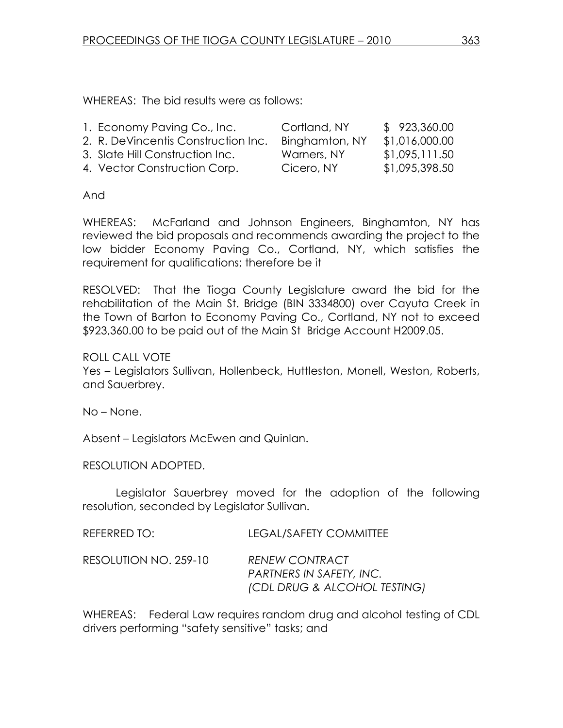WHEREAS: The bid results were as follows:

| | | |
|---|---|---|
| 1. Economy Paving Co., Inc. | Cortland, NY | $ 923,360.00 |
| 2. R. DeVincentis Construction Inc. | Binghamton, NY | $1,016,000.00 |
| 3. Slate Hill Construction Inc. | Warners, NY | $1,095,111.50 |
| 4. Vector Construction Corp. | Cicero, NY | $1,095,398.50 |

And

WHEREAS: McFarland and Johnson Engineers, Binghamton, NY has reviewed the bid proposals and recommends awarding the project to the low bidder Economy Paving Co., Cortland, NY, which satisfies the requirement for qualifications; therefore be it

RESOLVED: That the Tioga County Legislature award the bid for the rehabilitation of the Main St. Bridge (BIN 3334800) over Cayuta Creek in the Town of Barton to Economy Paving Co., Cortland, NY not to exceed $923,360.00 to be paid out of the Main St Bridge Account H2009.05.

ROLL CALL VOTE
Yes – Legislators Sullivan, Hollenbeck, Huttleston, Monell, Weston, Roberts, and Sauerbrey.

No – None.

Absent – Legislators McEwen and Quinlan.

RESOLUTION ADOPTED.

Legislator Sauerbrey moved for the adoption of the following resolution, seconded by Legislator Sullivan.

REFERRED TO: LEGAL/SAFETY COMMITTEE

RESOLUTION NO. 259-10 *RENEW CONTRACT*
*PARTNERS IN SAFETY, INC.*
*(CDL DRUG & ALCOHOL TESTING)*

WHEREAS: Federal Law requires random drug and alcohol testing of CDL drivers performing "safety sensitive" tasks; and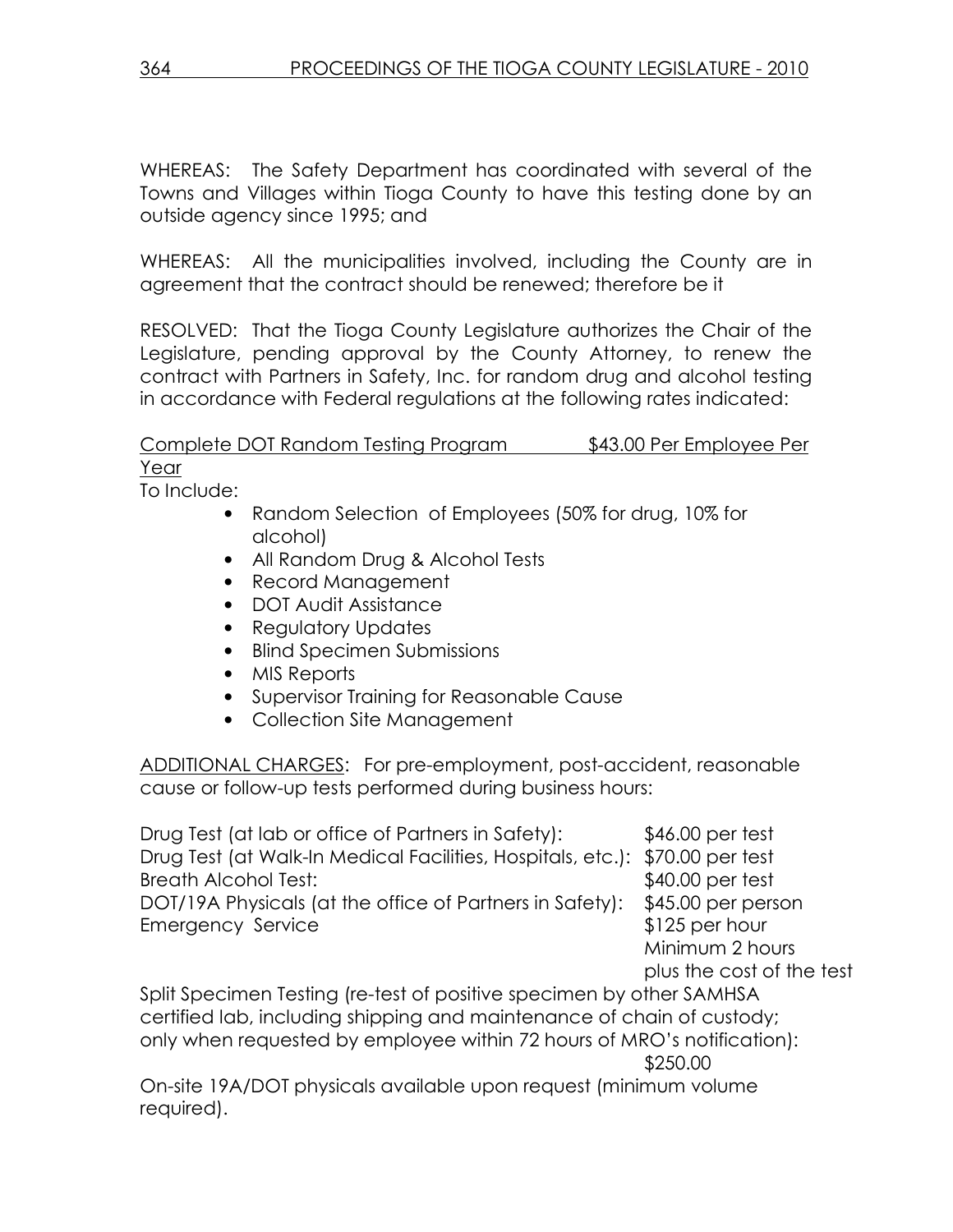WHEREAS: The Safety Department has coordinated with several of the Towns and Villages within Tioga County to have this testing done by an outside agency since 1995; and

WHEREAS: All the municipalities involved, including the County are in agreement that the contract should be renewed; therefore be it

RESOLVED: That the Tioga County Legislature authorizes the Chair of the Legislature, pending approval by the County Attorney, to renew the contract with Partners in Safety, Inc. for random drug and alcohol testing in accordance with Federal regulations at the following rates indicated:

<u>Complete DOT Random Testing Program $43.00 Per Employee Per Year</u>

To Include:

- Random Selection of Employees (50% for drug, 10% for alcohol)
- All Random Drug & Alcohol Tests
- Record Management
- DOT Audit Assistance
- Regulatory Updates
- Blind Specimen Submissions
- MIS Reports
- Supervisor Training for Reasonable Cause
- Collection Site Management

<u>ADDITIONAL CHARGES</u>: For pre-employment, post-accident, reasonable cause or follow-up tests performed during business hours:

| | |
|---|---|
| Drug Test (at lab or office of Partners in Safety): | $46.00 per test |
| Drug Test (at Walk-In Medical Facilities, Hospitals, etc.): | $70.00 per test |
| Breath Alcohol Test: | $40.00 per test |
| DOT/19A Physicals (at the office of Partners in Safety): | $45.00 per person |
| Emergency Service | $125 per hour Minimum 2 hours plus the cost of the test |

Split Specimen Testing (re-test of positive specimen by other SAMHSA certified lab, including shipping and maintenance of chain of custody; only when requested by employee within 72 hours of MRO's notification): $250.00

On-site 19A/DOT physicals available upon request (minimum volume required).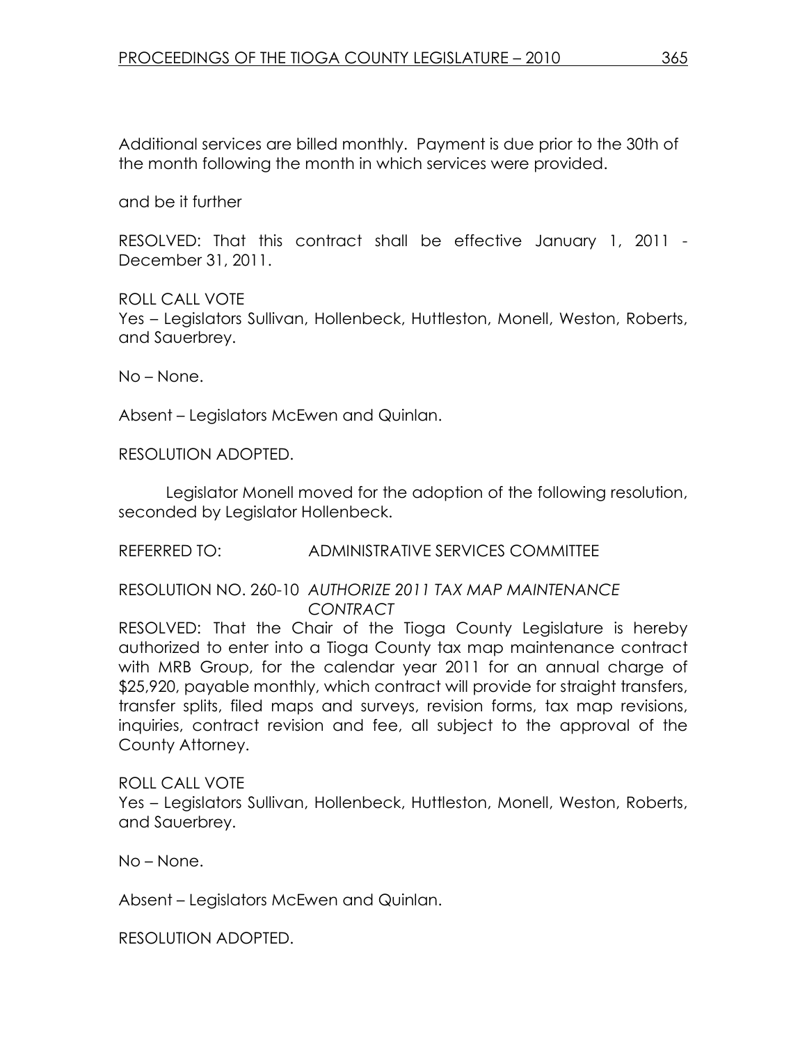Additional services are billed monthly. Payment is due prior to the 30th of the month following the month in which services were provided.

and be it further

RESOLVED: That this contract shall be effective January 1, 2011 - December 31, 2011.

ROLL CALL VOTE
Yes – Legislators Sullivan, Hollenbeck, Huttleston, Monell, Weston, Roberts, and Sauerbrey.

No – None.

Absent – Legislators McEwen and Quinlan.

RESOLUTION ADOPTED.

Legislator Monell moved for the adoption of the following resolution, seconded by Legislator Hollenbeck.

REFERRED TO: ADMINISTRATIVE SERVICES COMMITTEE

RESOLUTION NO. 260-10 *AUTHORIZE 2011 TAX MAP MAINTENANCE CONTRACT*

RESOLVED: That the Chair of the Tioga County Legislature is hereby authorized to enter into a Tioga County tax map maintenance contract with MRB Group, for the calendar year 2011 for an annual charge of $25,920, payable monthly, which contract will provide for straight transfers, transfer splits, filed maps and surveys, revision forms, tax map revisions, inquiries, contract revision and fee, all subject to the approval of the County Attorney.

ROLL CALL VOTE
Yes – Legislators Sullivan, Hollenbeck, Huttleston, Monell, Weston, Roberts, and Sauerbrey.

No – None.

Absent – Legislators McEwen and Quinlan.

RESOLUTION ADOPTED.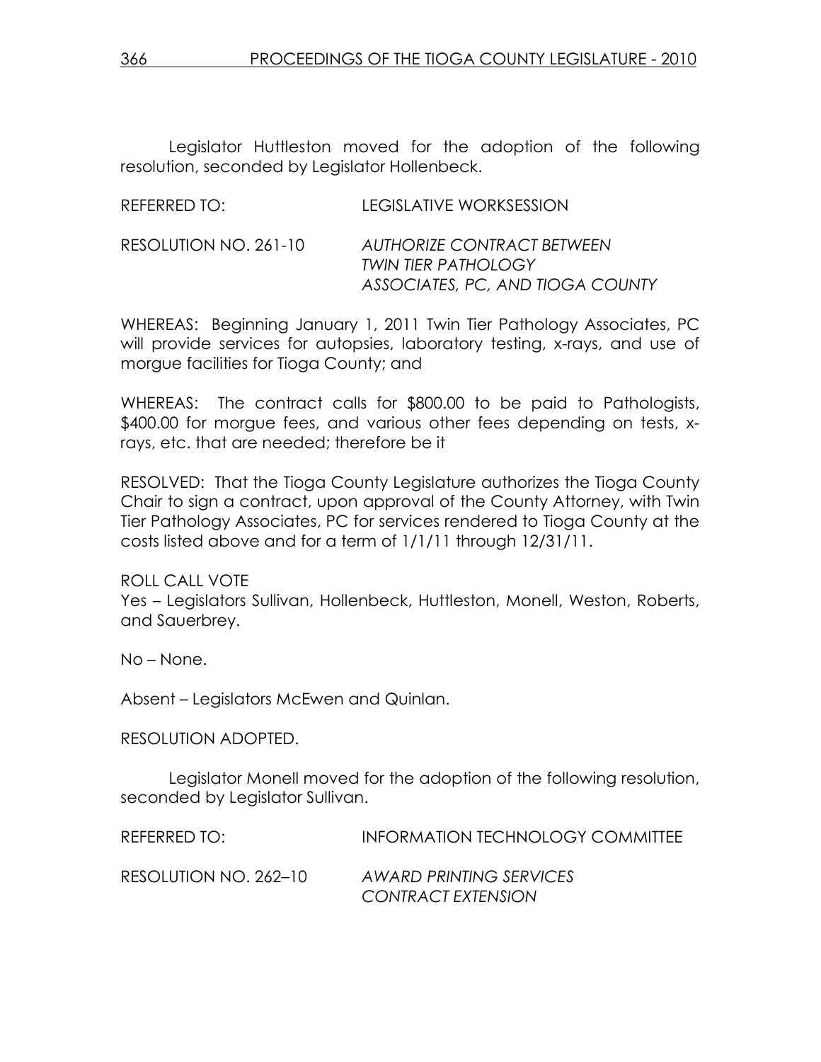Legislator Huttleston moved for the adoption of the following resolution, seconded by Legislator Hollenbeck.

REFERRED TO: LEGISLATIVE WORKSESSION

RESOLUTION NO. 261-10 *AUTHORIZE CONTRACT BETWEEN TWIN TIER PATHOLOGY ASSOCIATES, PC, AND TIOGA COUNTY*

WHEREAS: Beginning January 1, 2011 Twin Tier Pathology Associates, PC will provide services for autopsies, laboratory testing, x-rays, and use of morgue facilities for Tioga County; and

WHEREAS: The contract calls for $800.00 to be paid to Pathologists, $400.00 for morgue fees, and various other fees depending on tests, x-rays, etc. that are needed; therefore be it

RESOLVED: That the Tioga County Legislature authorizes the Tioga County Chair to sign a contract, upon approval of the County Attorney, with Twin Tier Pathology Associates, PC for services rendered to Tioga County at the costs listed above and for a term of 1/1/11 through 12/31/11.

ROLL CALL VOTE
Yes – Legislators Sullivan, Hollenbeck, Huttleston, Monell, Weston, Roberts, and Sauerbrey.

No – None.

Absent – Legislators McEwen and Quinlan.

RESOLUTION ADOPTED.

Legislator Monell moved for the adoption of the following resolution, seconded by Legislator Sullivan.

REFERRED TO: INFORMATION TECHNOLOGY COMMITTEE

RESOLUTION NO. 262–10 *AWARD PRINTING SERVICES CONTRACT EXTENSION*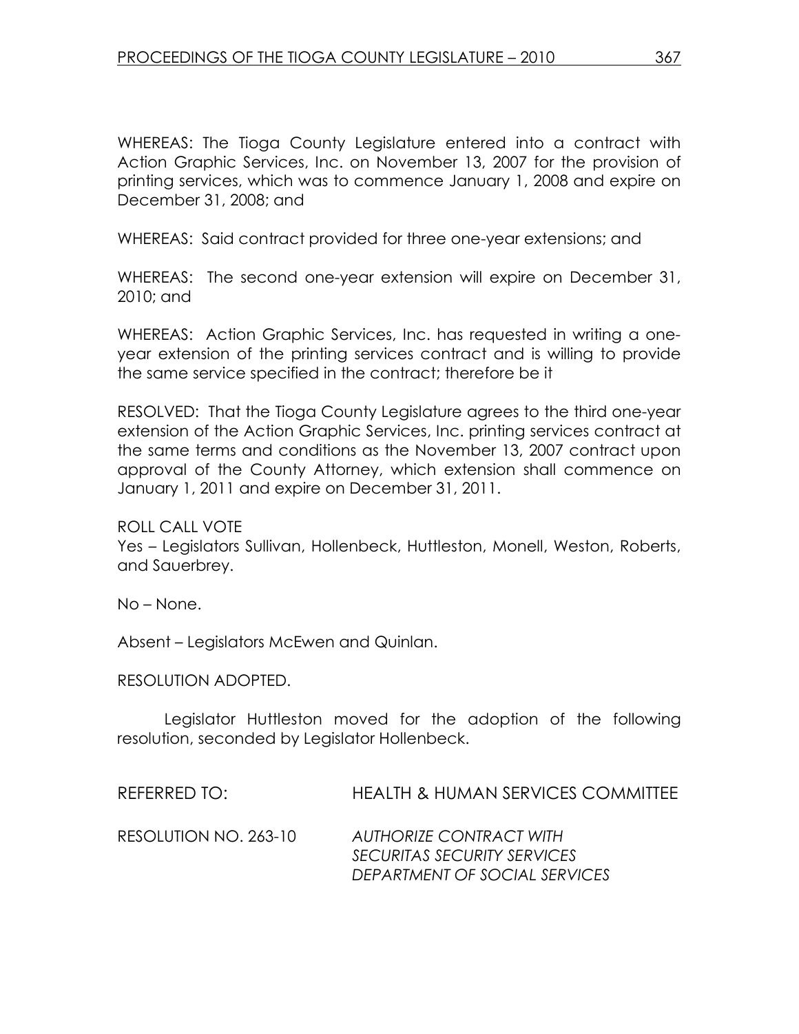WHEREAS: The Tioga County Legislature entered into a contract with Action Graphic Services, Inc. on November 13, 2007 for the provision of printing services, which was to commence January 1, 2008 and expire on December 31, 2008; and

WHEREAS: Said contract provided for three one-year extensions; and

WHEREAS: The second one-year extension will expire on December 31, 2010; and

WHEREAS: Action Graphic Services, Inc. has requested in writing a one-year extension of the printing services contract and is willing to provide the same service specified in the contract; therefore be it

RESOLVED: That the Tioga County Legislature agrees to the third one-year extension of the Action Graphic Services, Inc. printing services contract at the same terms and conditions as the November 13, 2007 contract upon approval of the County Attorney, which extension shall commence on January 1, 2011 and expire on December 31, 2011.

ROLL CALL VOTE
Yes – Legislators Sullivan, Hollenbeck, Huttleston, Monell, Weston, Roberts, and Sauerbrey.

No – None.

Absent – Legislators McEwen and Quinlan.

RESOLUTION ADOPTED.

Legislator Huttleston moved for the adoption of the following resolution, seconded by Legislator Hollenbeck.

REFERRED TO: HEALTH & HUMAN SERVICES COMMITTEE

RESOLUTION NO. 263-10 *AUTHORIZE CONTRACT WITH SECURITAS SECURITY SERVICES DEPARTMENT OF SOCIAL SERVICES*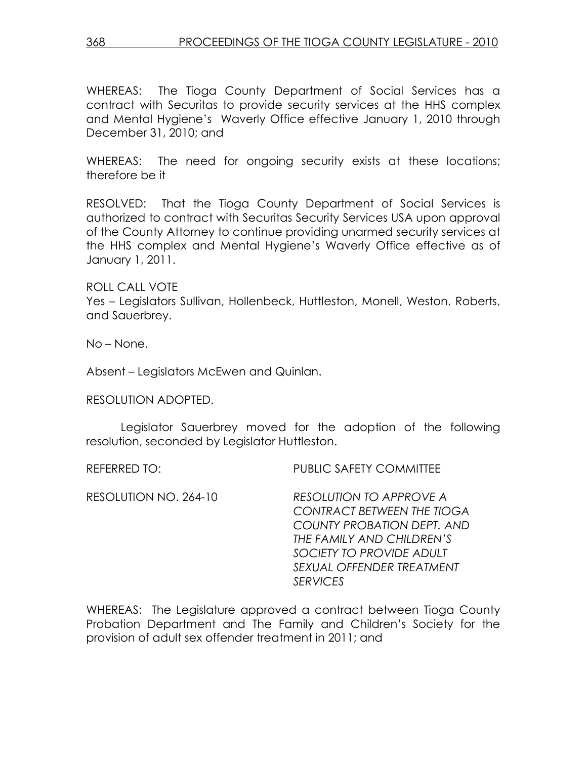WHEREAS: The Tioga County Department of Social Services has a contract with Securitas to provide security services at the HHS complex and Mental Hygiene's Waverly Office effective January 1, 2010 through December 31, 2010; and

WHEREAS: The need for ongoing security exists at these locations; therefore be it

RESOLVED: That the Tioga County Department of Social Services is authorized to contract with Securitas Security Services USA upon approval of the County Attorney to continue providing unarmed security services at the HHS complex and Mental Hygiene's Waverly Office effective as of January 1, 2011.

ROLL CALL VOTE
Yes – Legislators Sullivan, Hollenbeck, Huttleston, Monell, Weston, Roberts, and Sauerbrey.

No – None.

Absent – Legislators McEwen and Quinlan.

RESOLUTION ADOPTED.

Legislator Sauerbrey moved for the adoption of the following resolution, seconded by Legislator Huttleston.

REFERRED TO: PUBLIC SAFETY COMMITTEE

RESOLUTION NO. 264-10 *RESOLUTION TO APPROVE A CONTRACT BETWEEN THE TIOGA COUNTY PROBATION DEPT. AND THE FAMILY AND CHILDREN'S SOCIETY TO PROVIDE ADULT SEXUAL OFFENDER TREATMENT SERVICES*

WHEREAS: The Legislature approved a contract between Tioga County Probation Department and The Family and Children's Society for the provision of adult sex offender treatment in 2011; and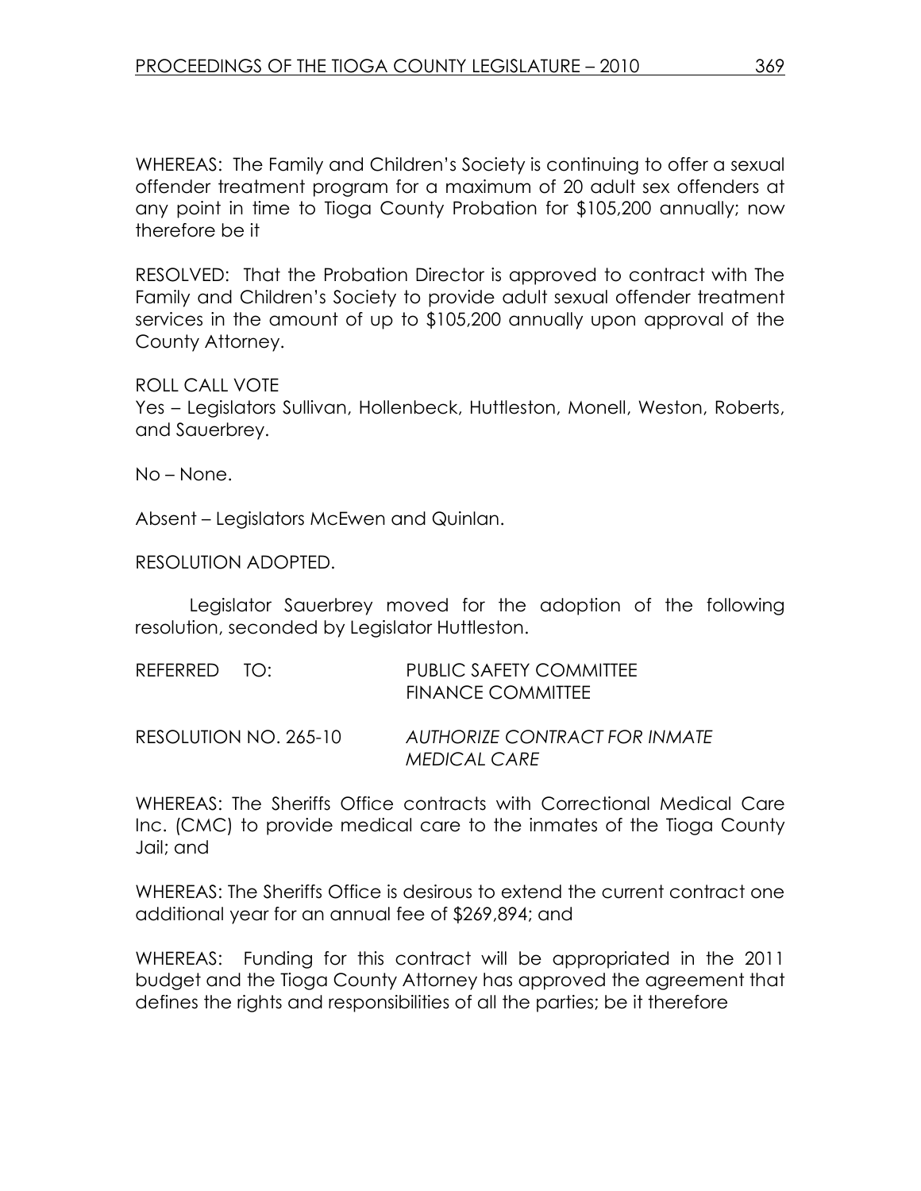WHEREAS: The Family and Children's Society is continuing to offer a sexual offender treatment program for a maximum of 20 adult sex offenders at any point in time to Tioga County Probation for $105,200 annually; now therefore be it

RESOLVED: That the Probation Director is approved to contract with The Family and Children's Society to provide adult sexual offender treatment services in the amount of up to $105,200 annually upon approval of the County Attorney.

ROLL CALL VOTE
Yes – Legislators Sullivan, Hollenbeck, Huttleston, Monell, Weston, Roberts, and Sauerbrey.

No – None.

Absent – Legislators McEwen and Quinlan.

RESOLUTION ADOPTED.

Legislator Sauerbrey moved for the adoption of the following resolution, seconded by Legislator Huttleston.

REFERRED TO: PUBLIC SAFETY COMMITTEE
FINANCE COMMITTEE

RESOLUTION NO. 265-10 *AUTHORIZE CONTRACT FOR INMATE MEDICAL CARE*

WHEREAS: The Sheriffs Office contracts with Correctional Medical Care Inc. (CMC) to provide medical care to the inmates of the Tioga County Jail; and

WHEREAS: The Sheriffs Office is desirous to extend the current contract one additional year for an annual fee of $269,894; and

WHEREAS: Funding for this contract will be appropriated in the 2011 budget and the Tioga County Attorney has approved the agreement that defines the rights and responsibilities of all the parties; be it therefore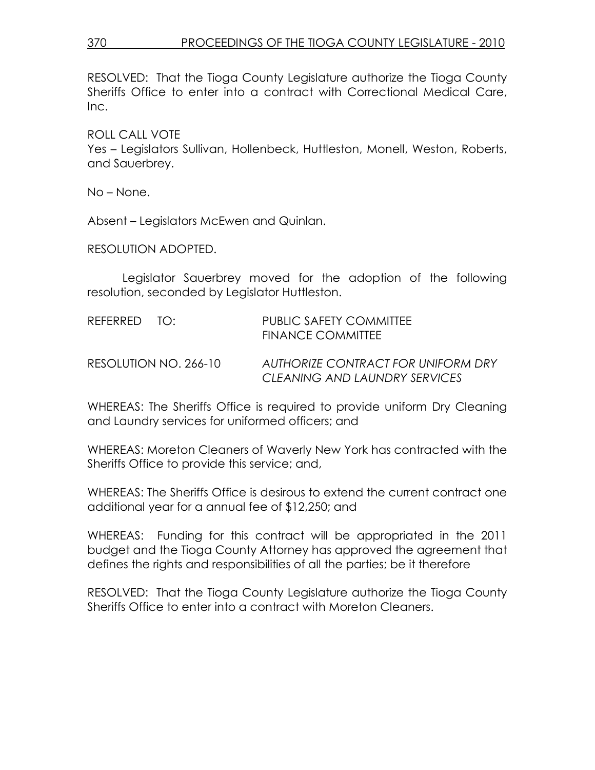RESOLVED: That the Tioga County Legislature authorize the Tioga County Sheriffs Office to enter into a contract with Correctional Medical Care, Inc.

ROLL CALL VOTE
Yes – Legislators Sullivan, Hollenbeck, Huttleston, Monell, Weston, Roberts, and Sauerbrey.

No – None.

Absent – Legislators McEwen and Quinlan.

RESOLUTION ADOPTED.

Legislator Sauerbrey moved for the adoption of the following resolution, seconded by Legislator Huttleston.

REFERRED TO: PUBLIC SAFETY COMMITTEE
FINANCE COMMITTEE

RESOLUTION NO. 266-10 *AUTHORIZE CONTRACT FOR UNIFORM DRY CLEANING AND LAUNDRY SERVICES*

WHEREAS: The Sheriffs Office is required to provide uniform Dry Cleaning and Laundry services for uniformed officers; and

WHEREAS: Moreton Cleaners of Waverly New York has contracted with the Sheriffs Office to provide this service; and,

WHEREAS: The Sheriffs Office is desirous to extend the current contract one additional year for a annual fee of $12,250; and

WHEREAS: Funding for this contract will be appropriated in the 2011 budget and the Tioga County Attorney has approved the agreement that defines the rights and responsibilities of all the parties; be it therefore

RESOLVED: That the Tioga County Legislature authorize the Tioga County Sheriffs Office to enter into a contract with Moreton Cleaners.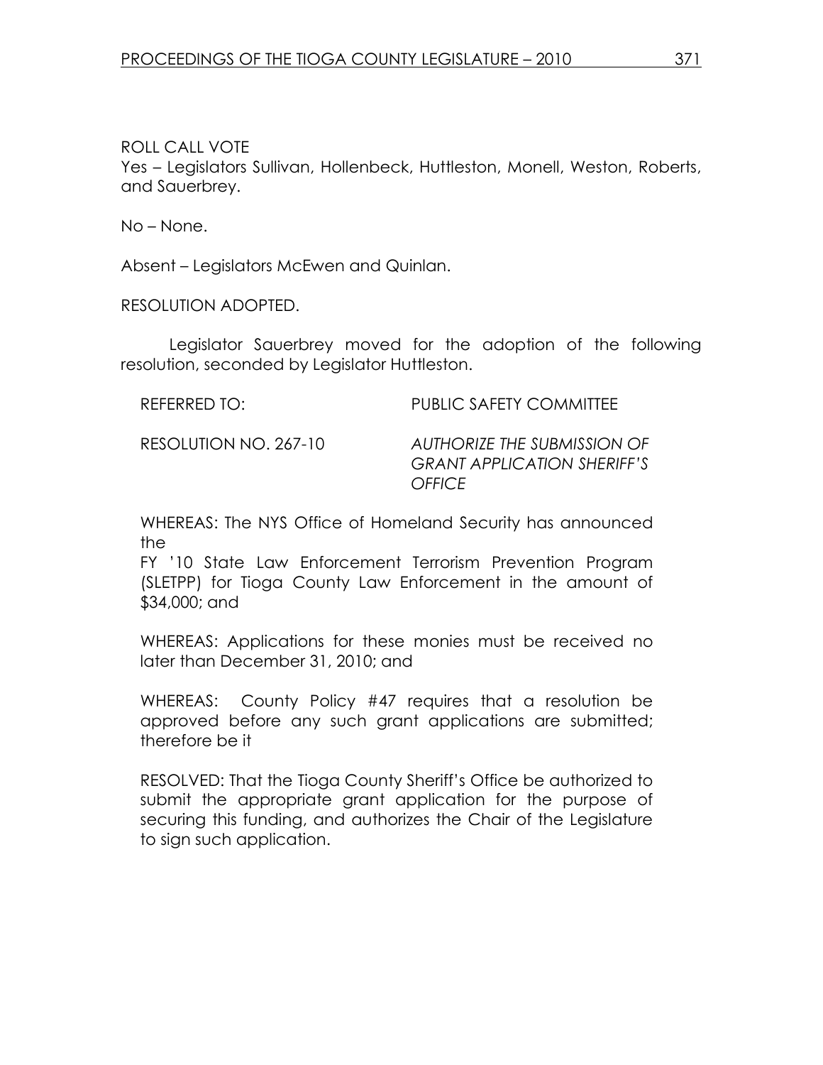ROLL CALL VOTE
Yes – Legislators Sullivan, Hollenbeck, Huttleston, Monell, Weston, Roberts, and Sauerbrey.

No – None.

Absent – Legislators McEwen and Quinlan.

RESOLUTION ADOPTED.

Legislator Sauerbrey moved for the adoption of the following resolution, seconded by Legislator Huttleston.

REFERRED TO: PUBLIC SAFETY COMMITTEE

RESOLUTION NO. 267-10 *AUTHORIZE THE SUBMISSION OF GRANT APPLICATION SHERIFF'S OFFICE*

WHEREAS: The NYS Office of Homeland Security has announced the FY '10 State Law Enforcement Terrorism Prevention Program (SLETPP) for Tioga County Law Enforcement in the amount of $34,000; and

WHEREAS: Applications for these monies must be received no later than December 31, 2010; and

WHEREAS: County Policy #47 requires that a resolution be approved before any such grant applications are submitted; therefore be it

RESOLVED: That the Tioga County Sheriff's Office be authorized to submit the appropriate grant application for the purpose of securing this funding, and authorizes the Chair of the Legislature to sign such application.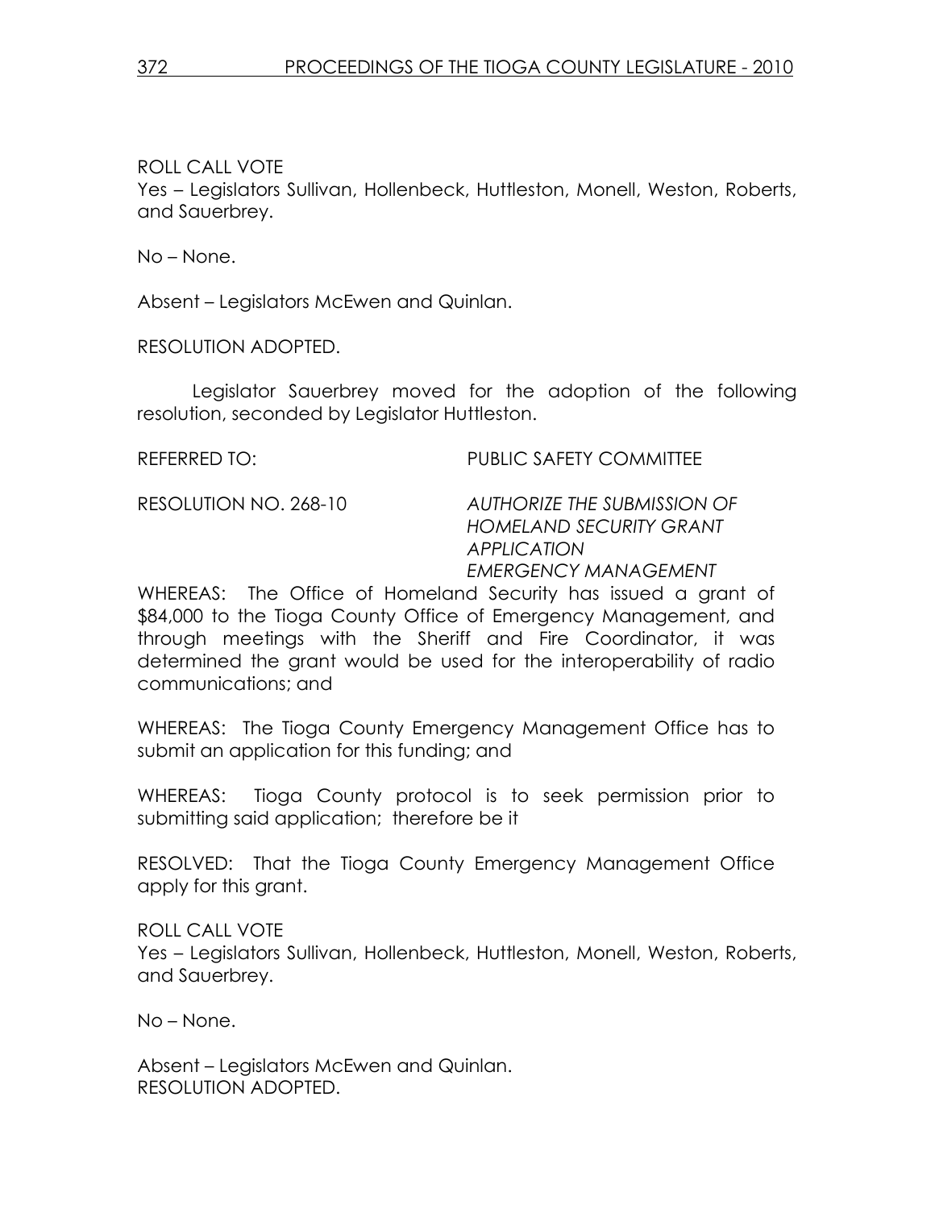ROLL CALL VOTE
Yes – Legislators Sullivan, Hollenbeck, Huttleston, Monell, Weston, Roberts, and Sauerbrey.

No – None.

Absent – Legislators McEwen and Quinlan.

RESOLUTION ADOPTED.

Legislator Sauerbrey moved for the adoption of the following resolution, seconded by Legislator Huttleston.

REFERRED TO: PUBLIC SAFETY COMMITTEE

RESOLUTION NO. 268-10 *AUTHORIZE THE SUBMISSION OF HOMELAND SECURITY GRANT APPLICATION EMERGENCY MANAGEMENT*

WHEREAS: The Office of Homeland Security has issued a grant of $84,000 to the Tioga County Office of Emergency Management, and through meetings with the Sheriff and Fire Coordinator, it was determined the grant would be used for the interoperability of radio communications; and

WHEREAS: The Tioga County Emergency Management Office has to submit an application for this funding; and

WHEREAS: Tioga County protocol is to seek permission prior to submitting said application; therefore be it

RESOLVED: That the Tioga County Emergency Management Office apply for this grant.

ROLL CALL VOTE
Yes – Legislators Sullivan, Hollenbeck, Huttleston, Monell, Weston, Roberts, and Sauerbrey.

No – None.

Absent – Legislators McEwen and Quinlan.
RESOLUTION ADOPTED.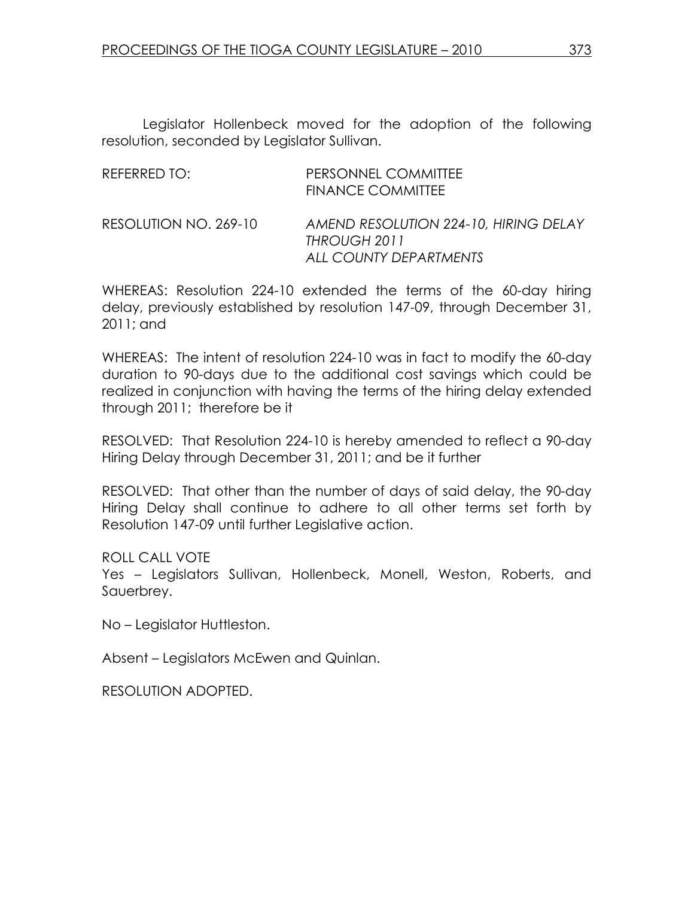Legislator Hollenbeck moved for the adoption of the following resolution, seconded by Legislator Sullivan.

REFERRED TO: PERSONNEL COMMITTEE
FINANCE COMMITTEE

RESOLUTION NO. 269-10 *AMEND RESOLUTION 224-10, HIRING DELAY THROUGH 2011*
*ALL COUNTY DEPARTMENTS*

WHEREAS: Resolution 224-10 extended the terms of the 60-day hiring delay, previously established by resolution 147-09, through December 31, 2011; and

WHEREAS: The intent of resolution 224-10 was in fact to modify the 60-day duration to 90-days due to the additional cost savings which could be realized in conjunction with having the terms of the hiring delay extended through 2011; therefore be it

RESOLVED: That Resolution 224-10 is hereby amended to reflect a 90-day Hiring Delay through December 31, 2011; and be it further

RESOLVED: That other than the number of days of said delay, the 90-day Hiring Delay shall continue to adhere to all other terms set forth by Resolution 147-09 until further Legislative action.

ROLL CALL VOTE
Yes – Legislators Sullivan, Hollenbeck, Monell, Weston, Roberts, and Sauerbrey.

No – Legislator Huttleston.

Absent – Legislators McEwen and Quinlan.

RESOLUTION ADOPTED.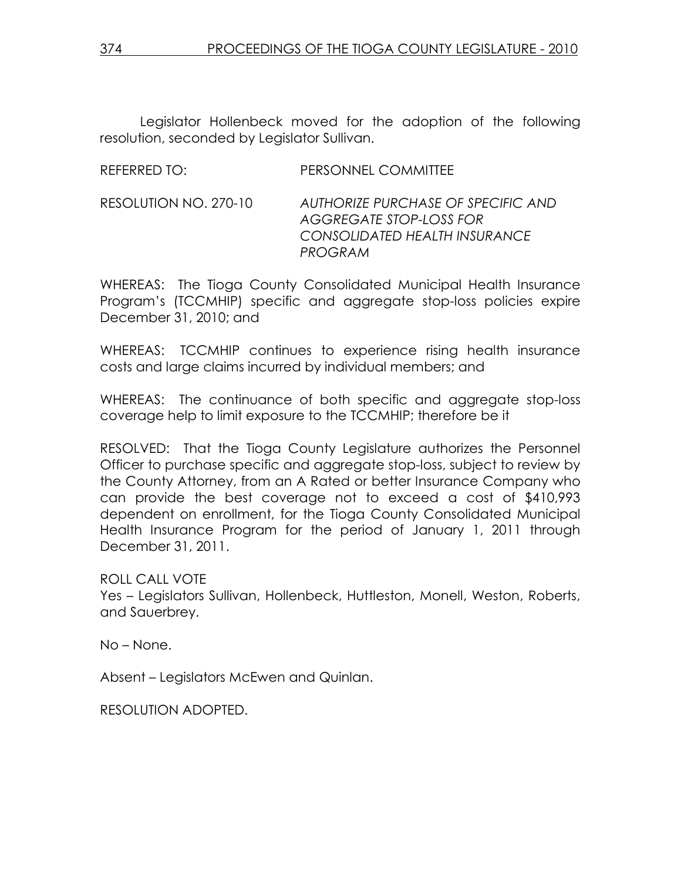Legislator Hollenbeck moved for the adoption of the following resolution, seconded by Legislator Sullivan.

REFERRED TO: PERSONNEL COMMITTEE

RESOLUTION NO. 270-10 *AUTHORIZE PURCHASE OF SPECIFIC AND AGGREGATE STOP-LOSS FOR CONSOLIDATED HEALTH INSURANCE PROGRAM*

WHEREAS: The Tioga County Consolidated Municipal Health Insurance Program's (TCCMHIP) specific and aggregate stop-loss policies expire December 31, 2010; and

WHEREAS: TCCMHIP continues to experience rising health insurance costs and large claims incurred by individual members; and

WHEREAS: The continuance of both specific and aggregate stop-loss coverage help to limit exposure to the TCCMHIP; therefore be it

RESOLVED: That the Tioga County Legislature authorizes the Personnel Officer to purchase specific and aggregate stop-loss, subject to review by the County Attorney, from an A Rated or better Insurance Company who can provide the best coverage not to exceed a cost of $410,993 dependent on enrollment, for the Tioga County Consolidated Municipal Health Insurance Program for the period of January 1, 2011 through December 31, 2011.

ROLL CALL VOTE
Yes – Legislators Sullivan, Hollenbeck, Huttleston, Monell, Weston, Roberts, and Sauerbrey.

No – None.

Absent – Legislators McEwen and Quinlan.

RESOLUTION ADOPTED.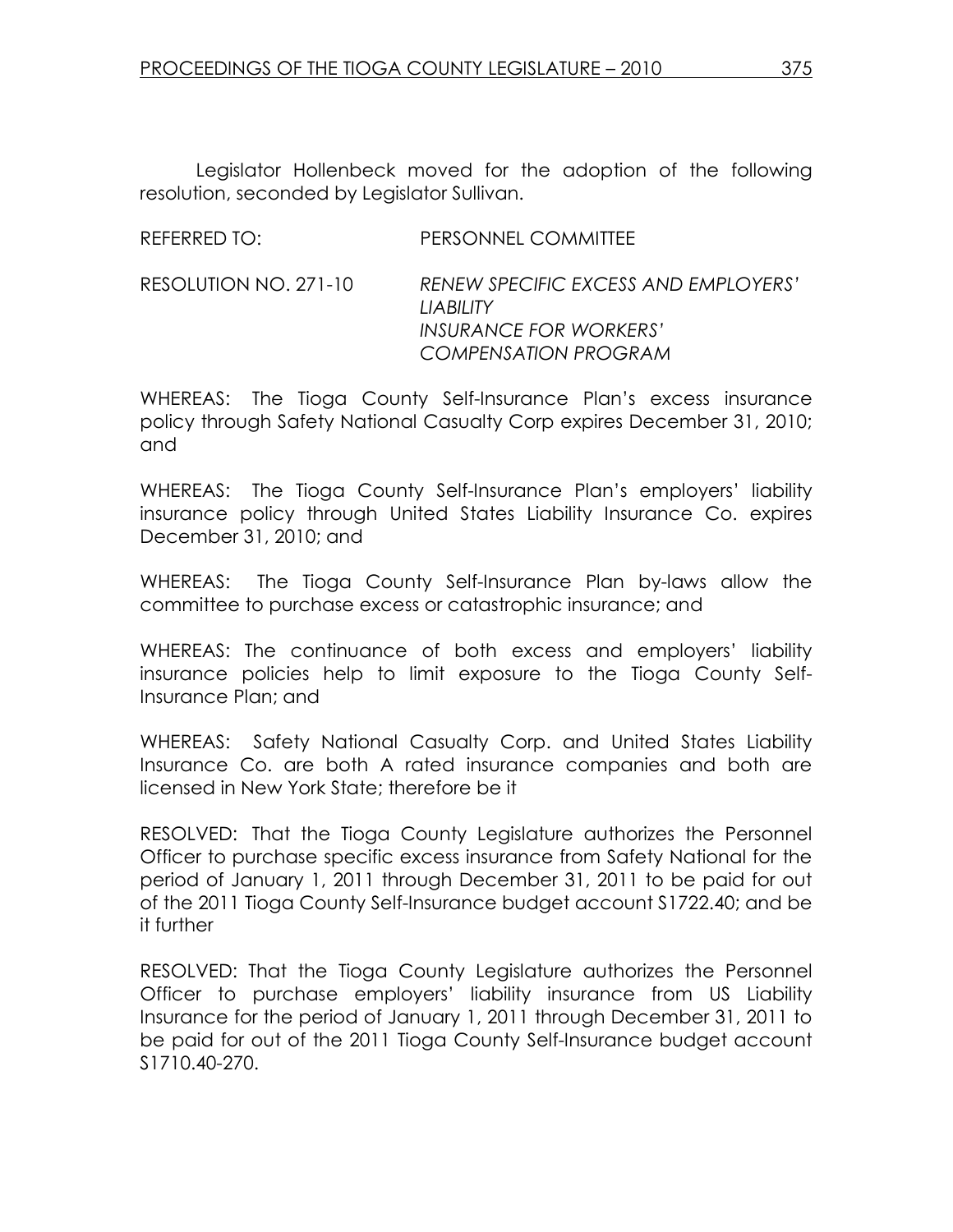Legislator Hollenbeck moved for the adoption of the following resolution, seconded by Legislator Sullivan.

REFERRED TO: PERSONNEL COMMITTEE

RESOLUTION NO. 271-10 *RENEW SPECIFIC EXCESS AND EMPLOYERS' LIABILITY INSURANCE FOR WORKERS' COMPENSATION PROGRAM*

WHEREAS: The Tioga County Self-Insurance Plan's excess insurance policy through Safety National Casualty Corp expires December 31, 2010; and

WHEREAS: The Tioga County Self-Insurance Plan's employers' liability insurance policy through United States Liability Insurance Co. expires December 31, 2010; and

WHEREAS: The Tioga County Self-Insurance Plan by-laws allow the committee to purchase excess or catastrophic insurance; and

WHEREAS: The continuance of both excess and employers' liability insurance policies help to limit exposure to the Tioga County Self-Insurance Plan; and

WHEREAS: Safety National Casualty Corp. and United States Liability Insurance Co. are both A rated insurance companies and both are licensed in New York State; therefore be it

RESOLVED: That the Tioga County Legislature authorizes the Personnel Officer to purchase specific excess insurance from Safety National for the period of January 1, 2011 through December 31, 2011 to be paid for out of the 2011 Tioga County Self-Insurance budget account S1722.40; and be it further

RESOLVED: That the Tioga County Legislature authorizes the Personnel Officer to purchase employers' liability insurance from US Liability Insurance for the period of January 1, 2011 through December 31, 2011 to be paid for out of the 2011 Tioga County Self-Insurance budget account S1710.40-270.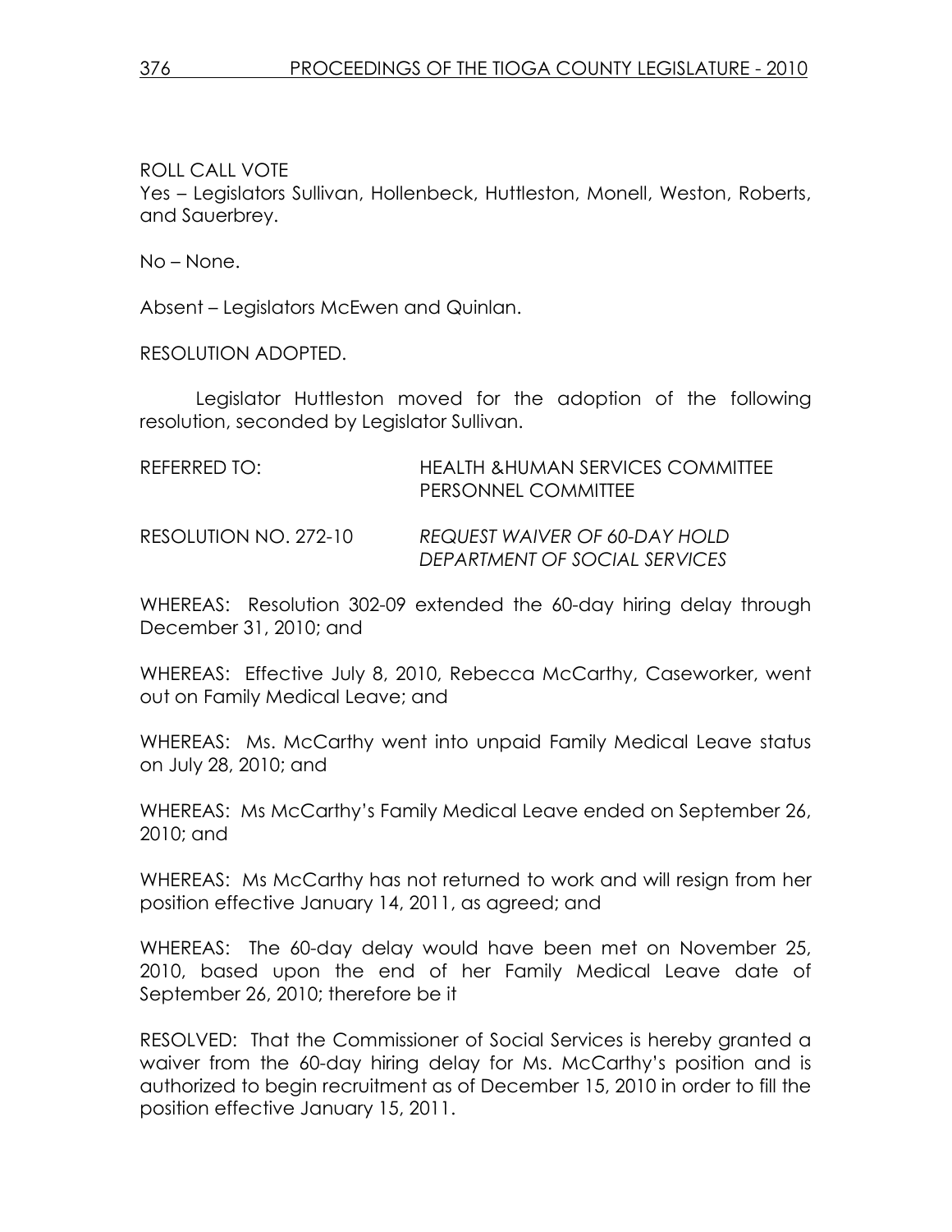ROLL CALL VOTE
Yes – Legislators Sullivan, Hollenbeck, Huttleston, Monell, Weston, Roberts, and Sauerbrey.

No – None.

Absent – Legislators McEwen and Quinlan.

RESOLUTION ADOPTED.

Legislator Huttleston moved for the adoption of the following resolution, seconded by Legislator Sullivan.

REFERRED TO: HEALTH &HUMAN SERVICES COMMITTEE
PERSONNEL COMMITTEE

RESOLUTION NO. 272-10 *REQUEST WAIVER OF 60-DAY HOLD DEPARTMENT OF SOCIAL SERVICES*

WHEREAS: Resolution 302-09 extended the 60-day hiring delay through December 31, 2010; and

WHEREAS: Effective July 8, 2010, Rebecca McCarthy, Caseworker, went out on Family Medical Leave; and

WHEREAS: Ms. McCarthy went into unpaid Family Medical Leave status on July 28, 2010; and

WHEREAS: Ms McCarthy's Family Medical Leave ended on September 26, 2010; and

WHEREAS: Ms McCarthy has not returned to work and will resign from her position effective January 14, 2011, as agreed; and

WHEREAS: The 60-day delay would have been met on November 25, 2010, based upon the end of her Family Medical Leave date of September 26, 2010; therefore be it

RESOLVED: That the Commissioner of Social Services is hereby granted a waiver from the 60-day hiring delay for Ms. McCarthy's position and is authorized to begin recruitment as of December 15, 2010 in order to fill the position effective January 15, 2011.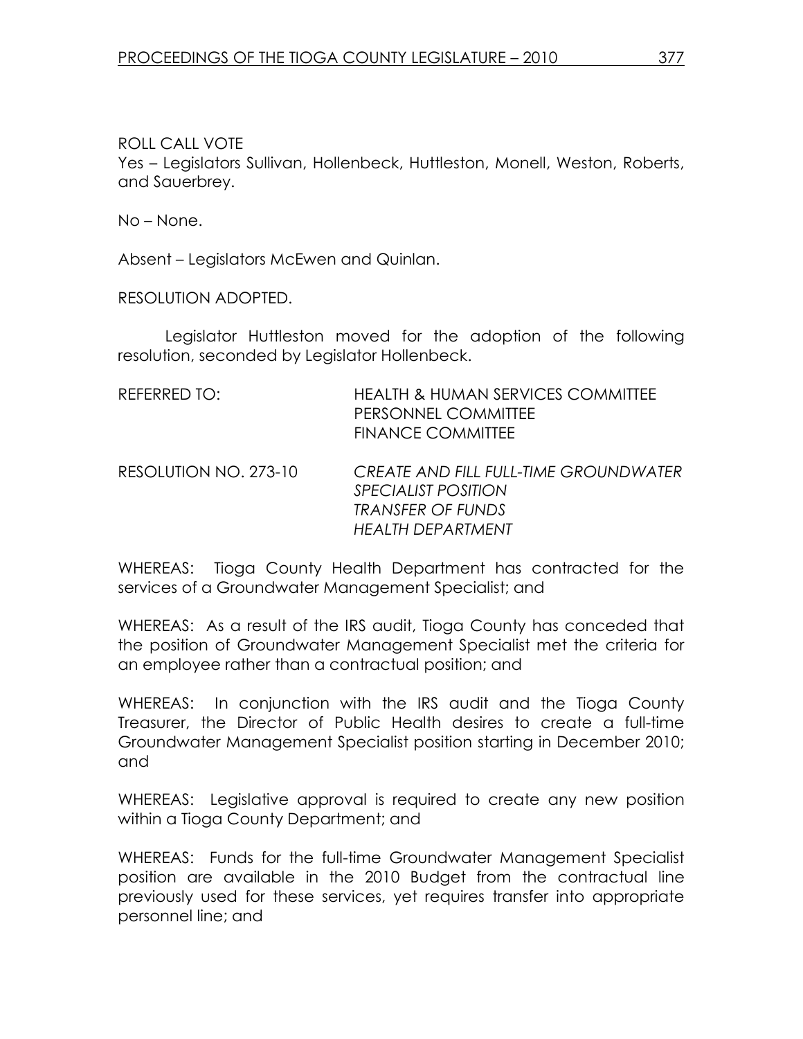ROLL CALL VOTE
Yes – Legislators Sullivan, Hollenbeck, Huttleston, Monell, Weston, Roberts, and Sauerbrey.

No – None.

Absent – Legislators McEwen and Quinlan.

RESOLUTION ADOPTED.

Legislator Huttleston moved for the adoption of the following resolution, seconded by Legislator Hollenbeck.

REFERRED TO: HEALTH & HUMAN SERVICES COMMITTEE
PERSONNEL COMMITTEE
FINANCE COMMITTEE

RESOLUTION NO. 273-10 *CREATE AND FILL FULL-TIME GROUNDWATER SPECIALIST POSITION*
*TRANSFER OF FUNDS*
*HEALTH DEPARTMENT*

WHEREAS: Tioga County Health Department has contracted for the services of a Groundwater Management Specialist; and

WHEREAS: As a result of the IRS audit, Tioga County has conceded that the position of Groundwater Management Specialist met the criteria for an employee rather than a contractual position; and

WHEREAS: In conjunction with the IRS audit and the Tioga County Treasurer, the Director of Public Health desires to create a full-time Groundwater Management Specialist position starting in December 2010; and

WHEREAS: Legislative approval is required to create any new position within a Tioga County Department; and

WHEREAS: Funds for the full-time Groundwater Management Specialist position are available in the 2010 Budget from the contractual line previously used for these services, yet requires transfer into appropriate personnel line; and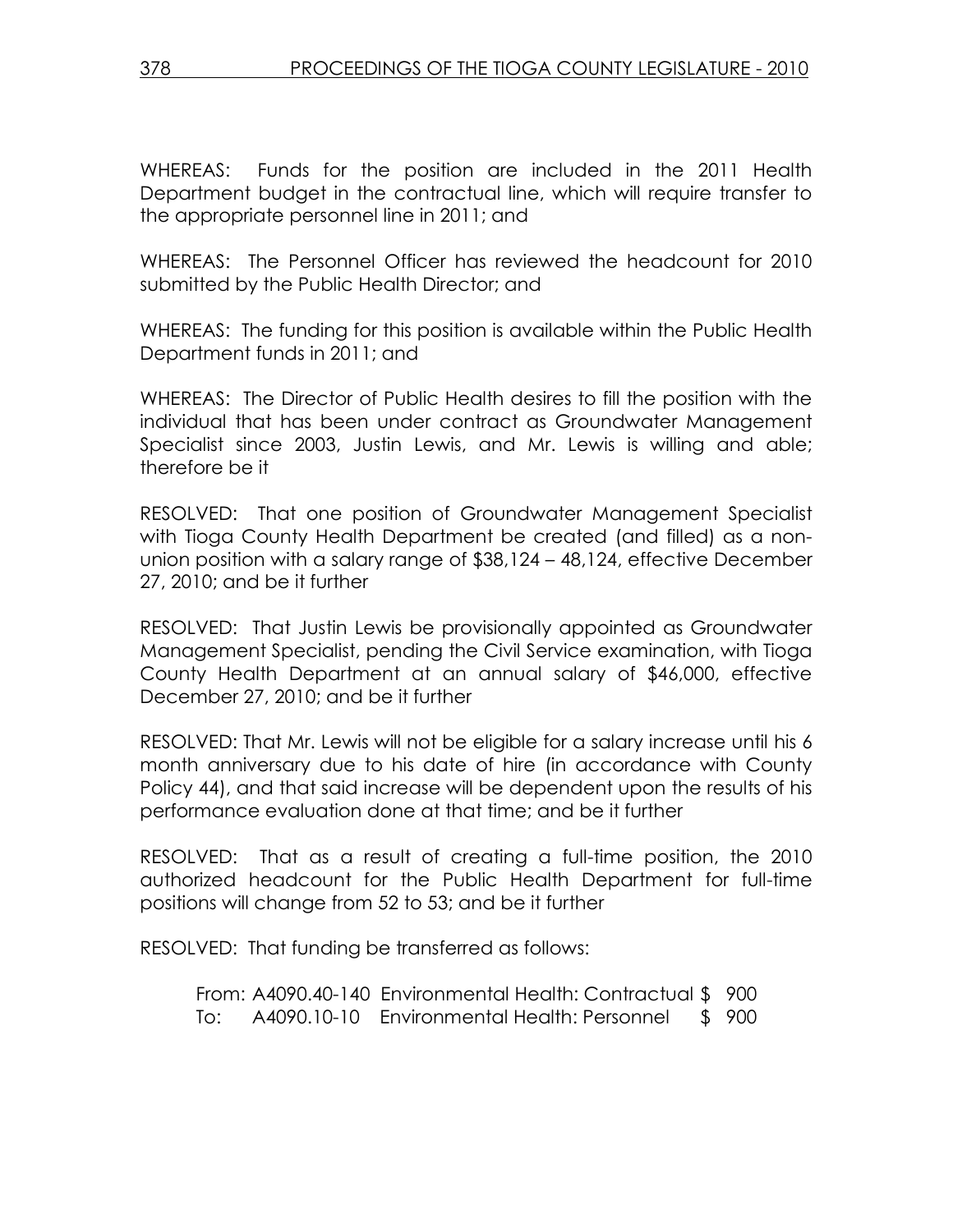WHEREAS: Funds for the position are included in the 2011 Health Department budget in the contractual line, which will require transfer to the appropriate personnel line in 2011; and

WHEREAS: The Personnel Officer has reviewed the headcount for 2010 submitted by the Public Health Director; and

WHEREAS: The funding for this position is available within the Public Health Department funds in 2011; and

WHEREAS: The Director of Public Health desires to fill the position with the individual that has been under contract as Groundwater Management Specialist since 2003, Justin Lewis, and Mr. Lewis is willing and able; therefore be it

RESOLVED: That one position of Groundwater Management Specialist with Tioga County Health Department be created (and filled) as a non-union position with a salary range of $38,124 – 48,124, effective December 27, 2010; and be it further

RESOLVED: That Justin Lewis be provisionally appointed as Groundwater Management Specialist, pending the Civil Service examination, with Tioga County Health Department at an annual salary of $46,000, effective December 27, 2010; and be it further

RESOLVED: That Mr. Lewis will not be eligible for a salary increase until his 6 month anniversary due to his date of hire (in accordance with County Policy 44), and that said increase will be dependent upon the results of his performance evaluation done at that time; and be it further

RESOLVED: That as a result of creating a full-time position, the 2010 authorized headcount for the Public Health Department for full-time positions will change from 52 to 53; and be it further

RESOLVED: That funding be transferred as follows:

| | | | |
|---|---|---|---|
| From: | A4090.40-140 | Environmental Health: Contractual | $ 900 |
| To: | A4090.10-10 | Environmental Health: Personnel | $ 900 |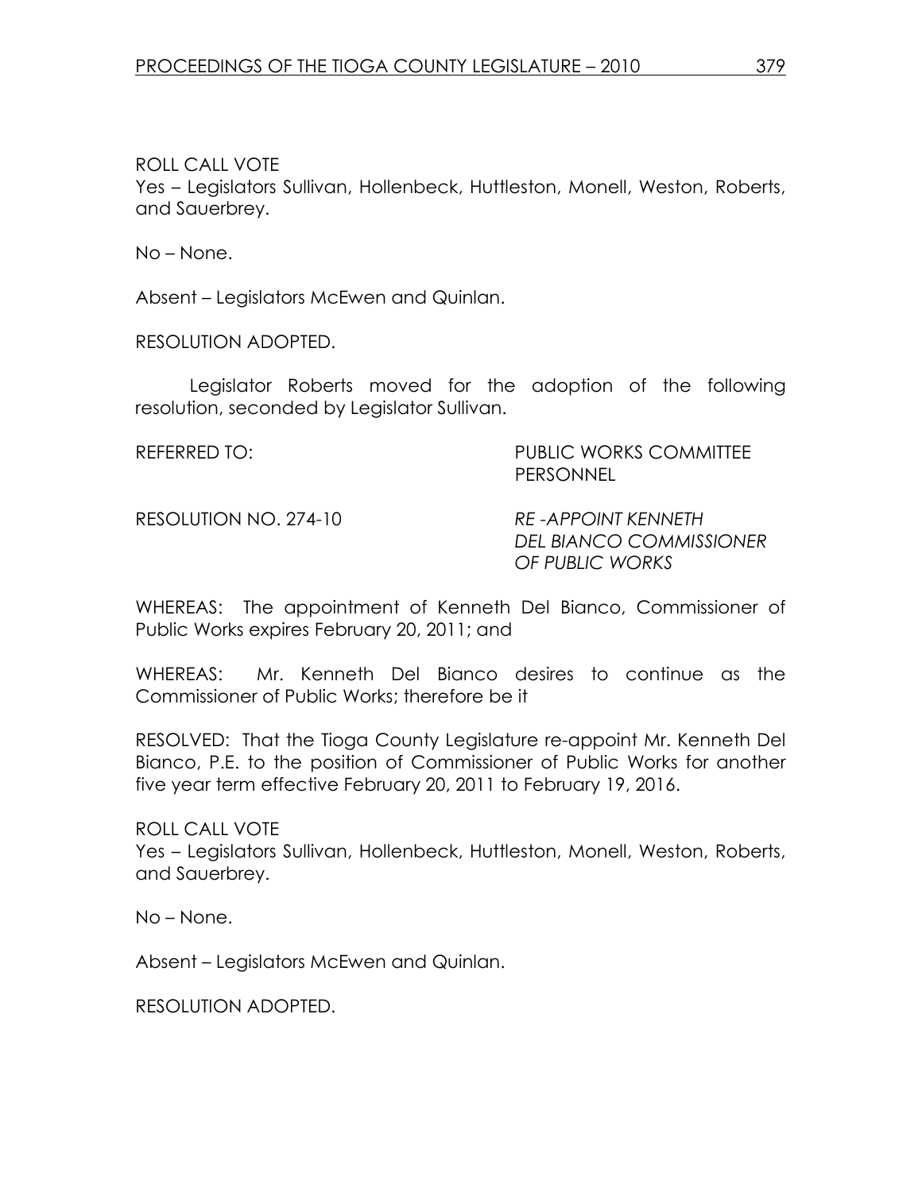ROLL CALL VOTE
Yes – Legislators Sullivan, Hollenbeck, Huttleston, Monell, Weston, Roberts, and Sauerbrey.

No – None.

Absent – Legislators McEwen and Quinlan.

RESOLUTION ADOPTED.

Legislator Roberts moved for the adoption of the following resolution, seconded by Legislator Sullivan.

REFERRED TO: PUBLIC WORKS COMMITTEE
PERSONNEL

RESOLUTION NO. 274-10 *RE -APPOINT KENNETH DEL BIANCO COMMISSIONER OF PUBLIC WORKS*

WHEREAS: The appointment of Kenneth Del Bianco, Commissioner of Public Works expires February 20, 2011; and

WHEREAS: Mr. Kenneth Del Bianco desires to continue as the Commissioner of Public Works; therefore be it

RESOLVED: That the Tioga County Legislature re-appoint Mr. Kenneth Del Bianco, P.E. to the position of Commissioner of Public Works for another five year term effective February 20, 2011 to February 19, 2016.

ROLL CALL VOTE
Yes – Legislators Sullivan, Hollenbeck, Huttleston, Monell, Weston, Roberts, and Sauerbrey.

No – None.

Absent – Legislators McEwen and Quinlan.

RESOLUTION ADOPTED.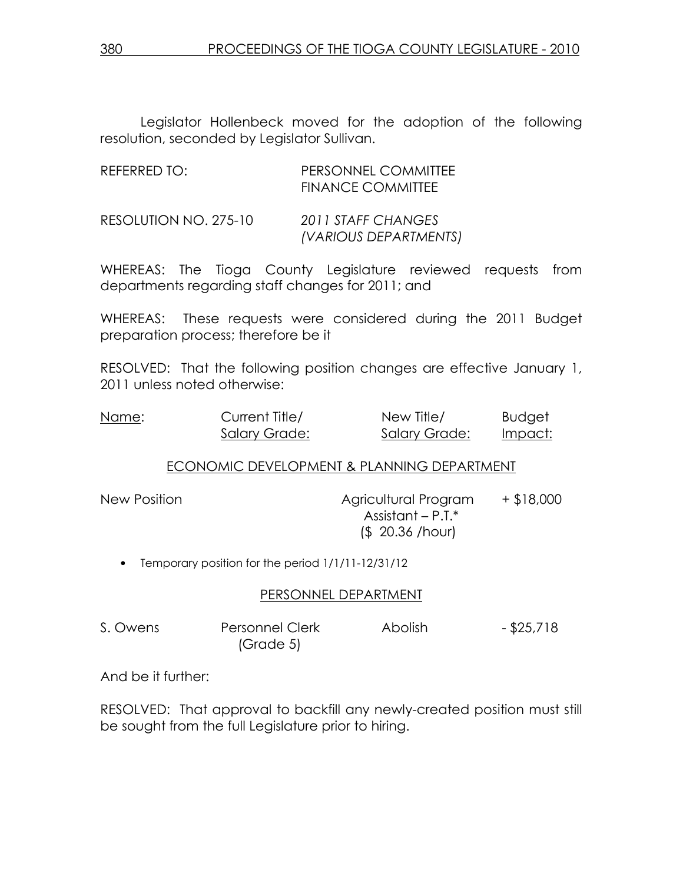Legislator Hollenbeck moved for the adoption of the following resolution, seconded by Legislator Sullivan.

REFERRED TO: PERSONNEL COMMITTEE
FINANCE COMMITTEE

RESOLUTION NO. 275-10 *2011 STAFF CHANGES (VARIOUS DEPARTMENTS)*

WHEREAS: The Tioga County Legislature reviewed requests from departments regarding staff changes for 2011; and

WHEREAS: These requests were considered during the 2011 Budget preparation process; therefore be it

RESOLVED: That the following position changes are effective January 1, 2011 unless noted otherwise:

| Name: | Current Title/ Salary Grade: | New Title/ Salary Grade: | Budget Impact: |
|---|---|---|---|
| **ECONOMIC DEVELOPMENT & PLANNING DEPARTMENT** | | | |
| New Position | | Agricultural Program Assistant – P.T.* ($ 20.36 /hour) | + $18,000 |
| **PERSONNEL DEPARTMENT** | | | |
| S. Owens | Personnel Clerk (Grade 5) | Abolish | - $25,718 |

- Temporary position for the period 1/1/11-12/31/12

And be it further:

RESOLVED: That approval to backfill any newly-created position must still be sought from the full Legislature prior to hiring.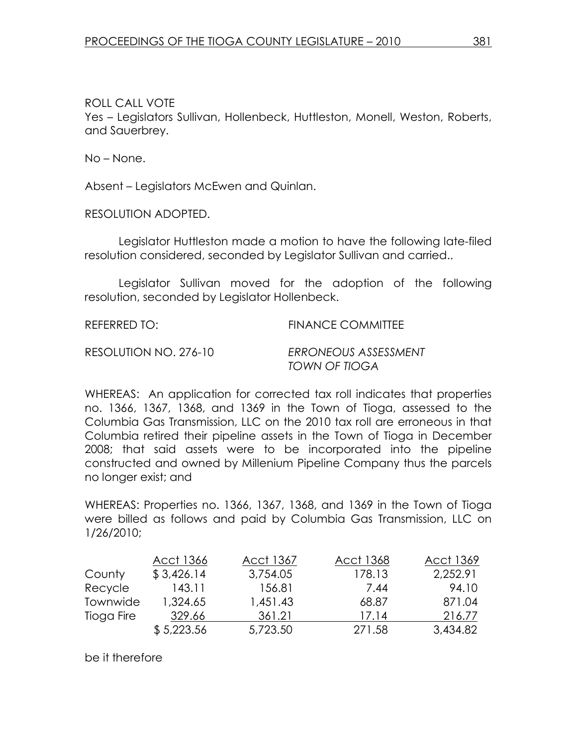ROLL CALL VOTE
Yes – Legislators Sullivan, Hollenbeck, Huttleston, Monell, Weston, Roberts, and Sauerbrey.

No – None.

Absent – Legislators McEwen and Quinlan.

RESOLUTION ADOPTED.

Legislator Huttleston made a motion to have the following late-filed resolution considered, seconded by Legislator Sullivan and carried..

Legislator Sullivan moved for the adoption of the following resolution, seconded by Legislator Hollenbeck.

REFERRED TO: FINANCE COMMITTEE

RESOLUTION NO. 276-10 *ERRONEOUS ASSESSMENT TOWN OF TIOGA*

WHEREAS: An application for corrected tax roll indicates that properties no. 1366, 1367, 1368, and 1369 in the Town of Tioga, assessed to the Columbia Gas Transmission, LLC on the 2010 tax roll are erroneous in that Columbia retired their pipeline assets in the Town of Tioga in December 2008; that said assets were to be incorporated into the pipeline constructed and owned by Millenium Pipeline Company thus the parcels no longer exist; and

WHEREAS: Properties no. 1366, 1367, 1368, and 1369 in the Town of Tioga were billed as follows and paid by Columbia Gas Transmission, LLC on 1/26/2010;

| | Acct 1366 | Acct 1367 | Acct 1368 | Acct 1369 |
|---|---|---|---|---|
| County | $ 3,426.14 | 3,754.05 | 178.13 | 2,252.91 |
| Recycle | 143.11 | 156.81 | 7.44 | 94.10 |
| Townwide | 1,324.65 | 1,451.43 | 68.87 | 871.04 |
| Tioga Fire | 329.66 | 361.21 | 17.14 | 216.77 |
| | $ 5,223.56 | 5,723.50 | 271.58 | 3,434.82 |

be it therefore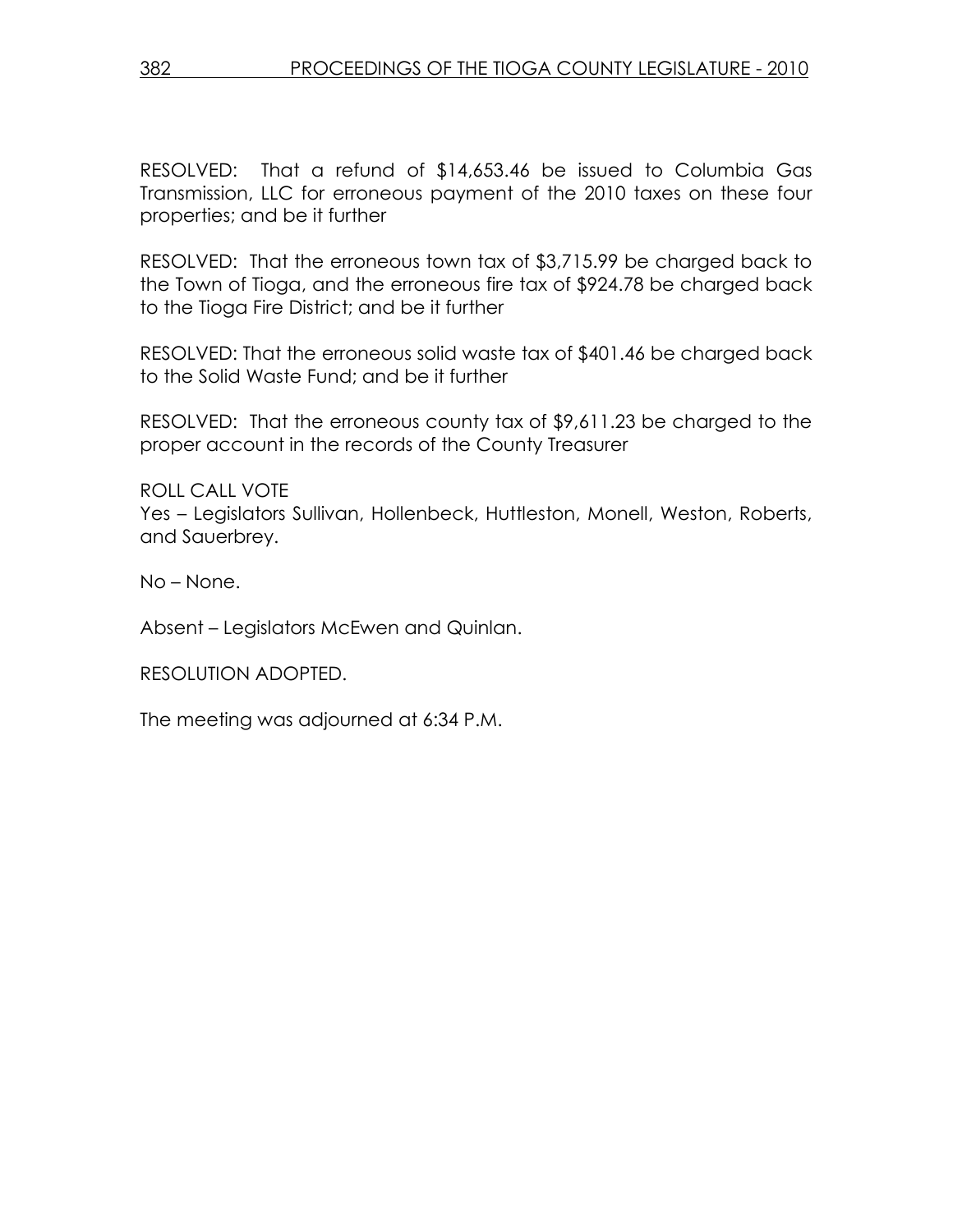RESOLVED: That a refund of $14,653.46 be issued to Columbia Gas Transmission, LLC for erroneous payment of the 2010 taxes on these four properties; and be it further

RESOLVED: That the erroneous town tax of $3,715.99 be charged back to the Town of Tioga, and the erroneous fire tax of $924.78 be charged back to the Tioga Fire District; and be it further

RESOLVED: That the erroneous solid waste tax of $401.46 be charged back to the Solid Waste Fund; and be it further

RESOLVED: That the erroneous county tax of $9,611.23 be charged to the proper account in the records of the County Treasurer

ROLL CALL VOTE
Yes – Legislators Sullivan, Hollenbeck, Huttleston, Monell, Weston, Roberts, and Sauerbrey.

No – None.

Absent – Legislators McEwen and Quinlan.

RESOLUTION ADOPTED.

The meeting was adjourned at 6:34 P.M.